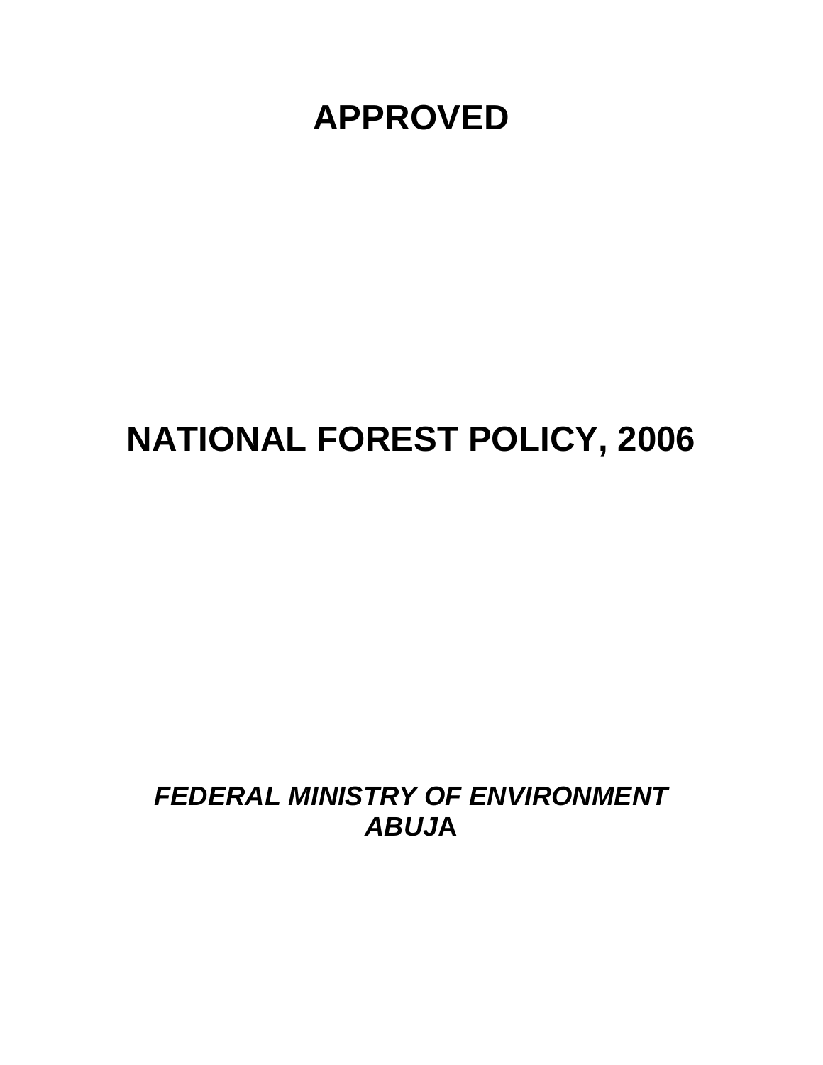# APPROVED

# NATIONAL FOREST POLICY, 2006

***FEDERAL MINISTRY OF ENVIRONMENT***
***ABUJA***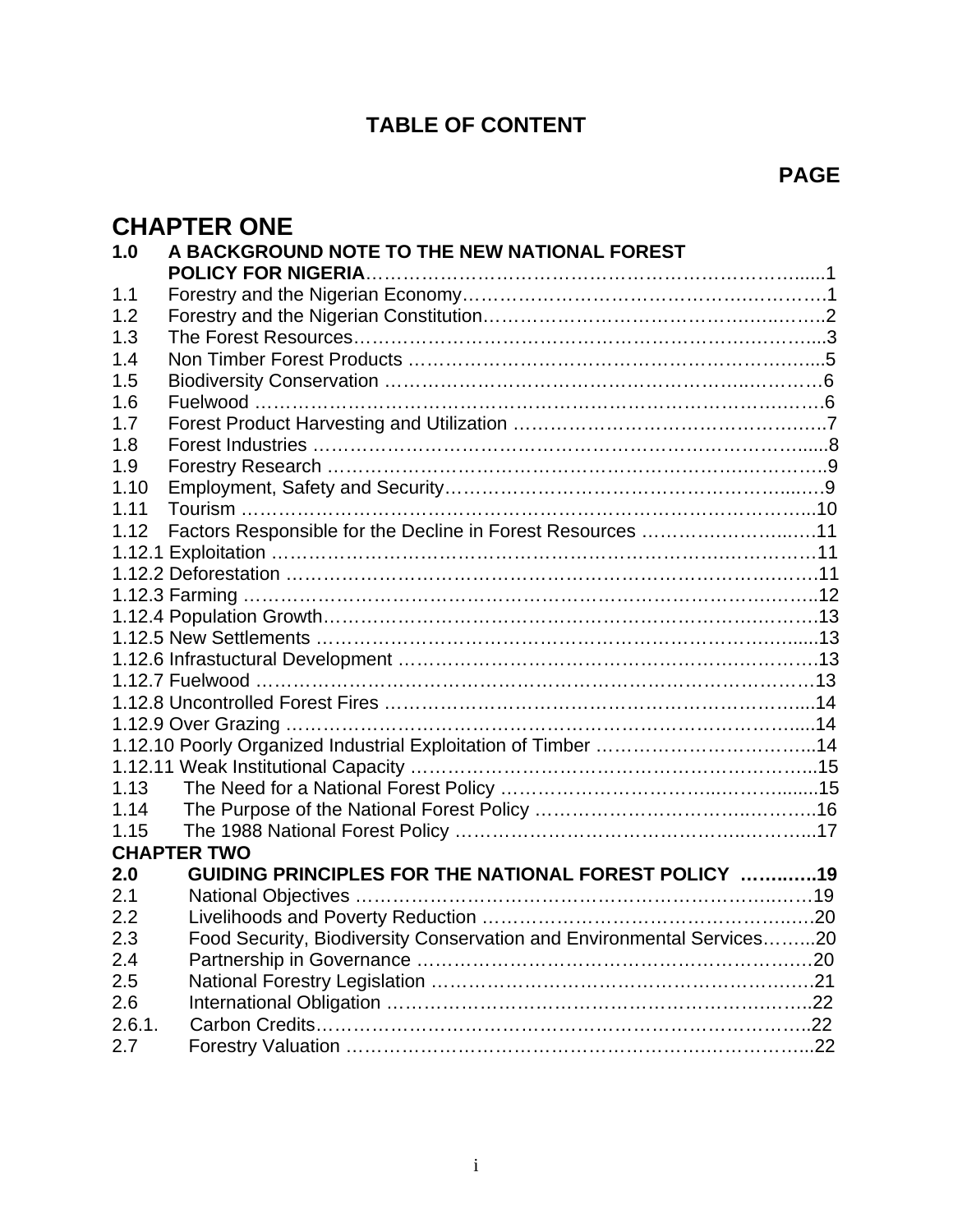# TABLE OF CONTENT

**PAGE**

## CHAPTER ONE

**1.0 A BACKGROUND NOTE TO THE NEW NATIONAL FOREST POLICY FOR NIGERIA**……………………………………………………………1

1.1 Forestry and the Nigerian Economy……………………………………………………1
1.2 Forestry and the Nigerian Constitution…………………………………………………2
1.3 The Forest Resources……………………………………………………………………3
1.4 Non Timber Forest Products ……………………………………………………………5
1.5 Biodiversity Conservation ………………………………………………………………6
1.6 Fuelwood …………………………………………………………………………………6
1.7 Forest Product Harvesting and Utilization ……………………………………………7
1.8 Forest Industries …………………………………………………………………………8
1.9 Forestry Research ………………………………………………………………………9
1.10 Employment, Safety and Security………………………………………………………9
1.11 Tourism ……………………………………………………………………………………10
1.12 Factors Responsible for the Decline in Forest Resources ……………………………11
1.12.1 Exploitation ………………………………………………………………………………11
1.12.2 Deforestation ……………………………………………………………………………11
1.12.3 Farming …………………………………………………………………………………12
1.12.4 Population Growth………………………………………………………………………13
1.12.5 New Settlements ………………………………………………………………………13
1.12.6 Infrastuctural Development ……………………………………………………………13
1.12.7 Fuelwood …………………………………………………………………………………13
1.12.8 Uncontrolled Forest Fires ………………………………………………………………14
1.12.9 Over Grazing ……………………………………………………………………………14
1.12.10 Poorly Organized Industrial Exploitation of Timber ……………………………………14
1.12.11 Weak Institutional Capacity ……………………………………………………………15
1.13 The Need for a National Forest Policy …………………………………………………15
1.14 The Purpose of the National Forest Policy ……………………………………………16
1.15 The 1988 National Forest Policy ………………………………………………………17

## CHAPTER TWO

**2.0 GUIDING PRINCIPLES FOR THE NATIONAL FOREST POLICY ……..…….19**

2.1 National Objectives ……………………………………………………………………19
2.2 Livelihoods and Poverty Reduction ……………………………………………………20
2.3 Food Security, Biodiversity Conservation and Environmental Services……...20
2.4 Partnership in Governance ……………………………………………………………20
2.5 National Forestry Legislation …………………………………………………………21
2.6 International Obligation ………………………………………………………………22
2.6.1. Carbon Credits……………………………………………………………………………22
2.7 Forestry Valuation ………………………………………………………………………22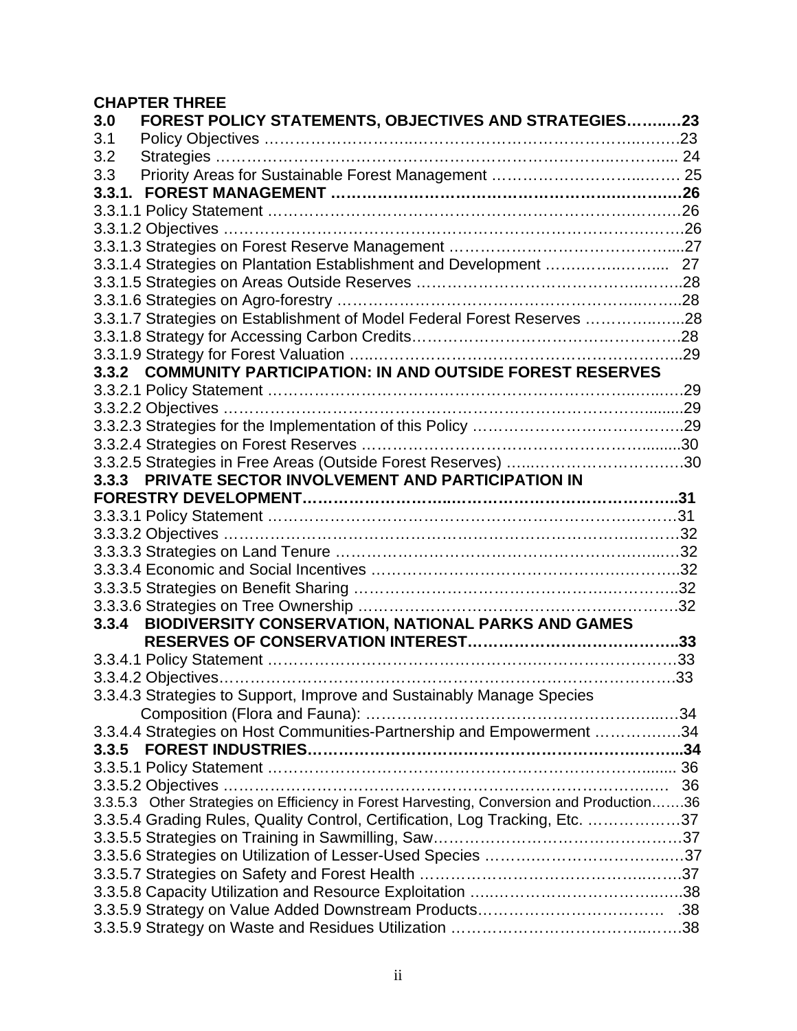**CHAPTER THREE**

**3.0 FOREST POLICY STATEMENTS, OBJECTIVES AND STRATEGIES……..…23**

3.1 Policy Objectives ………………………..……………………………………..…….23

3.2 Strategies ………………………………………………………………….……….... 24

3.3 Priority Areas for Sustainable Forest Management ……………….…………..……. 25

**3.3.1. FOREST MANAGEMENT …………………………………………….……….…26**

3.3.1.1 Policy Statement ………………………………………………………………….…26

3.3.1.2 Objectives ………………………………………………………………………….26

3.3.1.3 Strategies on Forest Reserve Management ………………………………………....27

3.3.1.4 Strategies on Plantation Establishment and Development …………….……..... 27

3.3.1.5 Strategies on Areas Outside Reserves ……………………………………….……..28

3.3.1.6 Strategies on Agro-forestry ……………………………………………….…..……..28

3.3.1.7 Strategies on Establishment of Model Federal Forest Reserves ……………..…....28

3.3.1.8 Strategy for Accessing Carbon Credits………………………………………………..28

3.3.1.9 Strategy for Forest Valuation …..………………………………………………….…..29

**3.3.2 COMMUNITY PARTICIPATION: IN AND OUTSIDE FOREST RESERVES**

3.3.2.1 Policy Statement ……………………………………………………………..……..…29

3.3.2.2 Objectives …………………………………………………………………………........29

3.3.2.3 Strategies for the Implementation of this Policy …………………………………….29

3.3.2.4 Strategies on Forest Reserves …………………………………………………........30

3.3.2.5 Strategies in Free Areas (Outside Forest Reserves) …….…………………….…30

**3.3.3 PRIVATE SECTOR INVOLVEMENT AND PARTICIPATION IN FORESTRY DEVELOPMENT……………………..…………………………………..31**

3.3.3.1 Policy Statement …………………………………………………………………….31

3.3.3.2 Objectives ………………………………………………………………………….32

3.3.3.3 Strategies on Land Tenure ………………………………………………………..….32

3.3.3.4 Economic and Social Incentives …………………………………………………..…..32

3.3.3.5 Strategies on Benefit Sharing ……………………………………………….………..32

3.3.3.6 Strategies on Tree Ownership ………………………………………………….……..32

**3.3.4 BIODIVERSITY CONSERVATION, NATIONAL PARKS AND GAMES RESERVES OF CONSERVATION INTEREST………………………………….33**

3.3.4.1 Policy Statement …………………………………………………………………….33

3.3.4.2 Objectives.……………………………………………………………………………..33

3.3.4.3 Strategies to Support, Improve and Sustainably Manage Species Composition (Flora and Fauna): ………………………………………………..…34

3.3.4.4 Strategies on Host Communities-Partnership and Empowerment ……………….34

**3.3.5 FOREST INDUSTRIES……………………………………………………………...34**

3.3.5.1 Policy Statement ……………………………………………………………........ 36

3.3.5.2 Objectives .………………………………………………………………………… 36

3.3.5.3 Other Strategies on Efficiency in Forest Harvesting, Conversion and Production…….36

3.3.5.4 Grading Rules, Quality Control, Certification, Log Tracking, Etc. ……………….37

3.3.5.5 Strategies on Training in Sawmilling, Saw…………………………………………37

3.3.5.6 Strategies on Utilization of Lesser-Used Species ……………………………….…37

3.3.5.7 Strategies on Safety and Forest Health …………………………………….….…37

3.3.5.8 Capacity Utilization and Resource Exploitation …..………………………….…..38

3.3.5.9 Strategy on Value Added Downstream Products…………………………… .38

3.3.5.9 Strategy on Waste and Residues Utilization ……………………………….…….38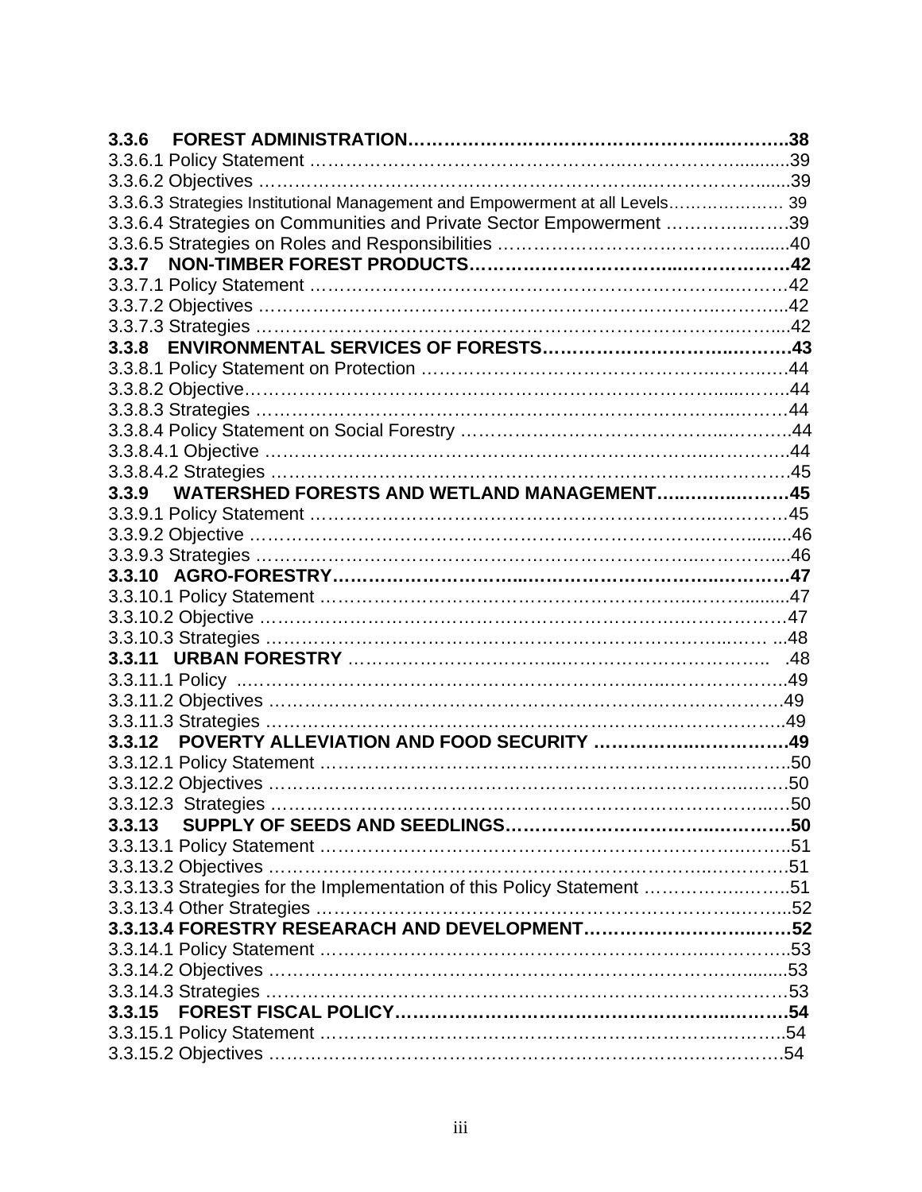**3.3.6 FOREST ADMINISTRATION……………………………………………………..38**
3.3.6.1 Policy Statement ……………………………………………………………….39
3.3.6.2 Objectives ……………………………………………………………………….39
3.3.6.3 Strategies Institutional Management and Empowerment at all Levels………………… 39
3.3.6.4 Strategies on Communities and Private Sector Empowerment ………………39
3.3.6.5 Strategies on Roles and Responsibilities ………………………………………40
**3.3.7 NON-TIMBER FOREST PRODUCTS………………………………………………42**
3.3.7.1 Policy Statement ……………………………………………………………….42
3.3.7.2 Objectives ……………………………………………………………………….42
3.3.7.3 Strategies ……………………………………………………………………….42
**3.3.8 ENVIRONMENTAL SERVICES OF FORESTS……………………………………43**
3.3.8.1 Policy Statement on Protection …………………………………………………44
3.3.8.2 Objective………………………………………………………………………….44
3.3.8.3 Strategies ……………………………………………………………………….44
3.3.8.4 Policy Statement on Social Forestry ……………………………………………44
3.3.8.4.1 Objective ………………………………………………………………………44
3.3.8.4.2 Strategies ………………………………………………………………………45
**3.3.9 WATERSHED FORESTS AND WETLAND MANAGEMENT…………………45**
3.3.9.1 Policy Statement ……………………………………………………………….45
3.3.9.2 Objective ………………………………………………………………………….46
3.3.9.3 Strategies ……………………………………………………………………….46
**3.3.10 AGRO-FORESTRY………………………………………………………………47**
3.3.10.1 Policy Statement ……………………………………………………………….47
3.3.10.2 Objective ……………………………………………………………………….47
3.3.10.3 Strategies ………………………………………………………………… ...48
**3.3.11 URBAN FORESTRY** …………………………………………………………... .48
3.3.11.1 Policy ………………………………………………………………………….49
3.3.11.2 Objectives ………………………………………………………………………49
3.3.11.3 Strategies ………………………………………………………………………49
**3.3.12 POVERTY ALLEVIATION AND FOOD SECURITY ……………………………49**
3.3.12.1 Policy Statement ……………………………………………………………….50
3.3.12.2 Objectives ………………………………………………………………………50
3.3.12.3 Strategies ………………………………………………………………………50
**3.3.13 SUPPLY OF SEEDS AND SEEDLINGS…………………………………………50**
3.3.13.1 Policy Statement ……………………………………………………………….51
3.3.13.2 Objectives ………………………………………………………………………51
3.3.13.3 Strategies for the Implementation of this Policy Statement ………………….51
3.3.13.4 Other Strategies ………………………………………………………………52
**3.3.13.4 FORESTRY RESEARACH AND DEVELOPMENT………………………………52**
3.3.14.1 Policy Statement ……………………………………………………………….53
3.3.14.2 Objectives ………………………………………………………………………53
3.3.14.3 Strategies ………………………………………………………………………53
**3.3.15 FOREST FISCAL POLICY………………………………………………………54**
3.3.15.1 Policy Statement ……………………………………………………………….54
3.3.15.2 Objectives ………………………………………………………………………54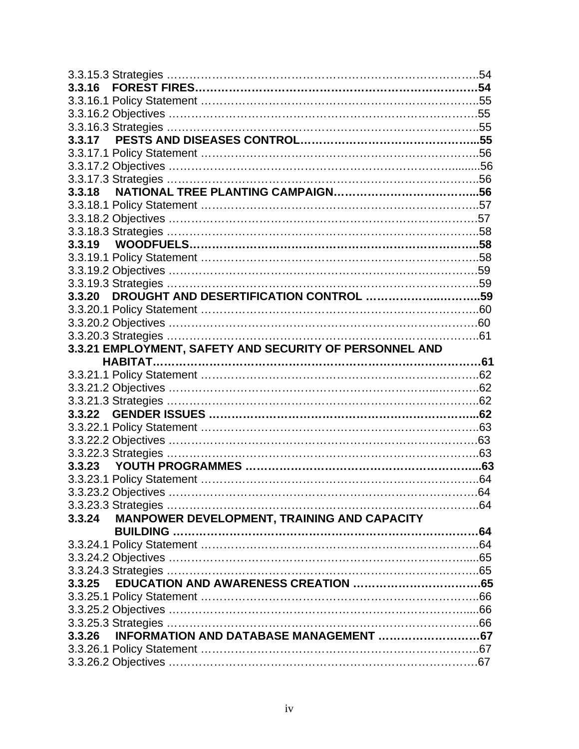3.3.15.3 Strategies …………………………………………………………………………..54
**3.3.16 FOREST FIRES………………………………………………………………54**
3.3.16.1 Policy Statement …………………………………………………………………..55
3.3.16.2 Objectives …………………………………………………………………………55
3.3.16.3 Strategies …………………………………………………………………………..55
**3.3.17 PESTS AND DISEASES CONTROL……………………………………...55**
3.3.17.1 Policy Statement …………………………………………………………………..56
3.3.17.2 Objectives …………………………………………………………………….......56
3.3.17.3 Strategies …………………………………………………………………………..56
**3.3.18 NATIONAL TREE PLANTING CAMPAIGN………………………………...56**
3.3.18.1 Policy Statement …………………………………………………………………..57
3.3.18.2 Objectives …………………………………………………………………………57
3.3.18.3 Strategies …………………………………………………………………………..58
**3.3.19 WOODFUELS………………………………………………………………….58**
3.3.19.1 Policy Statement …………………………………………………………………..58
3.3.19.2 Objectives …………………………………………………………………………59
3.3.19.3 Strategies …………………………………………………………………………..59
**3.3.20 DROUGHT AND DESERTIFICATION CONTROL …………………..……..59**
3.3.20.1 Policy Statement …………………………………………………………………..60
3.3.20.2 Objectives …………………………………………………………………………60
3.3.20.3 Strategies …………………………………………………………………………..61
**3.3.21 EMPLOYMENT, SAFETY AND SECURITY OF PERSONNEL AND HABITAT…………………………………………………………………………61**
3.3.21.1 Policy Statement …………………………………………………………………..62
3.3.21.2 Objectives …………………………………………………………………...……..62
3.3.21.3 Strategies …………………………………………………………………………..62
**3.3.22 GENDER ISSUES ……………………………………………………………...62**
3.3.22.1 Policy Statement …………………………………………………………………..63
3.3.22.2 Objectives …………………………………………………………………………63
3.3.22.3 Strategies …………………………………………………………………………..63
**3.3.23 YOUTH PROGRAMMES ……………………………………………………...63**
3.3.23.1 Policy Statement …………………………………………………………………..64
3.3.23.2 Objectives …………………………………………………………………………64
3.3.23.3 Strategies …………………………………………………………………………..64
**3.3.24 MANPOWER DEVELOPMENT, TRAINING AND CAPACITY BUILDING ……………………………………………………………………64**
3.3.24.1 Policy Statement …………………………………………………………………..64
3.3.24.2 Objectives ……………………………………………………………………….....65
3.3.24.3 Strategies …………………………………………………………………………..65
**3.3.25 EDUCATION AND AWARENESS CREATION ……………………………65**
3.3.25.1 Policy Statement …………………………………………………………………..66
3.3.25.2 Objectives ……………………………………………………………………….....66
3.3.25.3 Strategies …………………………………………………………………………..66
**3.3.26 INFORMATION AND DATABASE MANAGEMENT ………………………67**
3.3.26.1 Policy Statement …………………………………………………………………..67
3.3.26.2 Objectives …………………………………………………………………………67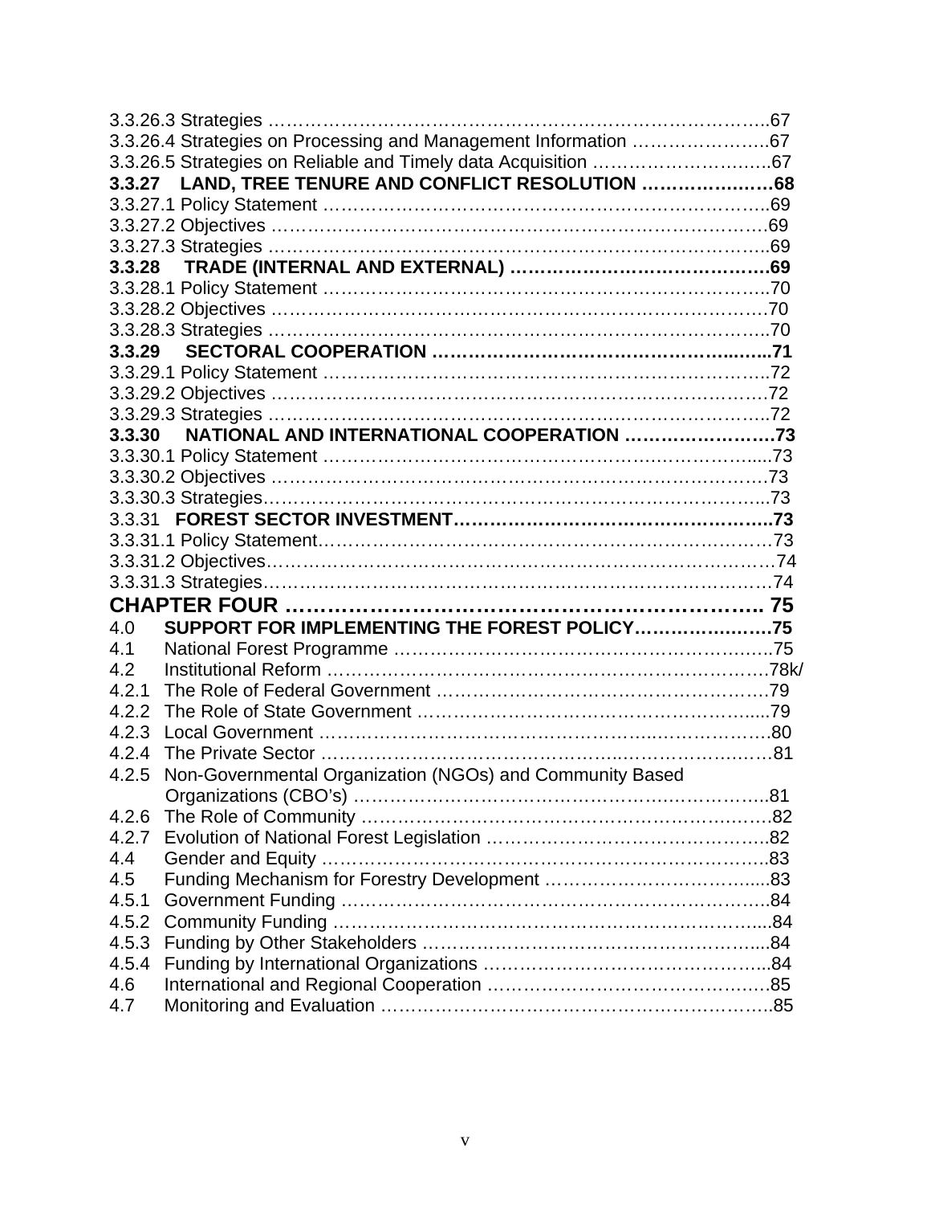3.3.26.3 Strategies ………………………………………………………………………..67
3.3.26.4 Strategies on Processing and Management Information …………………..67
3.3.26.5 Strategies on Reliable and Timely data Acquisition ………………………..67
**3.3.27 LAND, TREE TENURE AND CONFLICT RESOLUTION …………….……68**
3.3.27.1 Policy Statement ……………………………………………………………..69
3.3.27.2 Objectives …………………………………………………………………….69
3.3.27.3 Strategies ……………………………………………………………………..69
**3.3.28 TRADE (INTERNAL AND EXTERNAL) ……………………………………69**
3.3.28.1 Policy Statement ……………………………………………………………..70
3.3.28.2 Objectives …………………………………………………………………….70
3.3.28.3 Strategies ……………………………………………………………………..70
**3.3.29 SECTORAL COOPERATION …………………………………………......71**
3.3.29.1 Policy Statement ……………………………………………………………..72
3.3.29.2 Objectives …………………………………………………………………….72
3.3.29.3 Strategies ……………………………………………………………………..72
**3.3.30 NATIONAL AND INTERNATIONAL COOPERATION ……………………73**
3.3.30.1 Policy Statement …………………………………………………………......73
3.3.30.2 Objectives …………………………………………………………………….73
3.3.30.3 Strategies……………………………………………………………………...73
3.3.31 **FOREST SECTOR INVESTMENT……………………………………………..73**
3.3.31.1 Policy Statement………………………………………………………………73
3.3.31.2 Objectives………………………………………………………………………74
3.3.31.3 Strategies………………………………………………………………………74

**CHAPTER FOUR ………………………………………………………….. 75**

4.0 **SUPPORT FOR IMPLEMENTING THE FOREST POLICY…………………75**
4.1 National Forest Programme ……………………………………………………….75
4.2 Institutional Reform ………………………………………………………………….78k/
4.2.1 The Role of Federal Government ………………………………………………79
4.2.2 The Role of State Government ……………………………………………….....79
4.2.3 Local Government ………………………………………………………………….80
4.2.4 The Private Sector ………………………………………………………………….81
4.2.5 Non-Governmental Organization (NGOs) and Community Based Organizations (CBO's) ……………………………………………………………..81
4.2.6 The Role of Community ……………………………………………………………82
4.2.7 Evolution of National Forest Legislation ………………………………………..82
4.4 Gender and Equity ……………………………………………………………………83
4.5 Funding Mechanism for Forestry Development …………………………….......83
4.5.1 Government Funding ………………………………………………………………84
4.5.2 Community Funding ……………………………………………………………......84
4.5.3 Funding by Other Stakeholders ………………………………………………......84
4.5.4 Funding by International Organizations ……………………………………….....84
4.6 International and Regional Cooperation ………………………………………….85
4.7 Monitoring and Evaluation ……………………………………………………….…85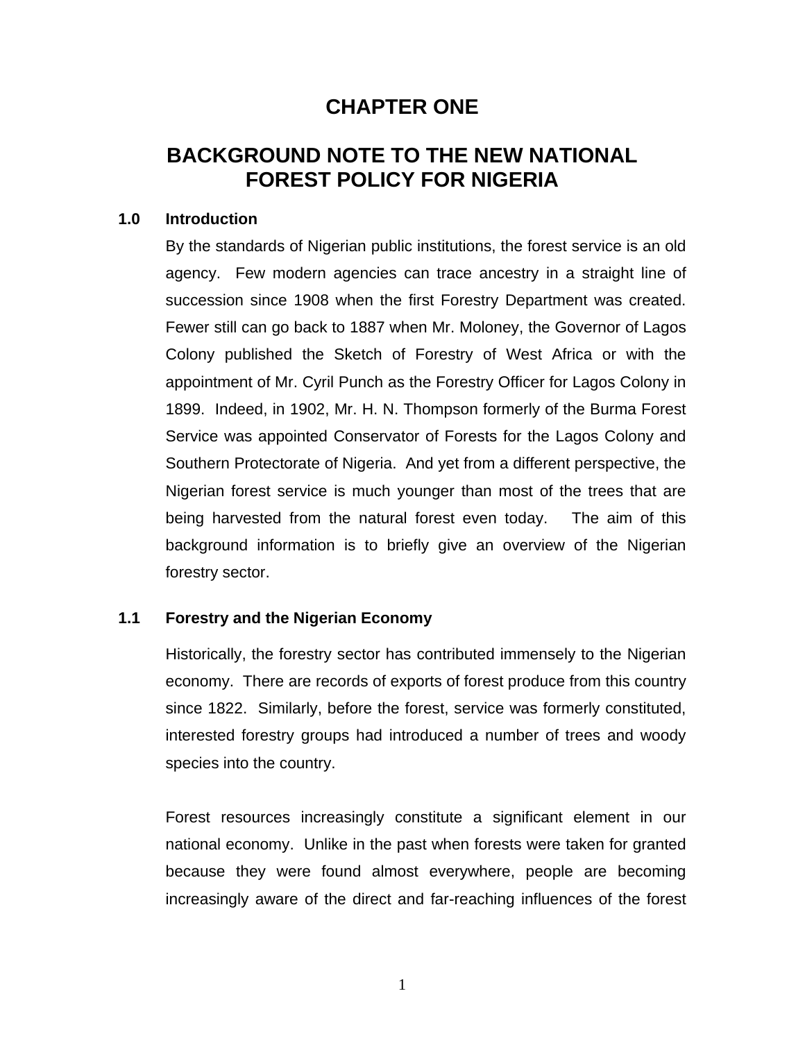# CHAPTER ONE

# BACKGROUND NOTE TO THE NEW NATIONAL FOREST POLICY FOR NIGERIA

## 1.0 Introduction

By the standards of Nigerian public institutions, the forest service is an old agency. Few modern agencies can trace ancestry in a straight line of succession since 1908 when the first Forestry Department was created. Fewer still can go back to 1887 when Mr. Moloney, the Governor of Lagos Colony published the Sketch of Forestry of West Africa or with the appointment of Mr. Cyril Punch as the Forestry Officer for Lagos Colony in 1899. Indeed, in 1902, Mr. H. N. Thompson formerly of the Burma Forest Service was appointed Conservator of Forests for the Lagos Colony and Southern Protectorate of Nigeria. And yet from a different perspective, the Nigerian forest service is much younger than most of the trees that are being harvested from the natural forest even today. The aim of this background information is to briefly give an overview of the Nigerian forestry sector.

## 1.1 Forestry and the Nigerian Economy

Historically, the forestry sector has contributed immensely to the Nigerian economy. There are records of exports of forest produce from this country since 1822. Similarly, before the forest, service was formerly constituted, interested forestry groups had introduced a number of trees and woody species into the country.

Forest resources increasingly constitute a significant element in our national economy. Unlike in the past when forests were taken for granted because they were found almost everywhere, people are becoming increasingly aware of the direct and far-reaching influences of the forest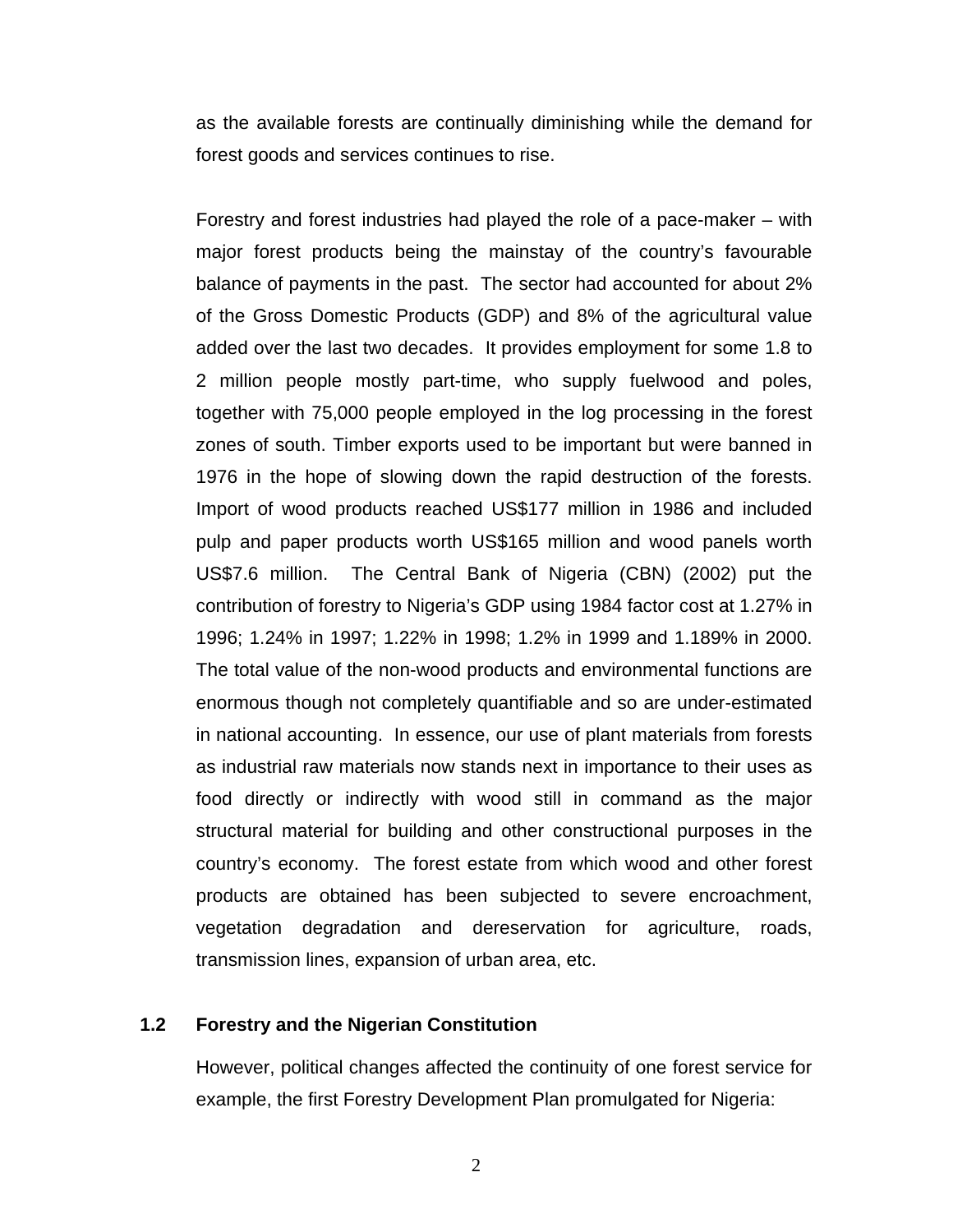as the available forests are continually diminishing while the demand for forest goods and services continues to rise.

Forestry and forest industries had played the role of a pace-maker – with major forest products being the mainstay of the country's favourable balance of payments in the past. The sector had accounted for about 2% of the Gross Domestic Products (GDP) and 8% of the agricultural value added over the last two decades. It provides employment for some 1.8 to 2 million people mostly part-time, who supply fuelwood and poles, together with 75,000 people employed in the log processing in the forest zones of south. Timber exports used to be important but were banned in 1976 in the hope of slowing down the rapid destruction of the forests. Import of wood products reached US$177 million in 1986 and included pulp and paper products worth US$165 million and wood panels worth US$7.6 million. The Central Bank of Nigeria (CBN) (2002) put the contribution of forestry to Nigeria's GDP using 1984 factor cost at 1.27% in 1996; 1.24% in 1997; 1.22% in 1998; 1.2% in 1999 and 1.189% in 2000. The total value of the non-wood products and environmental functions are enormous though not completely quantifiable and so are under-estimated in national accounting. In essence, our use of plant materials from forests as industrial raw materials now stands next in importance to their uses as food directly or indirectly with wood still in command as the major structural material for building and other constructional purposes in the country's economy. The forest estate from which wood and other forest products are obtained has been subjected to severe encroachment, vegetation degradation and dereservation for agriculture, roads, transmission lines, expansion of urban area, etc.

### 1.2 Forestry and the Nigerian Constitution

However, political changes affected the continuity of one forest service for example, the first Forestry Development Plan promulgated for Nigeria: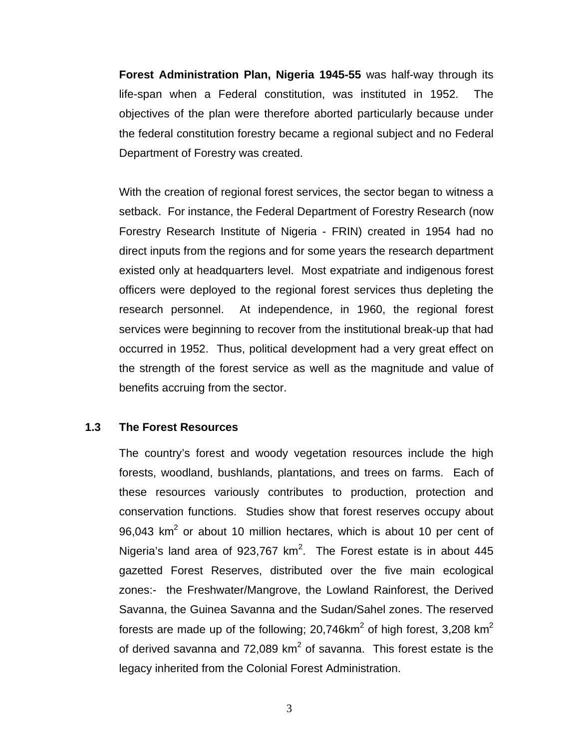**Forest Administration Plan, Nigeria 1945-55** was half-way through its life-span when a Federal constitution, was instituted in 1952. The objectives of the plan were therefore aborted particularly because under the federal constitution forestry became a regional subject and no Federal Department of Forestry was created.

With the creation of regional forest services, the sector began to witness a setback. For instance, the Federal Department of Forestry Research (now Forestry Research Institute of Nigeria - FRIN) created in 1954 had no direct inputs from the regions and for some years the research department existed only at headquarters level. Most expatriate and indigenous forest officers were deployed to the regional forest services thus depleting the research personnel. At independence, in 1960, the regional forest services were beginning to recover from the institutional break-up that had occurred in 1952. Thus, political development had a very great effect on the strength of the forest service as well as the magnitude and value of benefits accruing from the sector.

### 1.3 The Forest Resources

The country's forest and woody vegetation resources include the high forests, woodland, bushlands, plantations, and trees on farms. Each of these resources variously contributes to production, protection and conservation functions. Studies show that forest reserves occupy about 96,043 $km^2$ or about 10 million hectares, which is about 10 per cent of Nigeria's land area of 923,767 $km^2$. The Forest estate is in about 445 gazetted Forest Reserves, distributed over the five main ecological zones:- the Freshwater/Mangrove, the Lowland Rainforest, the Derived Savanna, the Guinea Savanna and the Sudan/Sahel zones. The reserved forests are made up of the following; 20,746$km^2$ of high forest, 3,208 $km^2$ of derived savanna and 72,089 $km^2$ of savanna. This forest estate is the legacy inherited from the Colonial Forest Administration.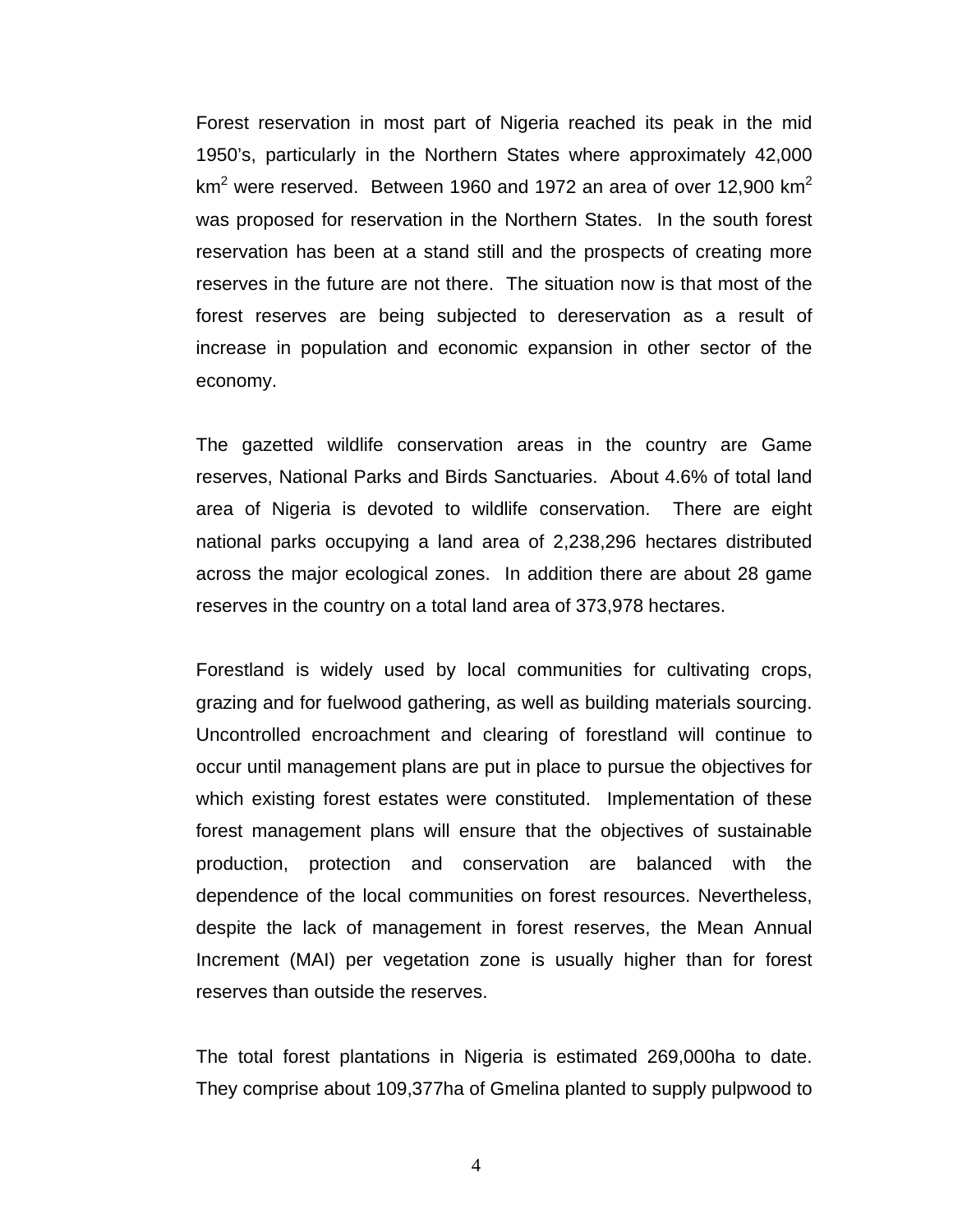Forest reservation in most part of Nigeria reached its peak in the mid 1950's, particularly in the Northern States where approximately 42,000 $km^2$ were reserved. Between 1960 and 1972 an area of over 12,900 $km^2$ was proposed for reservation in the Northern States. In the south forest reservation has been at a stand still and the prospects of creating more reserves in the future are not there. The situation now is that most of the forest reserves are being subjected to dereservation as a result of increase in population and economic expansion in other sector of the economy.

The gazetted wildlife conservation areas in the country are Game reserves, National Parks and Birds Sanctuaries. About 4.6% of total land area of Nigeria is devoted to wildlife conservation. There are eight national parks occupying a land area of 2,238,296 hectares distributed across the major ecological zones. In addition there are about 28 game reserves in the country on a total land area of 373,978 hectares.

Forestland is widely used by local communities for cultivating crops, grazing and for fuelwood gathering, as well as building materials sourcing. Uncontrolled encroachment and clearing of forestland will continue to occur until management plans are put in place to pursue the objectives for which existing forest estates were constituted. Implementation of these forest management plans will ensure that the objectives of sustainable production, protection and conservation are balanced with the dependence of the local communities on forest resources. Nevertheless, despite the lack of management in forest reserves, the Mean Annual Increment (MAI) per vegetation zone is usually higher than for forest reserves than outside the reserves.

The total forest plantations in Nigeria is estimated 269,000ha to date. They comprise about 109,377ha of Gmelina planted to supply pulpwood to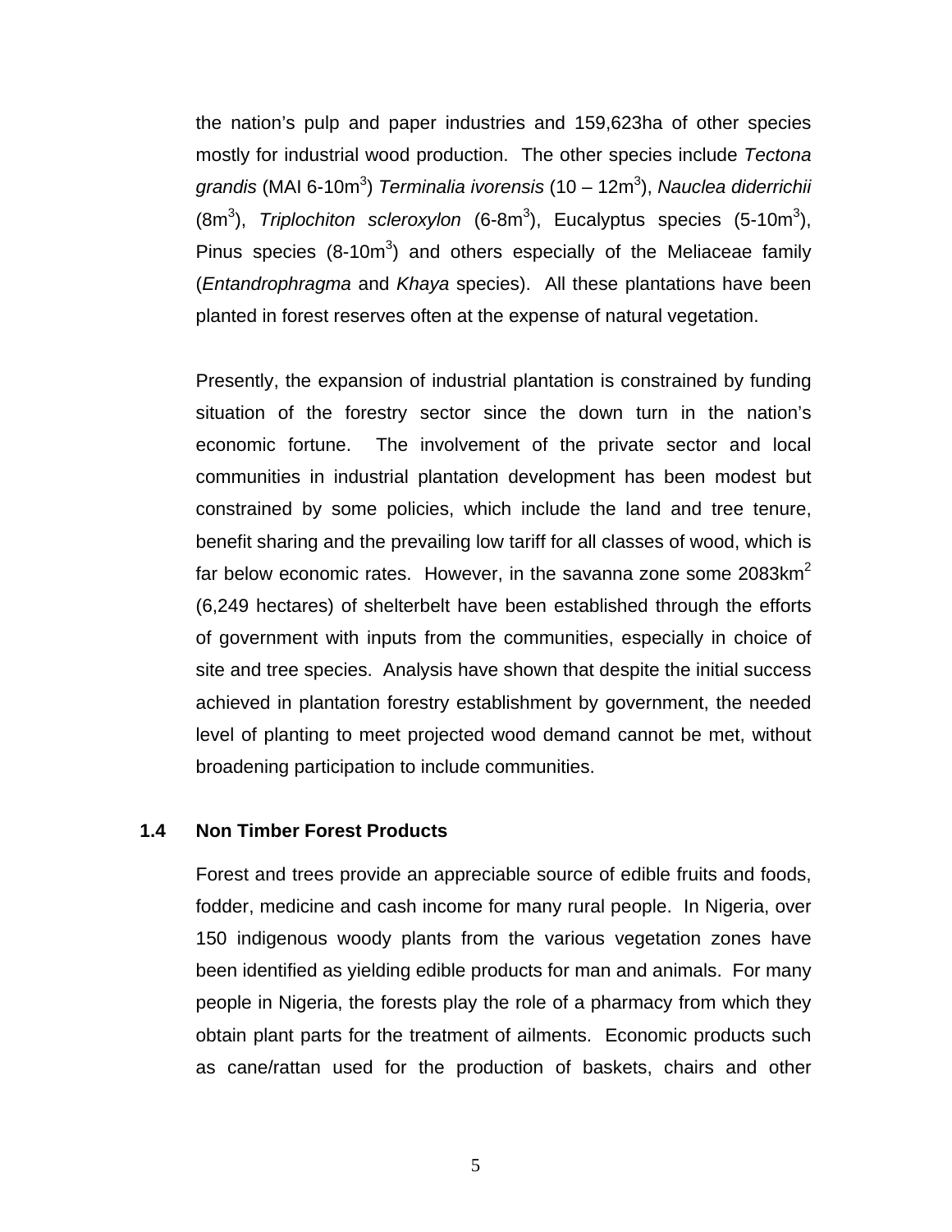the nation's pulp and paper industries and 159,623ha of other species mostly for industrial wood production. The other species include *Tectona grandis* (MAI 6-10$m^3$) *Terminalia ivorensis* (10 – 12$m^3$), *Nauclea diderrichii* (8$m^3$), *Triplochiton scleroxylon* (6-8$m^3$), Eucalyptus species (5-10$m^3$), Pinus species (8-10$m^3$) and others especially of the Meliaceae family (*Entandrophragma* and *Khaya* species). All these plantations have been planted in forest reserves often at the expense of natural vegetation.

Presently, the expansion of industrial plantation is constrained by funding situation of the forestry sector since the down turn in the nation's economic fortune. The involvement of the private sector and local communities in industrial plantation development has been modest but constrained by some policies, which include the land and tree tenure, benefit sharing and the prevailing low tariff for all classes of wood, which is far below economic rates. However, in the savanna zone some 2083$km^2$ (6,249 hectares) of shelterbelt have been established through the efforts of government with inputs from the communities, especially in choice of site and tree species. Analysis have shown that despite the initial success achieved in plantation forestry establishment by government, the needed level of planting to meet projected wood demand cannot be met, without broadening participation to include communities.

## 1.4 Non Timber Forest Products

Forest and trees provide an appreciable source of edible fruits and foods, fodder, medicine and cash income for many rural people. In Nigeria, over 150 indigenous woody plants from the various vegetation zones have been identified as yielding edible products for man and animals. For many people in Nigeria, the forests play the role of a pharmacy from which they obtain plant parts for the treatment of ailments. Economic products such as cane/rattan used for the production of baskets, chairs and other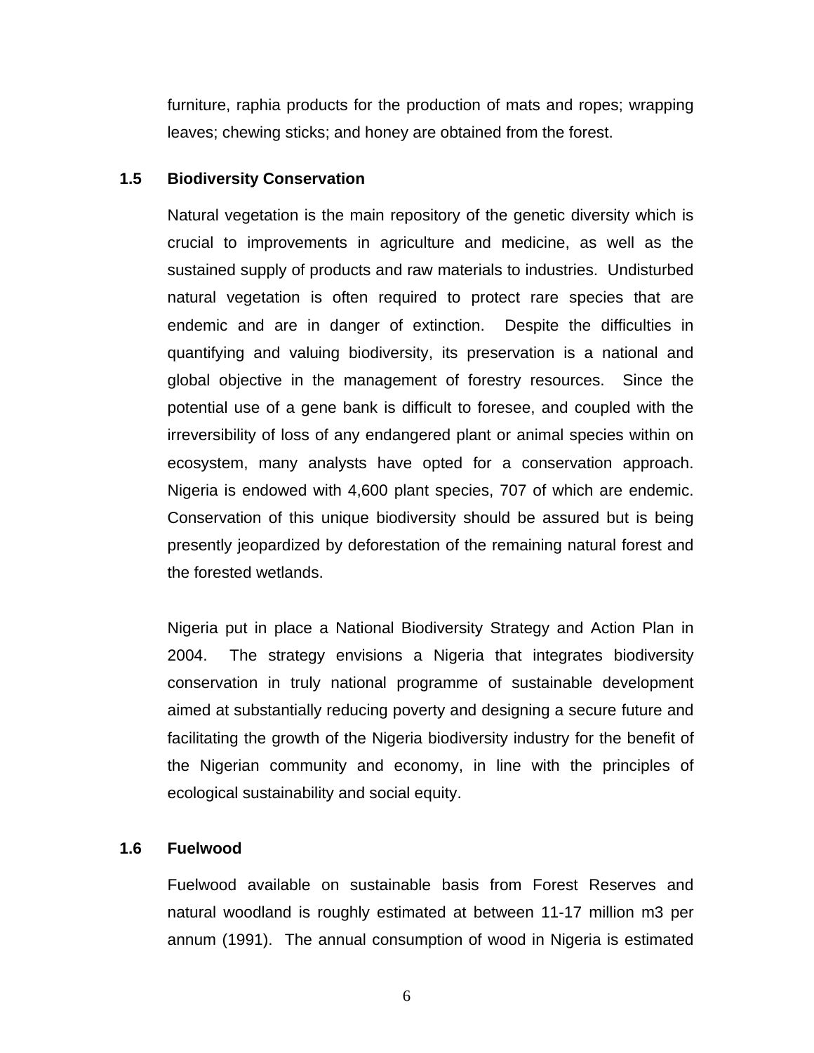furniture, raphia products for the production of mats and ropes; wrapping leaves; chewing sticks; and honey are obtained from the forest.

## 1.5 Biodiversity Conservation

Natural vegetation is the main repository of the genetic diversity which is crucial to improvements in agriculture and medicine, as well as the sustained supply of products and raw materials to industries. Undisturbed natural vegetation is often required to protect rare species that are endemic and are in danger of extinction. Despite the difficulties in quantifying and valuing biodiversity, its preservation is a national and global objective in the management of forestry resources. Since the potential use of a gene bank is difficult to foresee, and coupled with the irreversibility of loss of any endangered plant or animal species within on ecosystem, many analysts have opted for a conservation approach. Nigeria is endowed with 4,600 plant species, 707 of which are endemic. Conservation of this unique biodiversity should be assured but is being presently jeopardized by deforestation of the remaining natural forest and the forested wetlands.

Nigeria put in place a National Biodiversity Strategy and Action Plan in 2004. The strategy envisions a Nigeria that integrates biodiversity conservation in truly national programme of sustainable development aimed at substantially reducing poverty and designing a secure future and facilitating the growth of the Nigeria biodiversity industry for the benefit of the Nigerian community and economy, in line with the principles of ecological sustainability and social equity.

## 1.6 Fuelwood

Fuelwood available on sustainable basis from Forest Reserves and natural woodland is roughly estimated at between 11-17 million m3 per annum (1991). The annual consumption of wood in Nigeria is estimated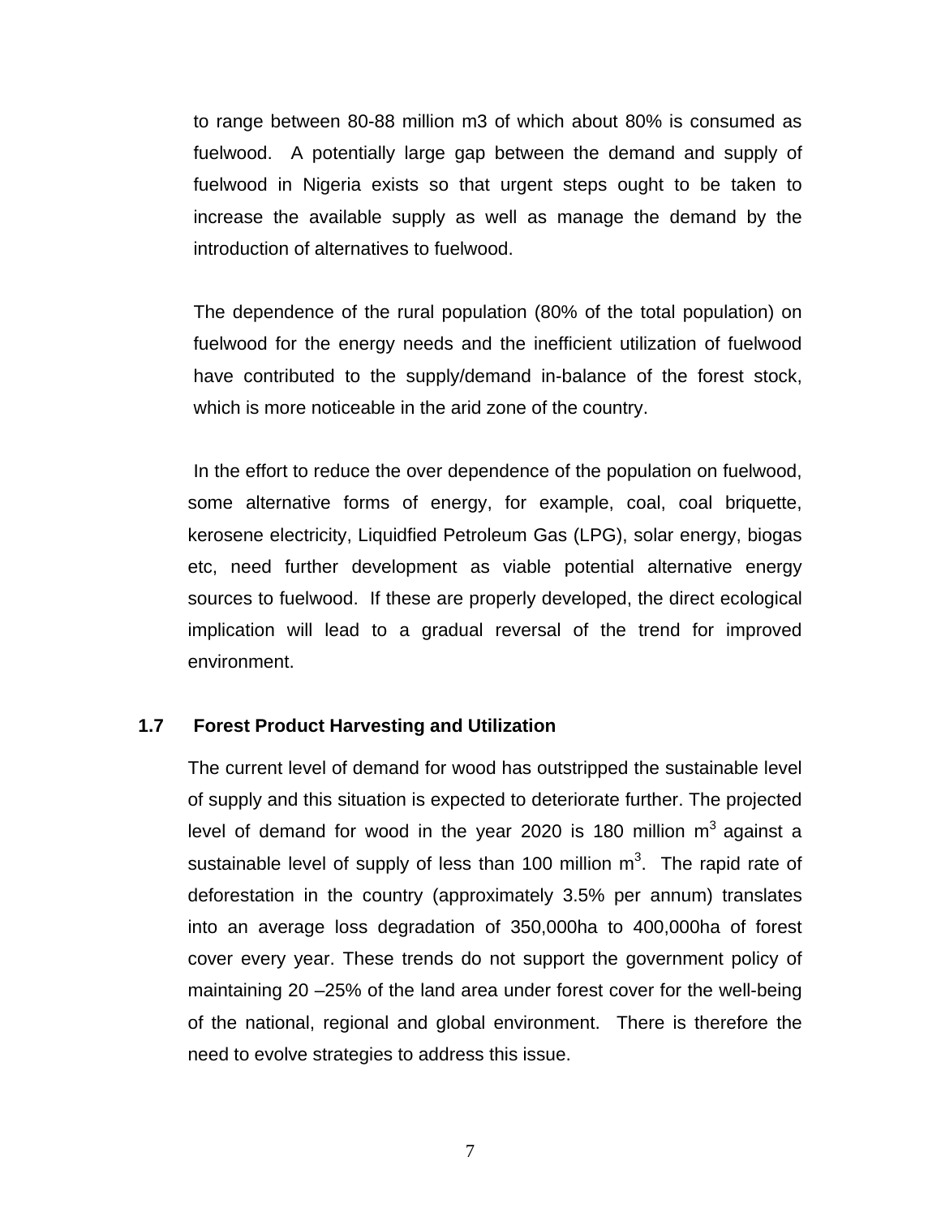to range between 80-88 million m3 of which about 80% is consumed as fuelwood. A potentially large gap between the demand and supply of fuelwood in Nigeria exists so that urgent steps ought to be taken to increase the available supply as well as manage the demand by the introduction of alternatives to fuelwood.

The dependence of the rural population (80% of the total population) on fuelwood for the energy needs and the inefficient utilization of fuelwood have contributed to the supply/demand in-balance of the forest stock, which is more noticeable in the arid zone of the country.

In the effort to reduce the over dependence of the population on fuelwood, some alternative forms of energy, for example, coal, coal briquette, kerosene electricity, Liquidfied Petroleum Gas (LPG), solar energy, biogas etc, need further development as viable potential alternative energy sources to fuelwood. If these are properly developed, the direct ecological implication will lead to a gradual reversal of the trend for improved environment.

### 1.7 Forest Product Harvesting and Utilization

The current level of demand for wood has outstripped the sustainable level of supply and this situation is expected to deteriorate further. The projected level of demand for wood in the year 2020 is 180 million $m^3$ against a sustainable level of supply of less than 100 million $m^3$. The rapid rate of deforestation in the country (approximately 3.5% per annum) translates into an average loss degradation of 350,000ha to 400,000ha of forest cover every year. These trends do not support the government policy of maintaining 20 –25% of the land area under forest cover for the well-being of the national, regional and global environment. There is therefore the need to evolve strategies to address this issue.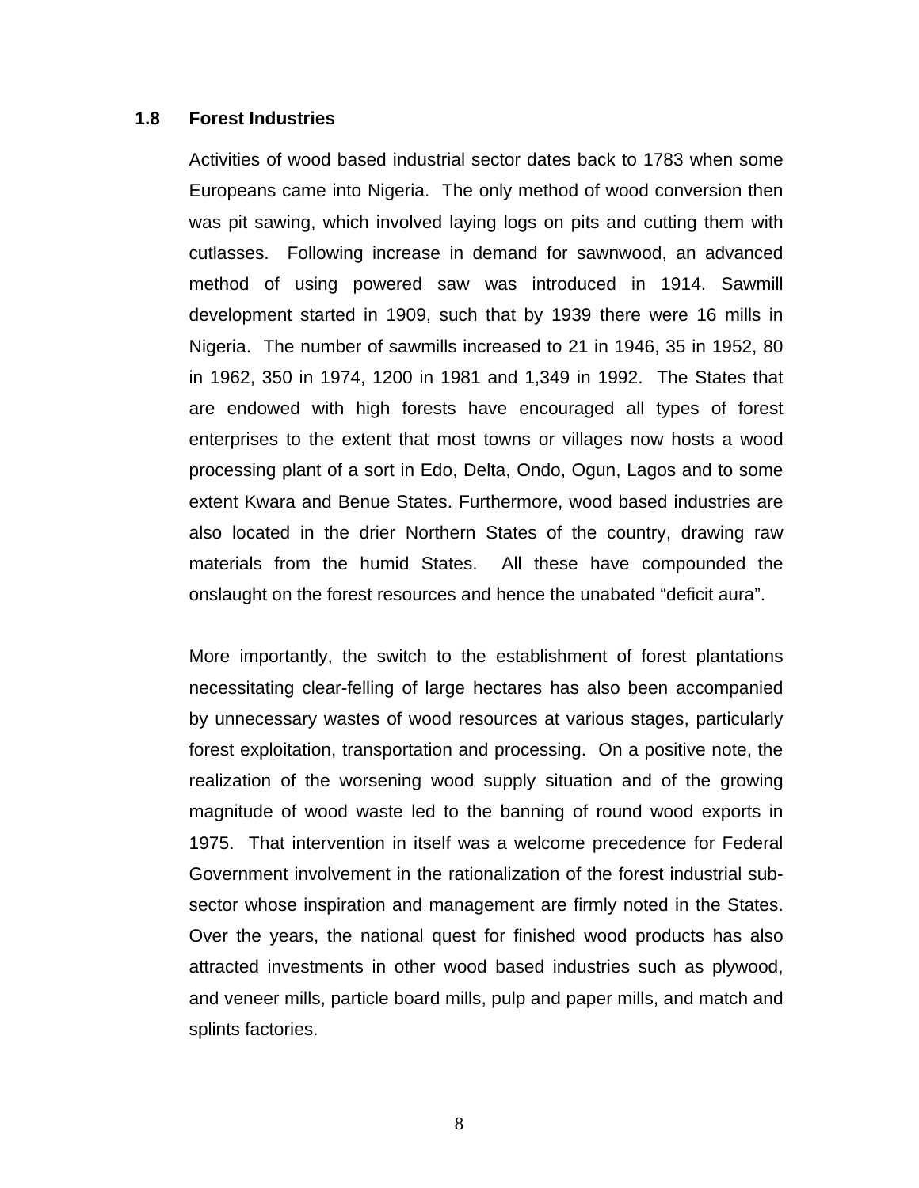### 1.8 Forest Industries

Activities of wood based industrial sector dates back to 1783 when some Europeans came into Nigeria. The only method of wood conversion then was pit sawing, which involved laying logs on pits and cutting them with cutlasses. Following increase in demand for sawnwood, an advanced method of using powered saw was introduced in 1914. Sawmill development started in 1909, such that by 1939 there were 16 mills in Nigeria. The number of sawmills increased to 21 in 1946, 35 in 1952, 80 in 1962, 350 in 1974, 1200 in 1981 and 1,349 in 1992. The States that are endowed with high forests have encouraged all types of forest enterprises to the extent that most towns or villages now hosts a wood processing plant of a sort in Edo, Delta, Ondo, Ogun, Lagos and to some extent Kwara and Benue States. Furthermore, wood based industries are also located in the drier Northern States of the country, drawing raw materials from the humid States. All these have compounded the onslaught on the forest resources and hence the unabated "deficit aura".

More importantly, the switch to the establishment of forest plantations necessitating clear-felling of large hectares has also been accompanied by unnecessary wastes of wood resources at various stages, particularly forest exploitation, transportation and processing. On a positive note, the realization of the worsening wood supply situation and of the growing magnitude of wood waste led to the banning of round wood exports in 1975. That intervention in itself was a welcome precedence for Federal Government involvement in the rationalization of the forest industrial sub-sector whose inspiration and management are firmly noted in the States. Over the years, the national quest for finished wood products has also attracted investments in other wood based industries such as plywood, and veneer mills, particle board mills, pulp and paper mills, and match and splints factories.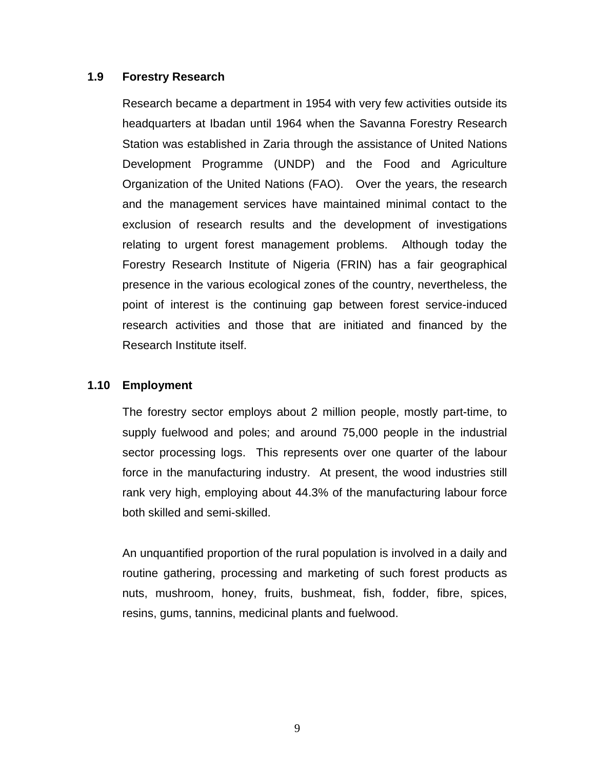### 1.9 Forestry Research

Research became a department in 1954 with very few activities outside its headquarters at Ibadan until 1964 when the Savanna Forestry Research Station was established in Zaria through the assistance of United Nations Development Programme (UNDP) and the Food and Agriculture Organization of the United Nations (FAO). Over the years, the research and the management services have maintained minimal contact to the exclusion of research results and the development of investigations relating to urgent forest management problems. Although today the Forestry Research Institute of Nigeria (FRIN) has a fair geographical presence in the various ecological zones of the country, nevertheless, the point of interest is the continuing gap between forest service-induced research activities and those that are initiated and financed by the Research Institute itself.

### 1.10 Employment

The forestry sector employs about 2 million people, mostly part-time, to supply fuelwood and poles; and around 75,000 people in the industrial sector processing logs. This represents over one quarter of the labour force in the manufacturing industry. At present, the wood industries still rank very high, employing about 44.3% of the manufacturing labour force both skilled and semi-skilled.

An unquantified proportion of the rural population is involved in a daily and routine gathering, processing and marketing of such forest products as nuts, mushroom, honey, fruits, bushmeat, fish, fodder, fibre, spices, resins, gums, tannins, medicinal plants and fuelwood.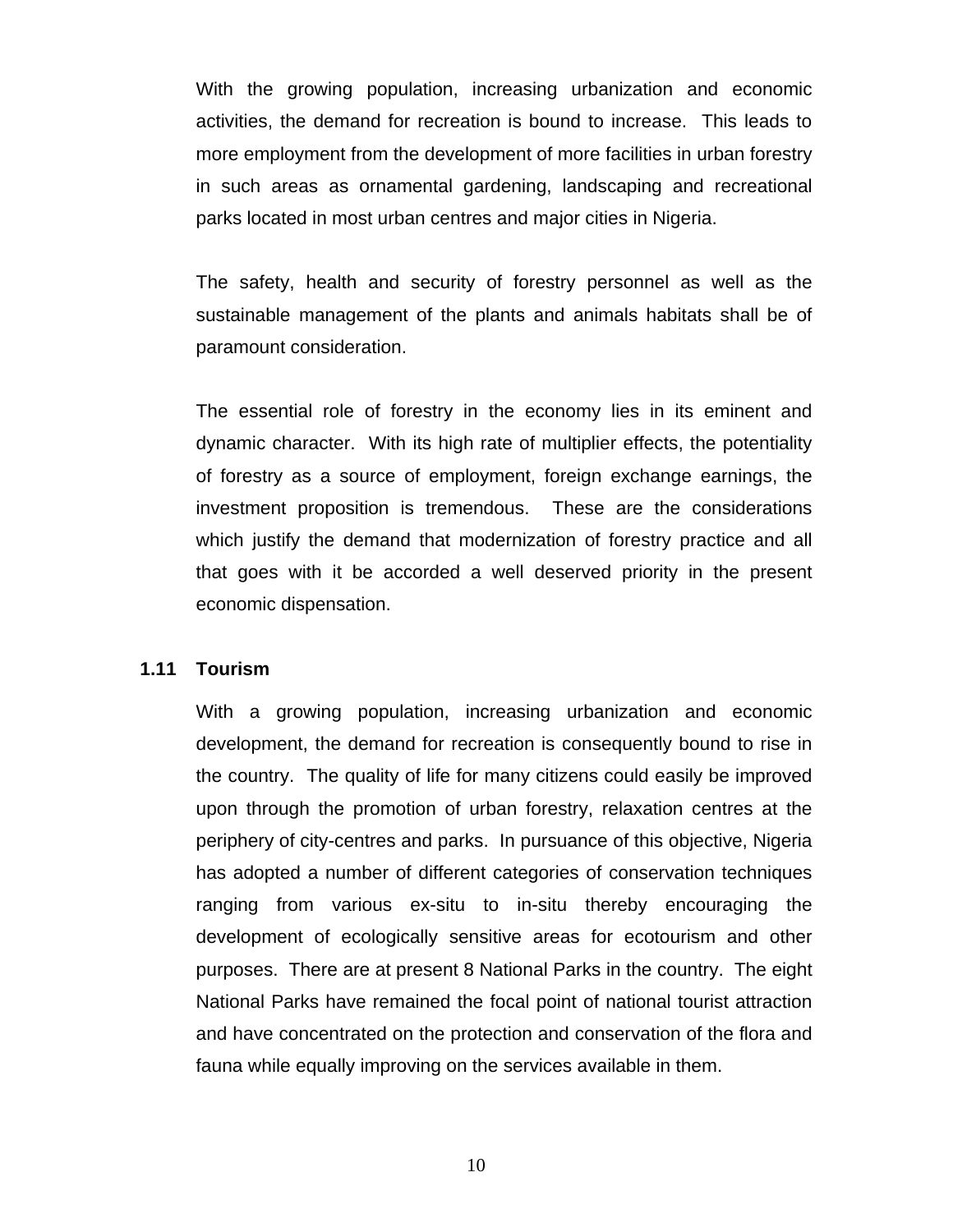With the growing population, increasing urbanization and economic activities, the demand for recreation is bound to increase. This leads to more employment from the development of more facilities in urban forestry in such areas as ornamental gardening, landscaping and recreational parks located in most urban centres and major cities in Nigeria.

The safety, health and security of forestry personnel as well as the sustainable management of the plants and animals habitats shall be of paramount consideration.

The essential role of forestry in the economy lies in its eminent and dynamic character. With its high rate of multiplier effects, the potentiality of forestry as a source of employment, foreign exchange earnings, the investment proposition is tremendous. These are the considerations which justify the demand that modernization of forestry practice and all that goes with it be accorded a well deserved priority in the present economic dispensation.

### 1.11 Tourism

With a growing population, increasing urbanization and economic development, the demand for recreation is consequently bound to rise in the country. The quality of life for many citizens could easily be improved upon through the promotion of urban forestry, relaxation centres at the periphery of city-centres and parks. In pursuance of this objective, Nigeria has adopted a number of different categories of conservation techniques ranging from various ex-situ to in-situ thereby encouraging the development of ecologically sensitive areas for ecotourism and other purposes. There are at present 8 National Parks in the country. The eight National Parks have remained the focal point of national tourist attraction and have concentrated on the protection and conservation of the flora and fauna while equally improving on the services available in them.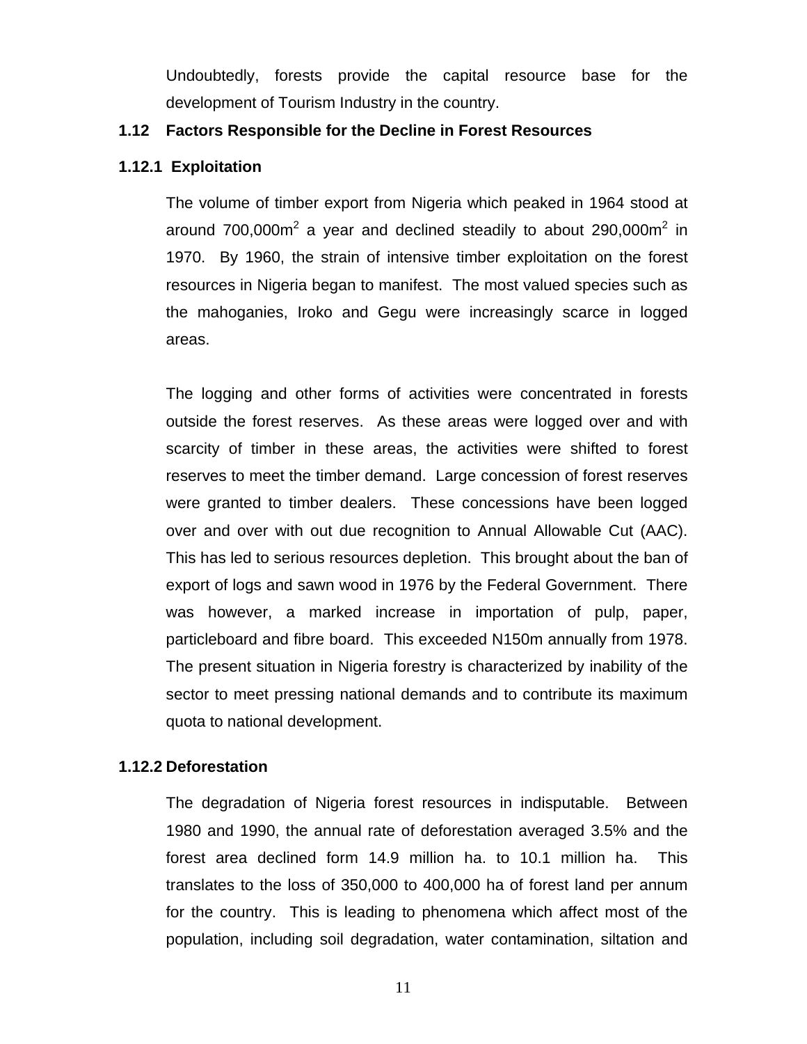Undoubtedly, forests provide the capital resource base for the development of Tourism Industry in the country.

## 1.12 Factors Responsible for the Decline in Forest Resources

### 1.12.1 Exploitation

The volume of timber export from Nigeria which peaked in 1964 stood at around 700,000m$^2$ a year and declined steadily to about 290,000m$^2$ in 1970. By 1960, the strain of intensive timber exploitation on the forest resources in Nigeria began to manifest. The most valued species such as the mahoganies, Iroko and Gegu were increasingly scarce in logged areas.

The logging and other forms of activities were concentrated in forests outside the forest reserves. As these areas were logged over and with scarcity of timber in these areas, the activities were shifted to forest reserves to meet the timber demand. Large concession of forest reserves were granted to timber dealers. These concessions have been logged over and over with out due recognition to Annual Allowable Cut (AAC). This has led to serious resources depletion. This brought about the ban of export of logs and sawn wood in 1976 by the Federal Government. There was however, a marked increase in importation of pulp, paper, particleboard and fibre board. This exceeded N150m annually from 1978. The present situation in Nigeria forestry is characterized by inability of the sector to meet pressing national demands and to contribute its maximum quota to national development.

### 1.12.2 Deforestation

The degradation of Nigeria forest resources in indisputable. Between 1980 and 1990, the annual rate of deforestation averaged 3.5% and the forest area declined form 14.9 million ha. to 10.1 million ha. This translates to the loss of 350,000 to 400,000 ha of forest land per annum for the country. This is leading to phenomena which affect most of the population, including soil degradation, water contamination, siltation and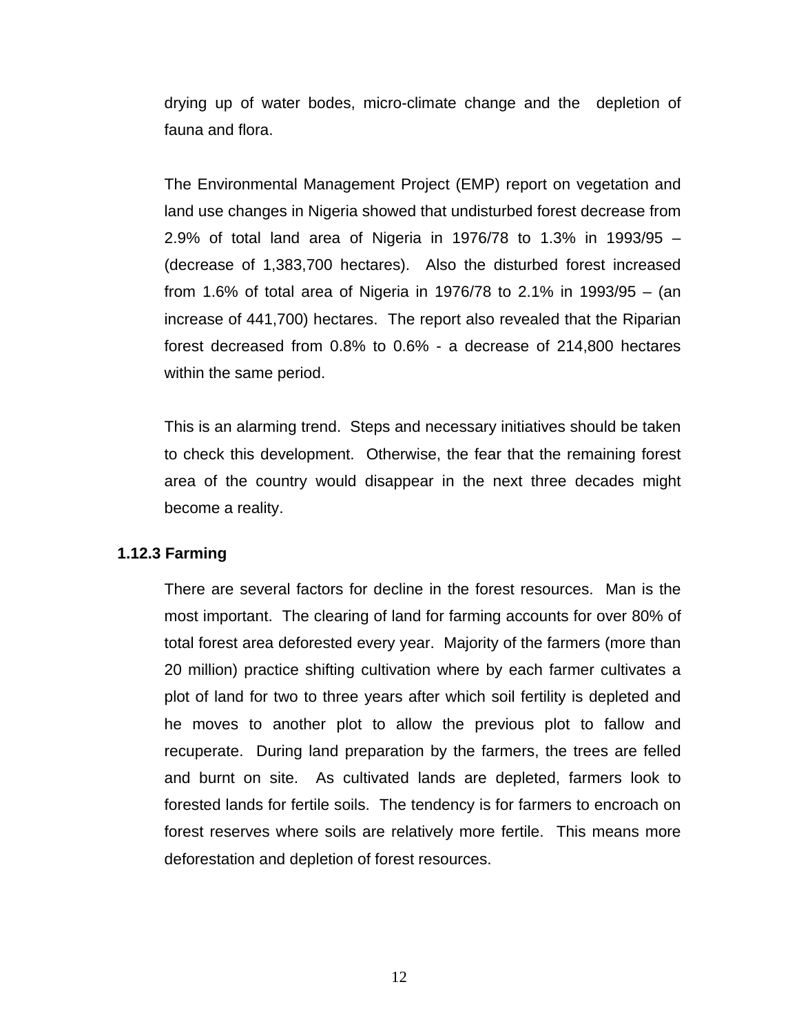drying up of water bodes, micro-climate change and the depletion of fauna and flora.

The Environmental Management Project (EMP) report on vegetation and land use changes in Nigeria showed that undisturbed forest decrease from 2.9% of total land area of Nigeria in 1976/78 to 1.3% in 1993/95 – (decrease of 1,383,700 hectares). Also the disturbed forest increased from 1.6% of total area of Nigeria in 1976/78 to 2.1% in 1993/95 – (an increase of 441,700) hectares. The report also revealed that the Riparian forest decreased from 0.8% to 0.6% - a decrease of 214,800 hectares within the same period.

This is an alarming trend. Steps and necessary initiatives should be taken to check this development. Otherwise, the fear that the remaining forest area of the country would disappear in the next three decades might become a reality.

### 1.12.3 Farming

There are several factors for decline in the forest resources. Man is the most important. The clearing of land for farming accounts for over 80% of total forest area deforested every year. Majority of the farmers (more than 20 million) practice shifting cultivation where by each farmer cultivates a plot of land for two to three years after which soil fertility is depleted and he moves to another plot to allow the previous plot to fallow and recuperate. During land preparation by the farmers, the trees are felled and burnt on site. As cultivated lands are depleted, farmers look to forested lands for fertile soils. The tendency is for farmers to encroach on forest reserves where soils are relatively more fertile. This means more deforestation and depletion of forest resources.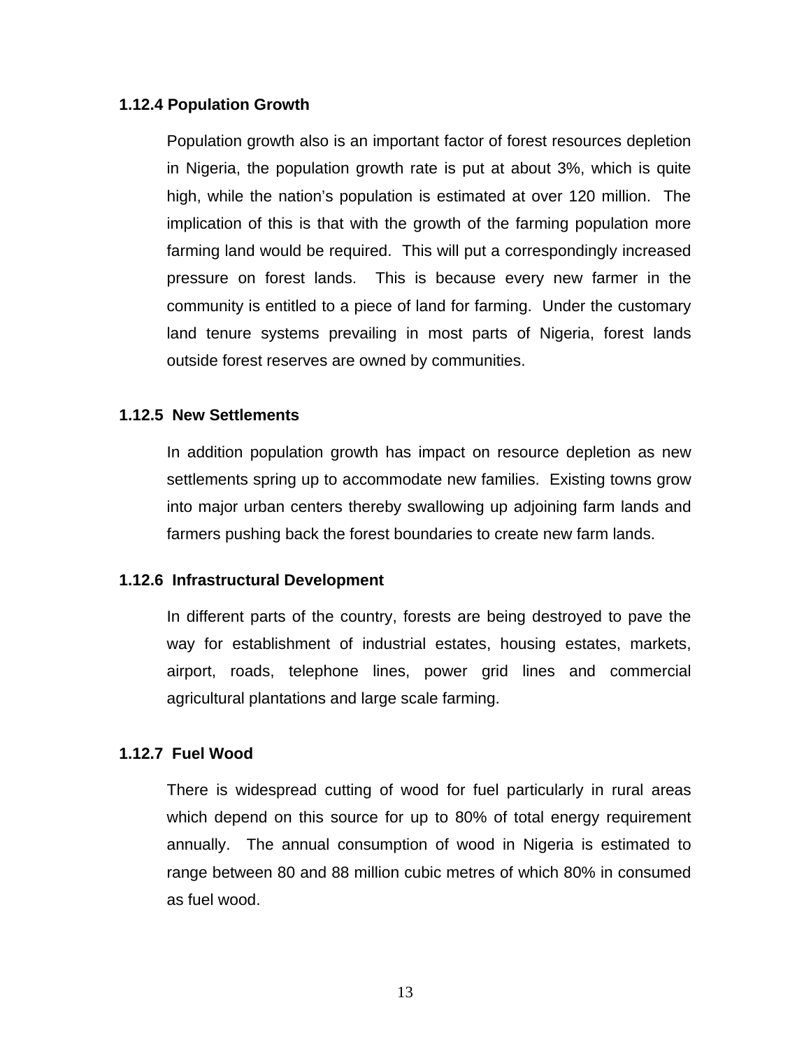### 1.12.4 Population Growth

Population growth also is an important factor of forest resources depletion in Nigeria, the population growth rate is put at about 3%, which is quite high, while the nation's population is estimated at over 120 million. The implication of this is that with the growth of the farming population more farming land would be required. This will put a correspondingly increased pressure on forest lands. This is because every new farmer in the community is entitled to a piece of land for farming. Under the customary land tenure systems prevailing in most parts of Nigeria, forest lands outside forest reserves are owned by communities.

### 1.12.5 New Settlements

In addition population growth has impact on resource depletion as new settlements spring up to accommodate new families. Existing towns grow into major urban centers thereby swallowing up adjoining farm lands and farmers pushing back the forest boundaries to create new farm lands.

### 1.12.6 Infrastructural Development

In different parts of the country, forests are being destroyed to pave the way for establishment of industrial estates, housing estates, markets, airport, roads, telephone lines, power grid lines and commercial agricultural plantations and large scale farming.

### 1.12.7 Fuel Wood

There is widespread cutting of wood for fuel particularly in rural areas which depend on this source for up to 80% of total energy requirement annually. The annual consumption of wood in Nigeria is estimated to range between 80 and 88 million cubic metres of which 80% in consumed as fuel wood.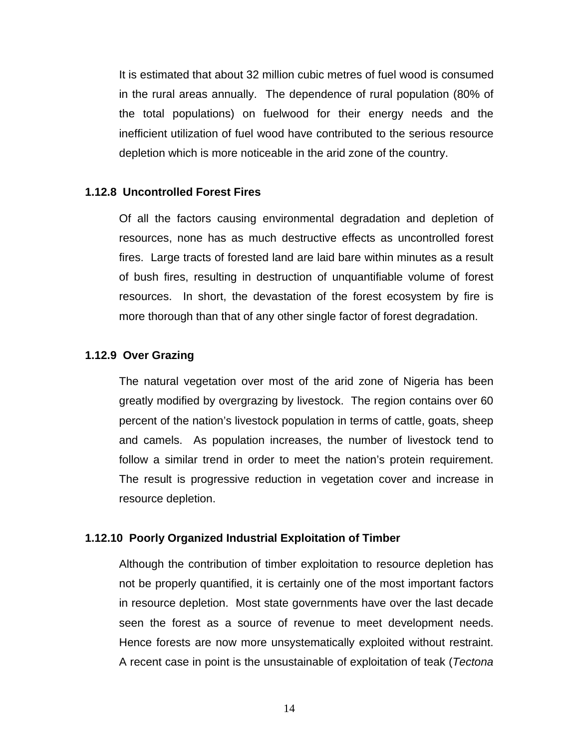It is estimated that about 32 million cubic metres of fuel wood is consumed in the rural areas annually. The dependence of rural population (80% of the total populations) on fuelwood for their energy needs and the inefficient utilization of fuel wood have contributed to the serious resource depletion which is more noticeable in the arid zone of the country.

### 1.12.8 Uncontrolled Forest Fires

Of all the factors causing environmental degradation and depletion of resources, none has as much destructive effects as uncontrolled forest fires. Large tracts of forested land are laid bare within minutes as a result of bush fires, resulting in destruction of unquantifiable volume of forest resources. In short, the devastation of the forest ecosystem by fire is more thorough than that of any other single factor of forest degradation.

### 1.12.9 Over Grazing

The natural vegetation over most of the arid zone of Nigeria has been greatly modified by overgrazing by livestock. The region contains over 60 percent of the nation's livestock population in terms of cattle, goats, sheep and camels. As population increases, the number of livestock tend to follow a similar trend in order to meet the nation's protein requirement. The result is progressive reduction in vegetation cover and increase in resource depletion.

### 1.12.10 Poorly Organized Industrial Exploitation of Timber

Although the contribution of timber exploitation to resource depletion has not be properly quantified, it is certainly one of the most important factors in resource depletion. Most state governments have over the last decade seen the forest as a source of revenue to meet development needs. Hence forests are now more unsystematically exploited without restraint. A recent case in point is the unsustainable of exploitation of teak (*Tectona*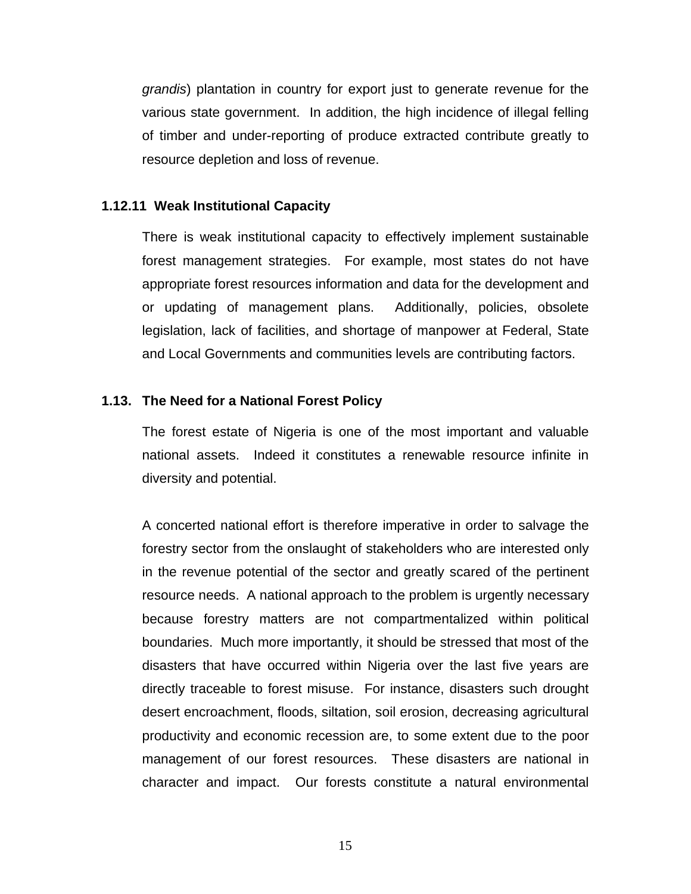*grandis*) plantation in country for export just to generate revenue for the various state government. In addition, the high incidence of illegal felling of timber and under-reporting of produce extracted contribute greatly to resource depletion and loss of revenue.

### 1.12.11 Weak Institutional Capacity

There is weak institutional capacity to effectively implement sustainable forest management strategies. For example, most states do not have appropriate forest resources information and data for the development and or updating of management plans. Additionally, policies, obsolete legislation, lack of facilities, and shortage of manpower at Federal, State and Local Governments and communities levels are contributing factors.

## 1.13. The Need for a National Forest Policy

The forest estate of Nigeria is one of the most important and valuable national assets. Indeed it constitutes a renewable resource infinite in diversity and potential.

A concerted national effort is therefore imperative in order to salvage the forestry sector from the onslaught of stakeholders who are interested only in the revenue potential of the sector and greatly scared of the pertinent resource needs. A national approach to the problem is urgently necessary because forestry matters are not compartmentalized within political boundaries. Much more importantly, it should be stressed that most of the disasters that have occurred within Nigeria over the last five years are directly traceable to forest misuse. For instance, disasters such drought desert encroachment, floods, siltation, soil erosion, decreasing agricultural productivity and economic recession are, to some extent due to the poor management of our forest resources. These disasters are national in character and impact. Our forests constitute a natural environmental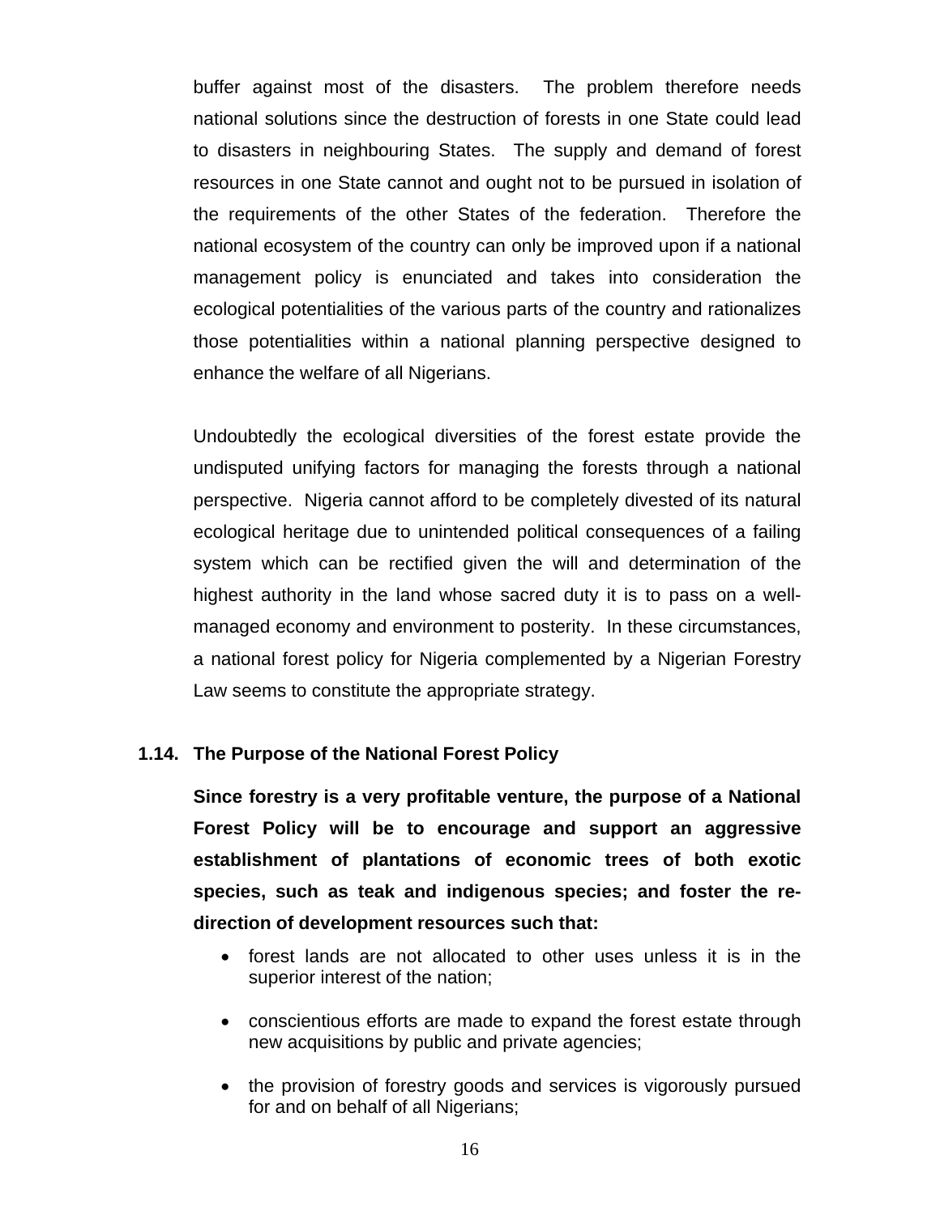buffer against most of the disasters. The problem therefore needs national solutions since the destruction of forests in one State could lead to disasters in neighbouring States. The supply and demand of forest resources in one State cannot and ought not to be pursued in isolation of the requirements of the other States of the federation. Therefore the national ecosystem of the country can only be improved upon if a national management policy is enunciated and takes into consideration the ecological potentialities of the various parts of the country and rationalizes those potentialities within a national planning perspective designed to enhance the welfare of all Nigerians.

Undoubtedly the ecological diversities of the forest estate provide the undisputed unifying factors for managing the forests through a national perspective. Nigeria cannot afford to be completely divested of its natural ecological heritage due to unintended political consequences of a failing system which can be rectified given the will and determination of the highest authority in the land whose sacred duty it is to pass on a well-managed economy and environment to posterity. In these circumstances, a national forest policy for Nigeria complemented by a Nigerian Forestry Law seems to constitute the appropriate strategy.

### 1.14. The Purpose of the National Forest Policy

**Since forestry is a very profitable venture, the purpose of a National Forest Policy will be to encourage and support an aggressive establishment of plantations of economic trees of both exotic species, such as teak and indigenous species; and foster the re-direction of development resources such that:**

- forest lands are not allocated to other uses unless it is in the superior interest of the nation;
- conscientious efforts are made to expand the forest estate through new acquisitions by public and private agencies;
- the provision of forestry goods and services is vigorously pursued for and on behalf of all Nigerians;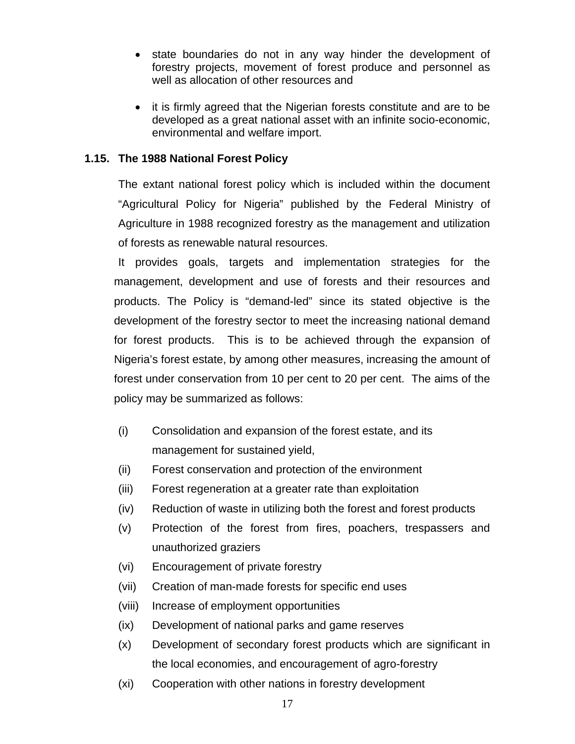- state boundaries do not in any way hinder the development of forestry projects, movement of forest produce and personnel as well as allocation of other resources and

- it is firmly agreed that the Nigerian forests constitute and are to be developed as a great national asset with an infinite socio-economic, environmental and welfare import.

### 1.15. The 1988 National Forest Policy

The extant national forest policy which is included within the document "Agricultural Policy for Nigeria" published by the Federal Ministry of Agriculture in 1988 recognized forestry as the management and utilization of forests as renewable natural resources.

It provides goals, targets and implementation strategies for the management, development and use of forests and their resources and products. The Policy is "demand-led" since its stated objective is the development of the forestry sector to meet the increasing national demand for forest products. This is to be achieved through the expansion of Nigeria's forest estate, by among other measures, increasing the amount of forest under conservation from 10 per cent to 20 per cent. The aims of the policy may be summarized as follows:

(i) Consolidation and expansion of the forest estate, and its management for sustained yield,

(ii) Forest conservation and protection of the environment

(iii) Forest regeneration at a greater rate than exploitation

(iv) Reduction of waste in utilizing both the forest and forest products

(v) Protection of the forest from fires, poachers, trespassers and unauthorized graziers

(vi) Encouragement of private forestry

(vii) Creation of man-made forests for specific end uses

(viii) Increase of employment opportunities

(ix) Development of national parks and game reserves

(x) Development of secondary forest products which are significant in the local economies, and encouragement of agro-forestry

(xi) Cooperation with other nations in forestry development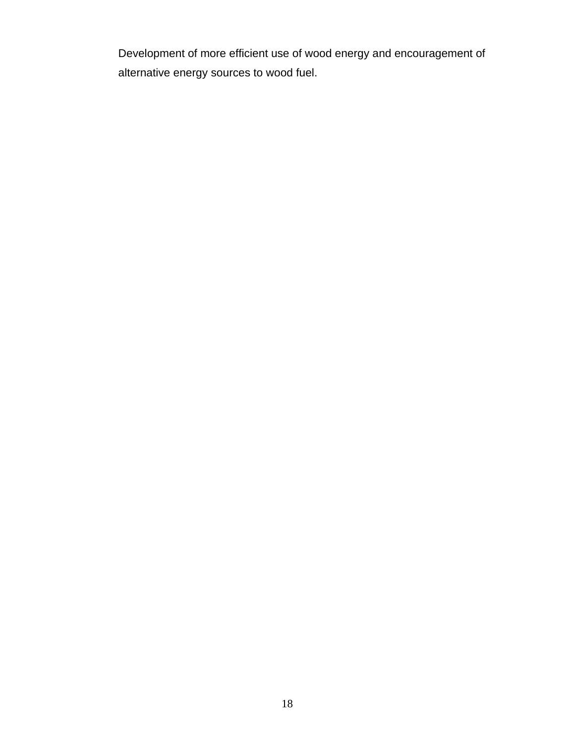Development of more efficient use of wood energy and encouragement of alternative energy sources to wood fuel.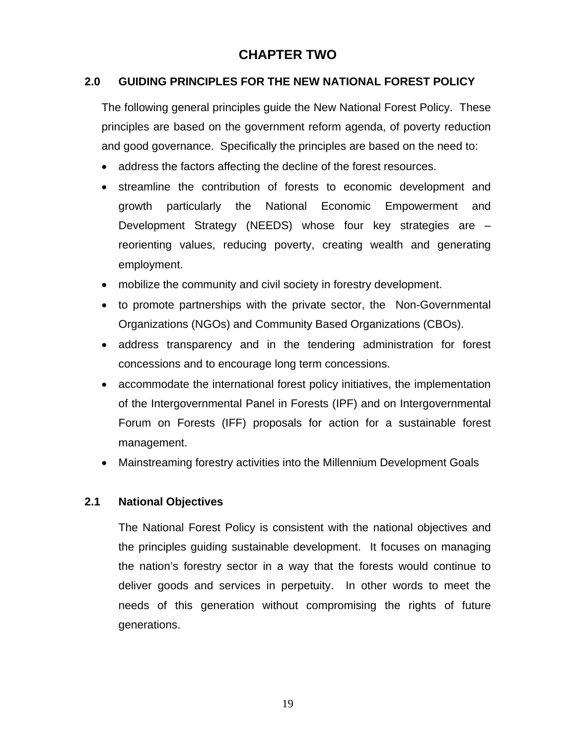# CHAPTER TWO

## 2.0 GUIDING PRINCIPLES FOR THE NEW NATIONAL FOREST POLICY

The following general principles guide the New National Forest Policy. These principles are based on the government reform agenda, of poverty reduction and good governance. Specifically the principles are based on the need to:

- address the factors affecting the decline of the forest resources.
- streamline the contribution of forests to economic development and growth particularly the National Economic Empowerment and Development Strategy (NEEDS) whose four key strategies are – reorienting values, reducing poverty, creating wealth and generating employment.
- mobilize the community and civil society in forestry development.
- to promote partnerships with the private sector, the Non-Governmental Organizations (NGOs) and Community Based Organizations (CBOs).
- address transparency and in the tendering administration for forest concessions and to encourage long term concessions.
- accommodate the international forest policy initiatives, the implementation of the Intergovernmental Panel in Forests (IPF) and on Intergovernmental Forum on Forests (IFF) proposals for action for a sustainable forest management.
- Mainstreaming forestry activities into the Millennium Development Goals

### 2.1 National Objectives

The National Forest Policy is consistent with the national objectives and the principles guiding sustainable development. It focuses on managing the nation's forestry sector in a way that the forests would continue to deliver goods and services in perpetuity. In other words to meet the needs of this generation without compromising the rights of future generations.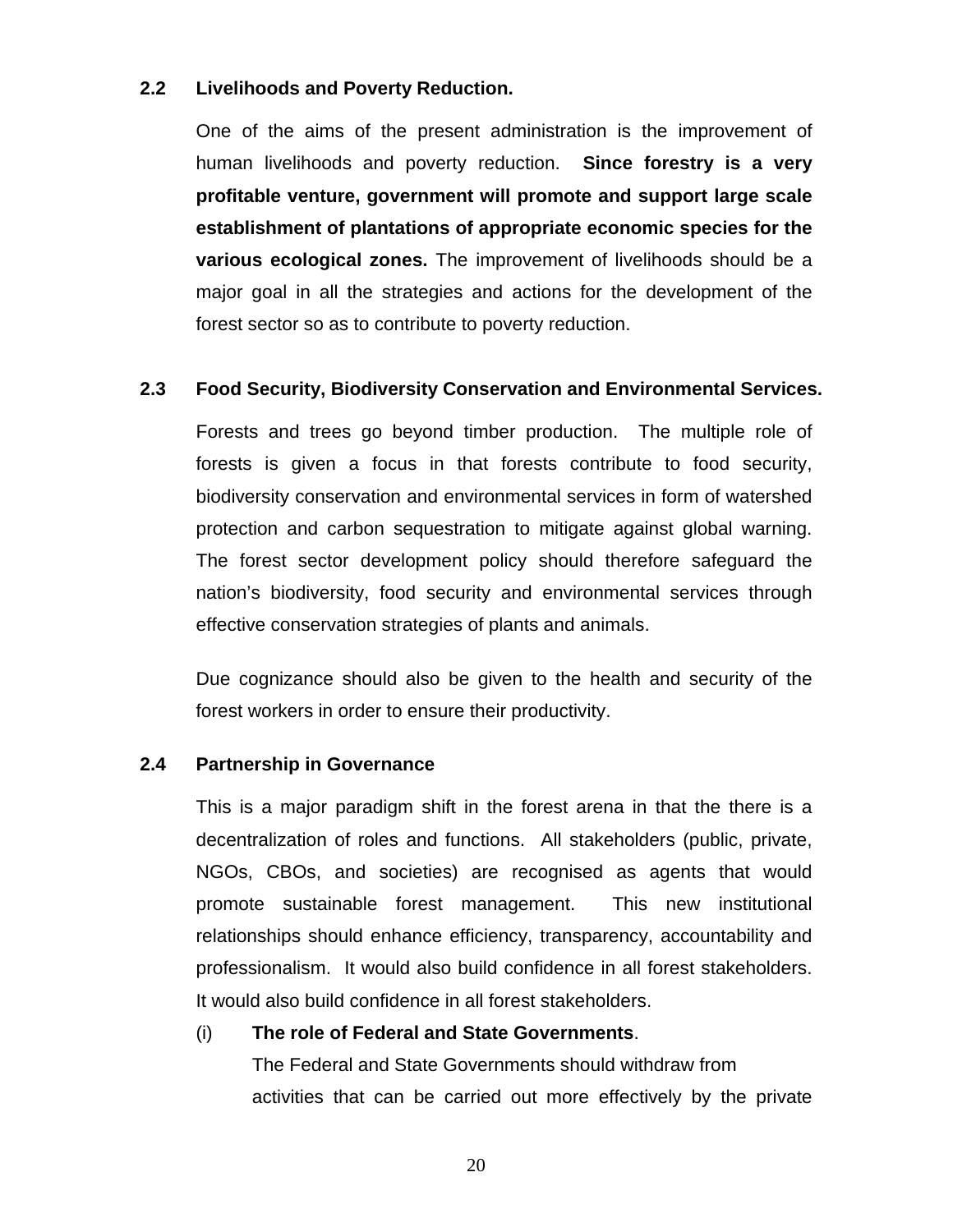### 2.2 Livelihoods and Poverty Reduction.

One of the aims of the present administration is the improvement of human livelihoods and poverty reduction. **Since forestry is a very profitable venture, government will promote and support large scale establishment of plantations of appropriate economic species for the various ecological zones.** The improvement of livelihoods should be a major goal in all the strategies and actions for the development of the forest sector so as to contribute to poverty reduction.

### 2.3 Food Security, Biodiversity Conservation and Environmental Services.

Forests and trees go beyond timber production. The multiple role of forests is given a focus in that forests contribute to food security, biodiversity conservation and environmental services in form of watershed protection and carbon sequestration to mitigate against global warning. The forest sector development policy should therefore safeguard the nation's biodiversity, food security and environmental services through effective conservation strategies of plants and animals.

Due cognizance should also be given to the health and security of the forest workers in order to ensure their productivity.

### 2.4 Partnership in Governance

This is a major paradigm shift in the forest arena in that the there is a decentralization of roles and functions. All stakeholders (public, private, NGOs, CBOs, and societies) are recognised as agents that would promote sustainable forest management. This new institutional relationships should enhance efficiency, transparency, accountability and professionalism. It would also build confidence in all forest stakeholders. It would also build confidence in all forest stakeholders.

(i) **The role of Federal and State Governments**.

The Federal and State Governments should withdraw from activities that can be carried out more effectively by the private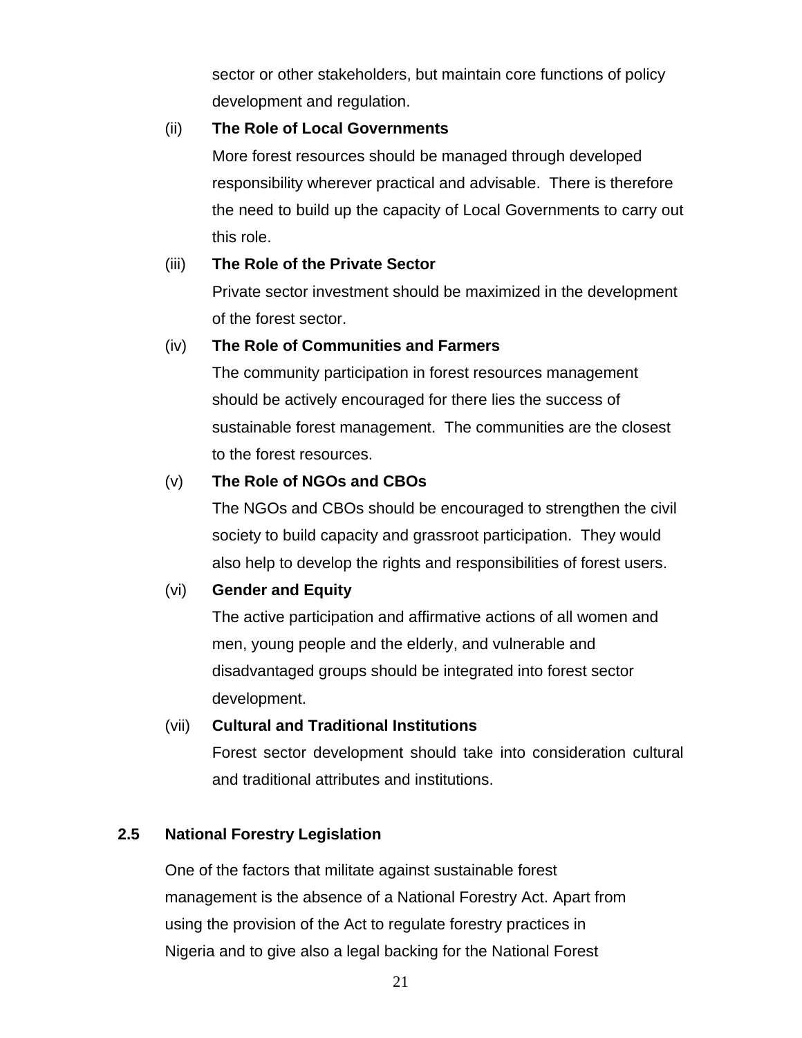sector or other stakeholders, but maintain core functions of policy development and regulation.

(ii) **The Role of Local Governments**

More forest resources should be managed through developed responsibility wherever practical and advisable. There is therefore the need to build up the capacity of Local Governments to carry out this role.

(iii) **The Role of the Private Sector**

Private sector investment should be maximized in the development of the forest sector.

(iv) **The Role of Communities and Farmers**

The community participation in forest resources management should be actively encouraged for there lies the success of sustainable forest management. The communities are the closest to the forest resources.

(v) **The Role of NGOs and CBOs**

The NGOs and CBOs should be encouraged to strengthen the civil society to build capacity and grassroot participation. They would also help to develop the rights and responsibilities of forest users.

(vi) **Gender and Equity**

The active participation and affirmative actions of all women and men, young people and the elderly, and vulnerable and disadvantaged groups should be integrated into forest sector development.

(vii) **Cultural and Traditional Institutions**

Forest sector development should take into consideration cultural and traditional attributes and institutions.

## 2.5 National Forestry Legislation

One of the factors that militate against sustainable forest management is the absence of a National Forestry Act. Apart from using the provision of the Act to regulate forestry practices in Nigeria and to give also a legal backing for the National Forest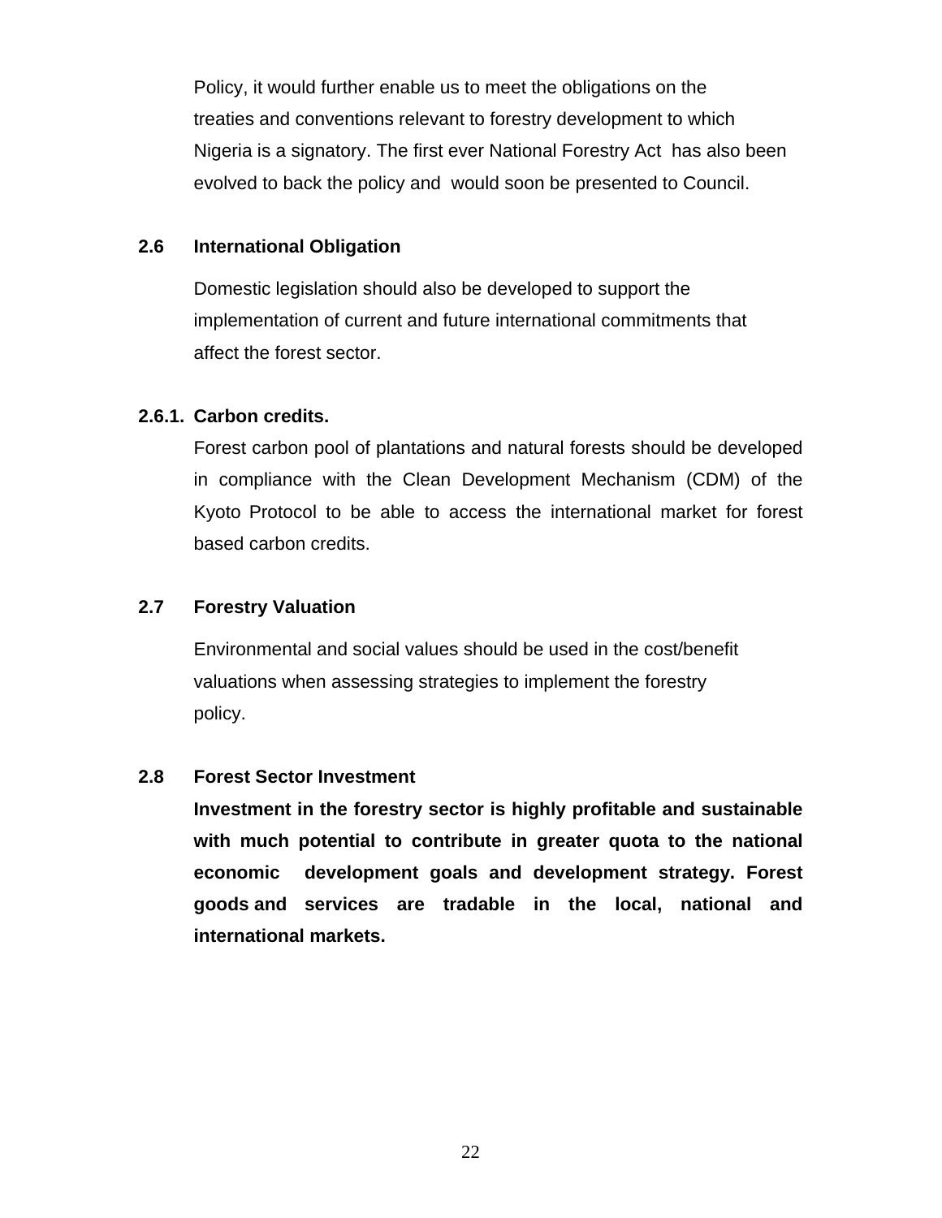Policy, it would further enable us to meet the obligations on the treaties and conventions relevant to forestry development to which Nigeria is a signatory. The first ever National Forestry Act has also been evolved to back the policy and would soon be presented to Council.

### 2.6 International Obligation

Domestic legislation should also be developed to support the implementation of current and future international commitments that affect the forest sector.

#### 2.6.1. Carbon credits.

Forest carbon pool of plantations and natural forests should be developed in compliance with the Clean Development Mechanism (CDM) of the Kyoto Protocol to be able to access the international market for forest based carbon credits.

### 2.7 Forestry Valuation

Environmental and social values should be used in the cost/benefit valuations when assessing strategies to implement the forestry policy.

### 2.8 Forest Sector Investment

**Investment in the forestry sector is highly profitable and sustainable with much potential to contribute in greater quota to the national economic development goals and development strategy. Forest goods and services are tradable in the local, national and international markets.**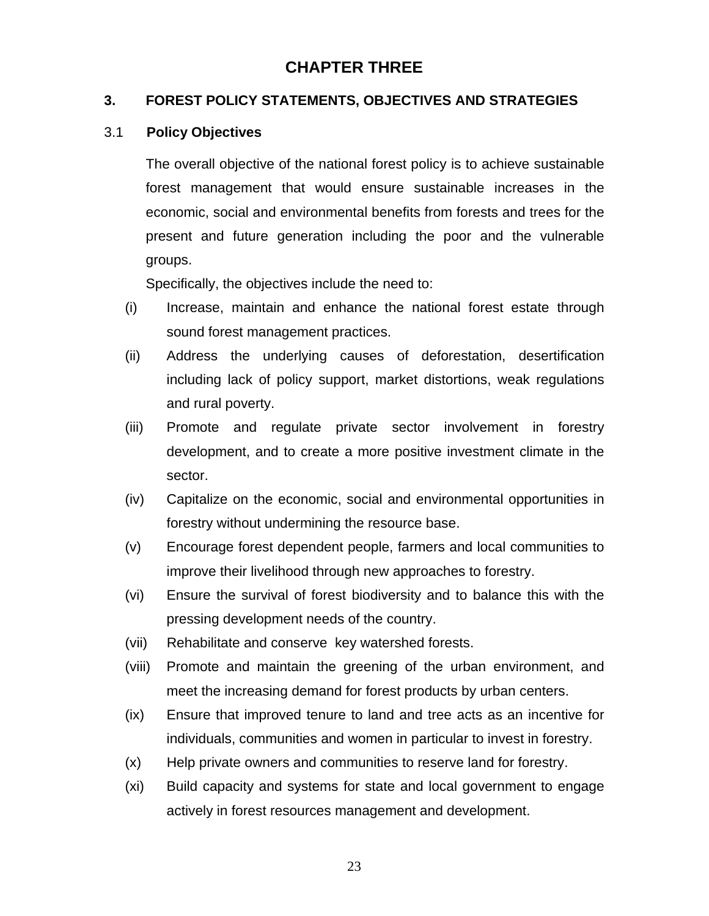# CHAPTER THREE

## 3. FOREST POLICY STATEMENTS, OBJECTIVES AND STRATEGIES

### 3.1 Policy Objectives

The overall objective of the national forest policy is to achieve sustainable forest management that would ensure sustainable increases in the economic, social and environmental benefits from forests and trees for the present and future generation including the poor and the vulnerable groups.

Specifically, the objectives include the need to:

(i) Increase, maintain and enhance the national forest estate through sound forest management practices.

(ii) Address the underlying causes of deforestation, desertification including lack of policy support, market distortions, weak regulations and rural poverty.

(iii) Promote and regulate private sector involvement in forestry development, and to create a more positive investment climate in the sector.

(iv) Capitalize on the economic, social and environmental opportunities in forestry without undermining the resource base.

(v) Encourage forest dependent people, farmers and local communities to improve their livelihood through new approaches to forestry.

(vi) Ensure the survival of forest biodiversity and to balance this with the pressing development needs of the country.

(vii) Rehabilitate and conserve key watershed forests.

(viii) Promote and maintain the greening of the urban environment, and meet the increasing demand for forest products by urban centers.

(ix) Ensure that improved tenure to land and tree acts as an incentive for individuals, communities and women in particular to invest in forestry.

(x) Help private owners and communities to reserve land for forestry.

(xi) Build capacity and systems for state and local government to engage actively in forest resources management and development.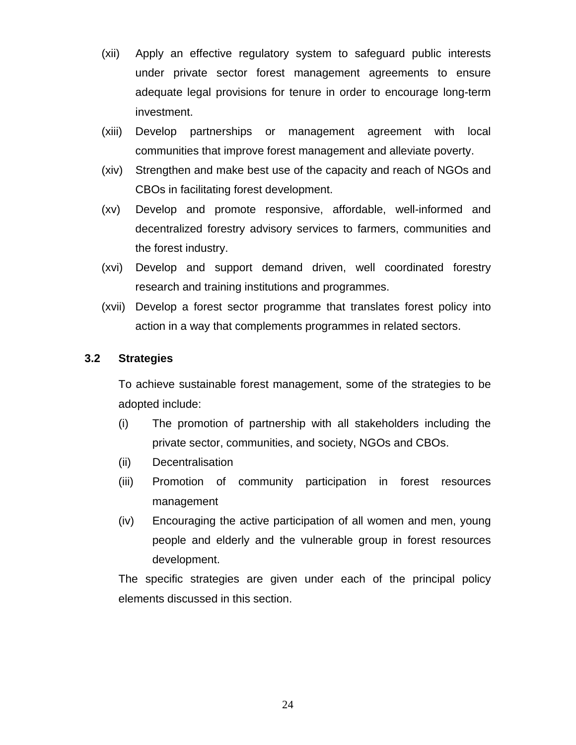(xii) Apply an effective regulatory system to safeguard public interests under private sector forest management agreements to ensure adequate legal provisions for tenure in order to encourage long-term investment.

(xiii) Develop partnerships or management agreement with local communities that improve forest management and alleviate poverty.

(xiv) Strengthen and make best use of the capacity and reach of NGOs and CBOs in facilitating forest development.

(xv) Develop and promote responsive, affordable, well-informed and decentralized forestry advisory services to farmers, communities and the forest industry.

(xvi) Develop and support demand driven, well coordinated forestry research and training institutions and programmes.

(xvii) Develop a forest sector programme that translates forest policy into action in a way that complements programmes in related sectors.

## 3.2 Strategies

To achieve sustainable forest management, some of the strategies to be adopted include:

(i) The promotion of partnership with all stakeholders including the private sector, communities, and society, NGOs and CBOs.

(ii) Decentralisation

(iii) Promotion of community participation in forest resources management

(iv) Encouraging the active participation of all women and men, young people and elderly and the vulnerable group in forest resources development.

The specific strategies are given under each of the principal policy elements discussed in this section.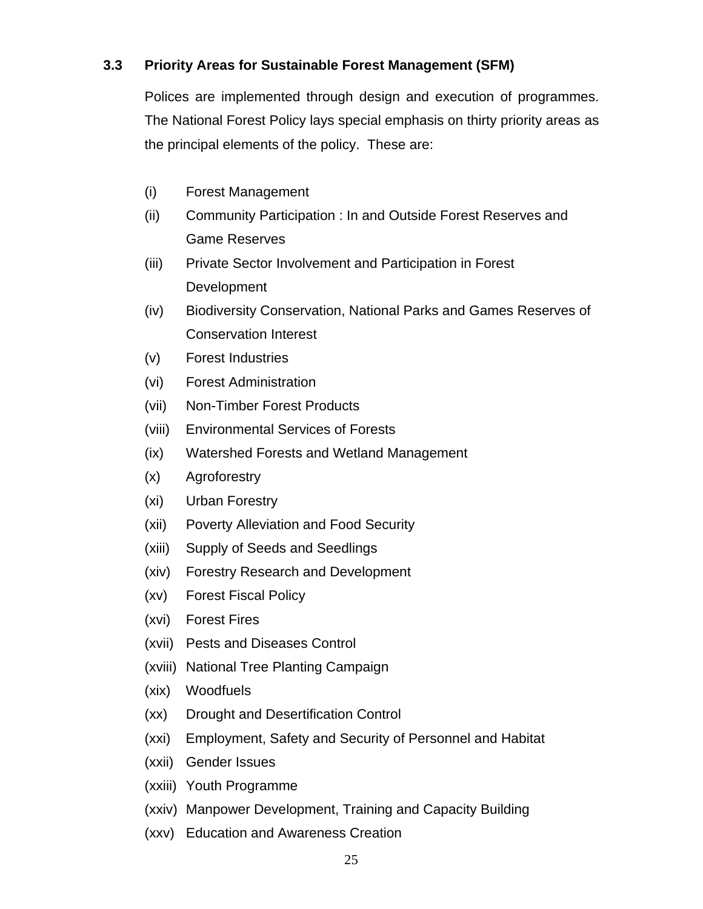### 3.3 Priority Areas for Sustainable Forest Management (SFM)

Polices are implemented through design and execution of programmes. The National Forest Policy lays special emphasis on thirty priority areas as the principal elements of the policy. These are:

- (i) Forest Management
- (ii) Community Participation : In and Outside Forest Reserves and Game Reserves
- (iii) Private Sector Involvement and Participation in Forest Development
- (iv) Biodiversity Conservation, National Parks and Games Reserves of Conservation Interest
- (v) Forest Industries
- (vi) Forest Administration
- (vii) Non-Timber Forest Products
- (viii) Environmental Services of Forests
- (ix) Watershed Forests and Wetland Management
- (x) Agroforestry
- (xi) Urban Forestry
- (xii) Poverty Alleviation and Food Security
- (xiii) Supply of Seeds and Seedlings
- (xiv) Forestry Research and Development
- (xv) Forest Fiscal Policy
- (xvi) Forest Fires
- (xvii) Pests and Diseases Control
- (xviii) National Tree Planting Campaign
- (xix) Woodfuels
- (xx) Drought and Desertification Control
- (xxi) Employment, Safety and Security of Personnel and Habitat
- (xxii) Gender Issues
- (xxiii) Youth Programme
- (xxiv) Manpower Development, Training and Capacity Building
- (xxv) Education and Awareness Creation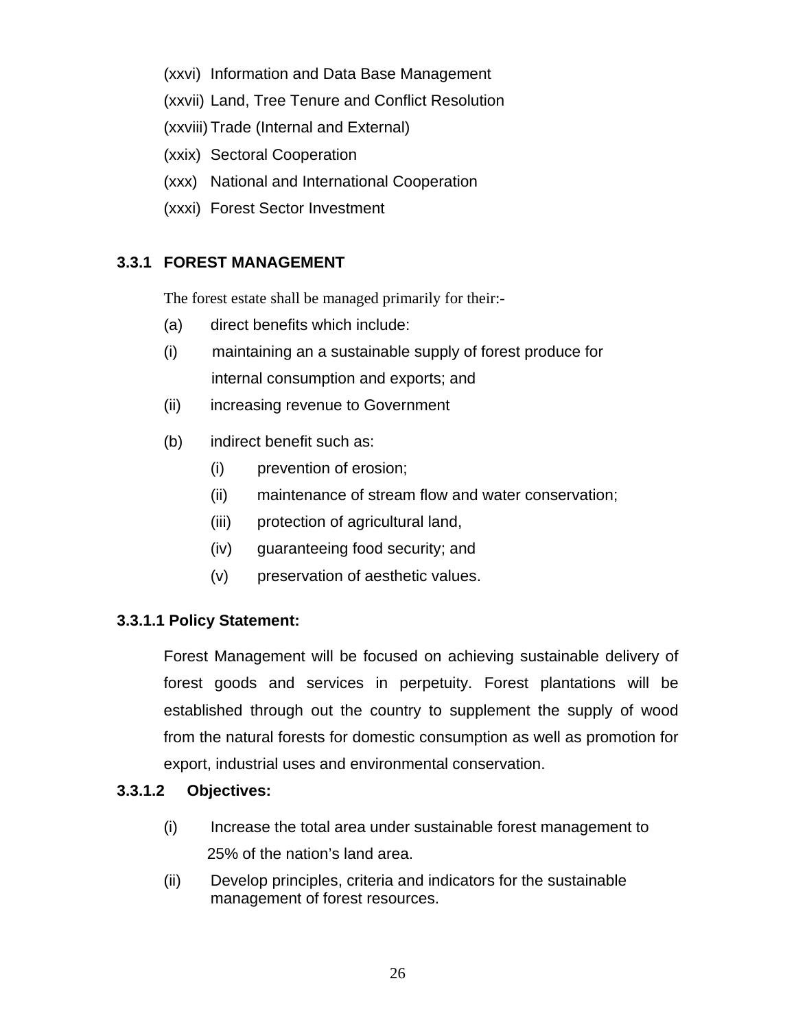(xxvi) Information and Data Base Management

(xxvii) Land, Tree Tenure and Conflict Resolution

(xxviii) Trade (Internal and External)

(xxix) Sectoral Cooperation

(xxx) National and International Cooperation

(xxxi) Forest Sector Investment

### 3.3.1 FOREST MANAGEMENT

The forest estate shall be managed primarily for their:-

(a) direct benefits which include:

(i) maintaining an a sustainable supply of forest produce for internal consumption and exports; and

(ii) increasing revenue to Government

(b) indirect benefit such as:

- (i) prevention of erosion;
- (ii) maintenance of stream flow and water conservation;
- (iii) protection of agricultural land,
- (iv) guaranteeing food security; and
- (v) preservation of aesthetic values.

#### 3.3.1.1 Policy Statement:

Forest Management will be focused on achieving sustainable delivery of forest goods and services in perpetuity. Forest plantations will be established through out the country to supplement the supply of wood from the natural forests for domestic consumption as well as promotion for export, industrial uses and environmental conservation.

#### 3.3.1.2 Objectives:

(i) Increase the total area under sustainable forest management to 25% of the nation’s land area.

(ii) Develop principles, criteria and indicators for the sustainable management of forest resources.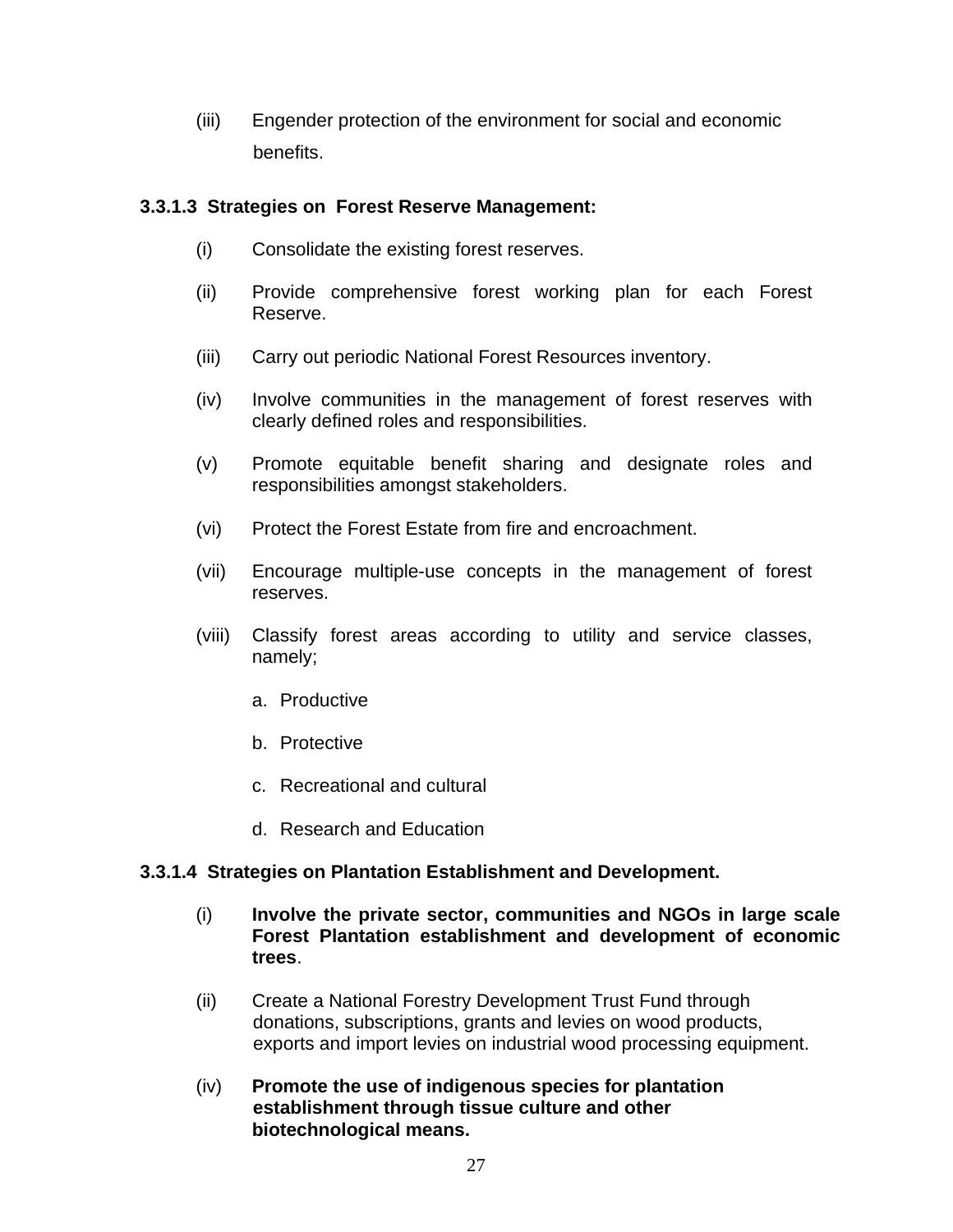(iii) Engender protection of the environment for social and economic benefits.

**3.3.1.3 Strategies on Forest Reserve Management:**

(i) Consolidate the existing forest reserves.

(ii) Provide comprehensive forest working plan for each Forest Reserve.

(iii) Carry out periodic National Forest Resources inventory.

(iv) Involve communities in the management of forest reserves with clearly defined roles and responsibilities.

(v) Promote equitable benefit sharing and designate roles and responsibilities amongst stakeholders.

(vi) Protect the Forest Estate from fire and encroachment.

(vii) Encourage multiple-use concepts in the management of forest reserves.

(viii) Classify forest areas according to utility and service classes, namely;

   a. Productive

   b. Protective

   c. Recreational and cultural

   d. Research and Education

**3.3.1.4 Strategies on Plantation Establishment and Development.**

(i) **Involve the private sector, communities and NGOs in large scale Forest Plantation establishment and development of economic trees**.

(ii) Create a National Forestry Development Trust Fund through donations, subscriptions, grants and levies on wood products, exports and import levies on industrial wood processing equipment.

(iv) **Promote the use of indigenous species for plantation establishment through tissue culture and other biotechnological means.**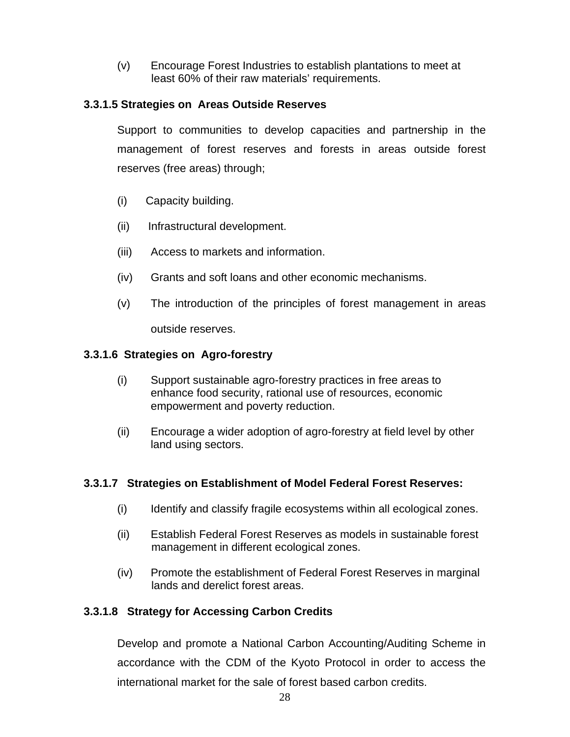(v) Encourage Forest Industries to establish plantations to meet at least 60% of their raw materials' requirements.

#### 3.3.1.5 Strategies on Areas Outside Reserves

Support to communities to develop capacities and partnership in the management of forest reserves and forests in areas outside forest reserves (free areas) through;

(i) Capacity building.

(ii) Infrastructural development.

(iii) Access to markets and information.

(iv) Grants and soft loans and other economic mechanisms.

(v) The introduction of the principles of forest management in areas outside reserves.

#### 3.3.1.6 Strategies on Agro-forestry

(i) Support sustainable agro-forestry practices in free areas to enhance food security, rational use of resources, economic empowerment and poverty reduction.

(ii) Encourage a wider adoption of agro-forestry at field level by other land using sectors.

#### 3.3.1.7 Strategies on Establishment of Model Federal Forest Reserves:

(i) Identify and classify fragile ecosystems within all ecological zones.

(ii) Establish Federal Forest Reserves as models in sustainable forest management in different ecological zones.

(iv) Promote the establishment of Federal Forest Reserves in marginal lands and derelict forest areas.

#### 3.3.1.8 Strategy for Accessing Carbon Credits

Develop and promote a National Carbon Accounting/Auditing Scheme in accordance with the CDM of the Kyoto Protocol in order to access the international market for the sale of forest based carbon credits.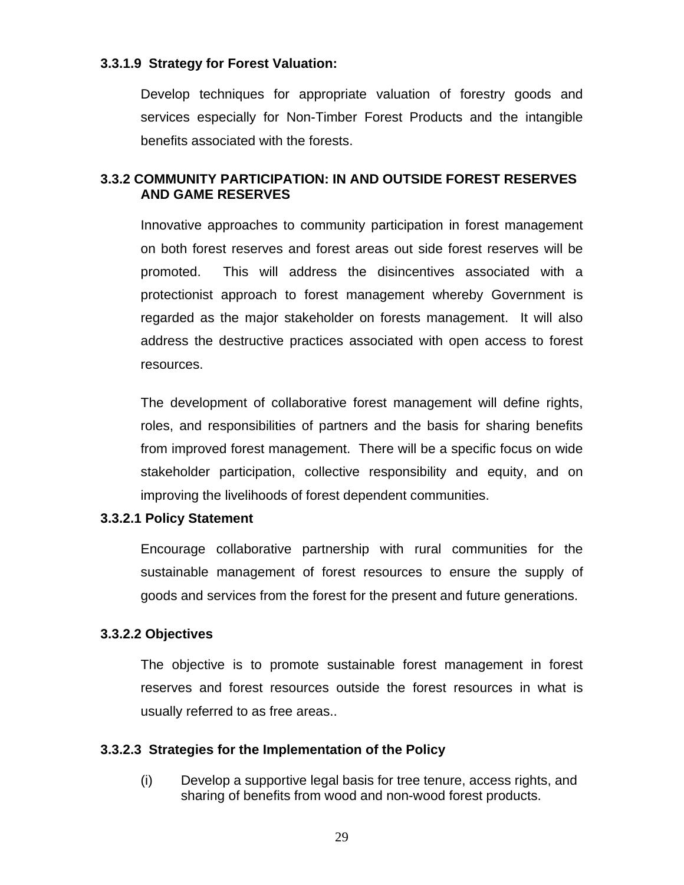#### 3.3.1.9 Strategy for Forest Valuation:

Develop techniques for appropriate valuation of forestry goods and services especially for Non-Timber Forest Products and the intangible benefits associated with the forests.

### 3.3.2 COMMUNITY PARTICIPATION: IN AND OUTSIDE FOREST RESERVES AND GAME RESERVES

Innovative approaches to community participation in forest management on both forest reserves and forest areas out side forest reserves will be promoted. This will address the disincentives associated with a protectionist approach to forest management whereby Government is regarded as the major stakeholder on forests management. It will also address the destructive practices associated with open access to forest resources.

The development of collaborative forest management will define rights, roles, and responsibilities of partners and the basis for sharing benefits from improved forest management. There will be a specific focus on wide stakeholder participation, collective responsibility and equity, and on improving the livelihoods of forest dependent communities.

#### 3.3.2.1 Policy Statement

Encourage collaborative partnership with rural communities for the sustainable management of forest resources to ensure the supply of goods and services from the forest for the present and future generations.

#### 3.3.2.2 Objectives

The objective is to promote sustainable forest management in forest reserves and forest resources outside the forest resources in what is usually referred to as free areas..

#### 3.3.2.3 Strategies for the Implementation of the Policy

(i) Develop a supportive legal basis for tree tenure, access rights, and sharing of benefits from wood and non-wood forest products.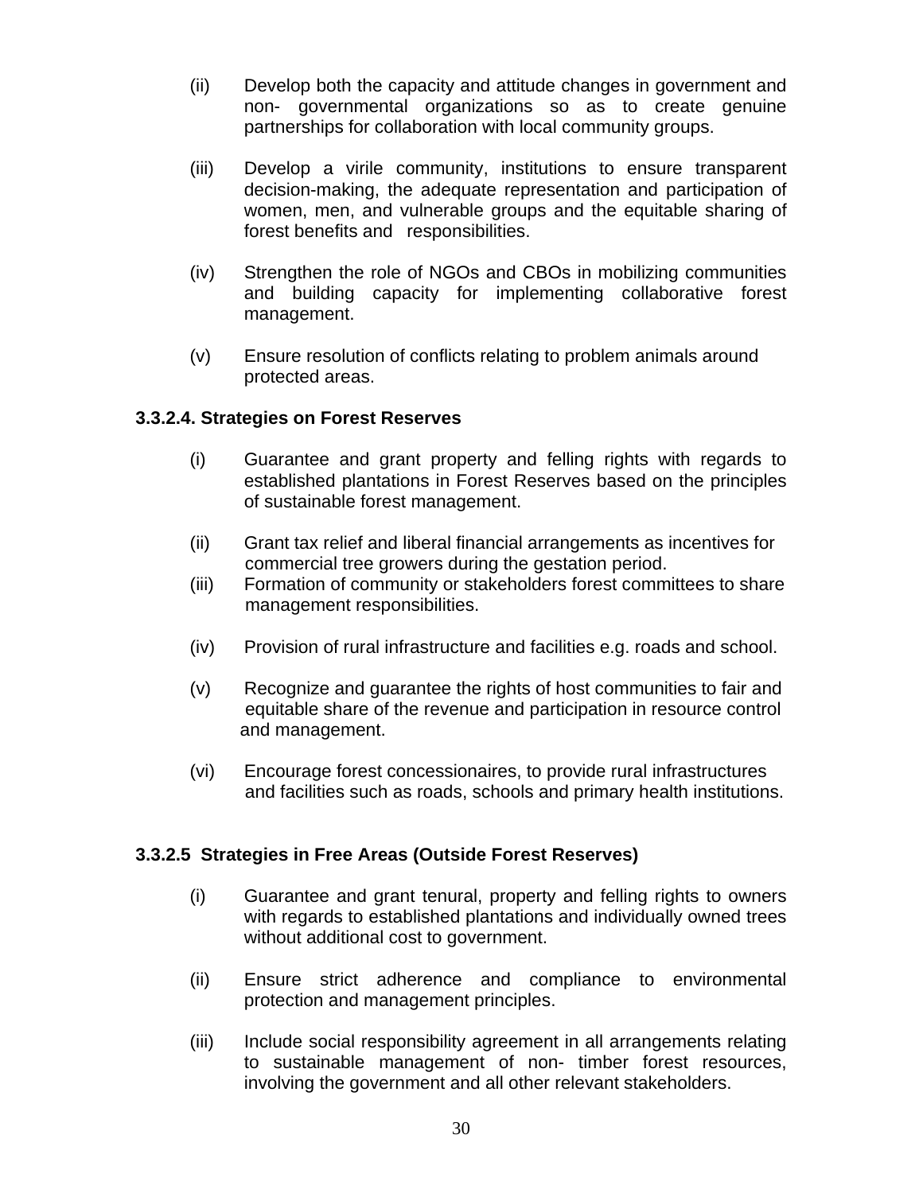(ii) Develop both the capacity and attitude changes in government and non- governmental organizations so as to create genuine partnerships for collaboration with local community groups.

(iii) Develop a virile community, institutions to ensure transparent decision-making, the adequate representation and participation of women, men, and vulnerable groups and the equitable sharing of forest benefits and responsibilities.

(iv) Strengthen the role of NGOs and CBOs in mobilizing communities and building capacity for implementing collaborative forest management.

(v) Ensure resolution of conflicts relating to problem animals around protected areas.

**3.3.2.4. Strategies on Forest Reserves**

(i) Guarantee and grant property and felling rights with regards to established plantations in Forest Reserves based on the principles of sustainable forest management.

(ii) Grant tax relief and liberal financial arrangements as incentives for commercial tree growers during the gestation period.

(iii) Formation of community or stakeholders forest committees to share management responsibilities.

(iv) Provision of rural infrastructure and facilities e.g. roads and school.

(v) Recognize and guarantee the rights of host communities to fair and equitable share of the revenue and participation in resource control and management.

(vi) Encourage forest concessionaires, to provide rural infrastructures and facilities such as roads, schools and primary health institutions.

**3.3.2.5 Strategies in Free Areas (Outside Forest Reserves)**

(i) Guarantee and grant tenural, property and felling rights to owners with regards to established plantations and individually owned trees without additional cost to government.

(ii) Ensure strict adherence and compliance to environmental protection and management principles.

(iii) Include social responsibility agreement in all arrangements relating to sustainable management of non- timber forest resources, involving the government and all other relevant stakeholders.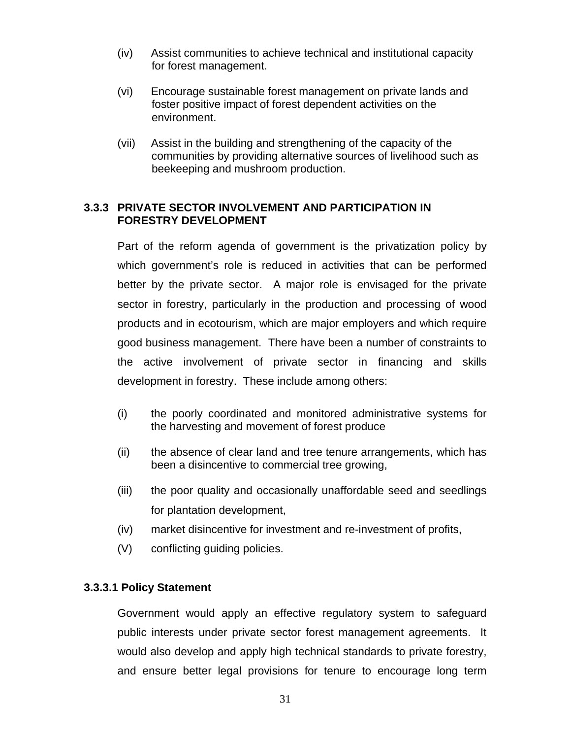(iv) Assist communities to achieve technical and institutional capacity for forest management.

(vi) Encourage sustainable forest management on private lands and foster positive impact of forest dependent activities on the environment.

(vii) Assist in the building and strengthening of the capacity of the communities by providing alternative sources of livelihood such as beekeeping and mushroom production.

### 3.3.3 PRIVATE SECTOR INVOLVEMENT AND PARTICIPATION IN FORESTRY DEVELOPMENT

Part of the reform agenda of government is the privatization policy by which government's role is reduced in activities that can be performed better by the private sector. A major role is envisaged for the private sector in forestry, particularly in the production and processing of wood products and in ecotourism, which are major employers and which require good business management. There have been a number of constraints to the active involvement of private sector in financing and skills development in forestry. These include among others:

(i) the poorly coordinated and monitored administrative systems for the harvesting and movement of forest produce

(ii) the absence of clear land and tree tenure arrangements, which has been a disincentive to commercial tree growing,

(iii) the poor quality and occasionally unaffordable seed and seedlings for plantation development,

(iv) market disincentive for investment and re-investment of profits,

(V) conflicting guiding policies.

#### 3.3.3.1 Policy Statement

Government would apply an effective regulatory system to safeguard public interests under private sector forest management agreements. It would also develop and apply high technical standards to private forestry, and ensure better legal provisions for tenure to encourage long term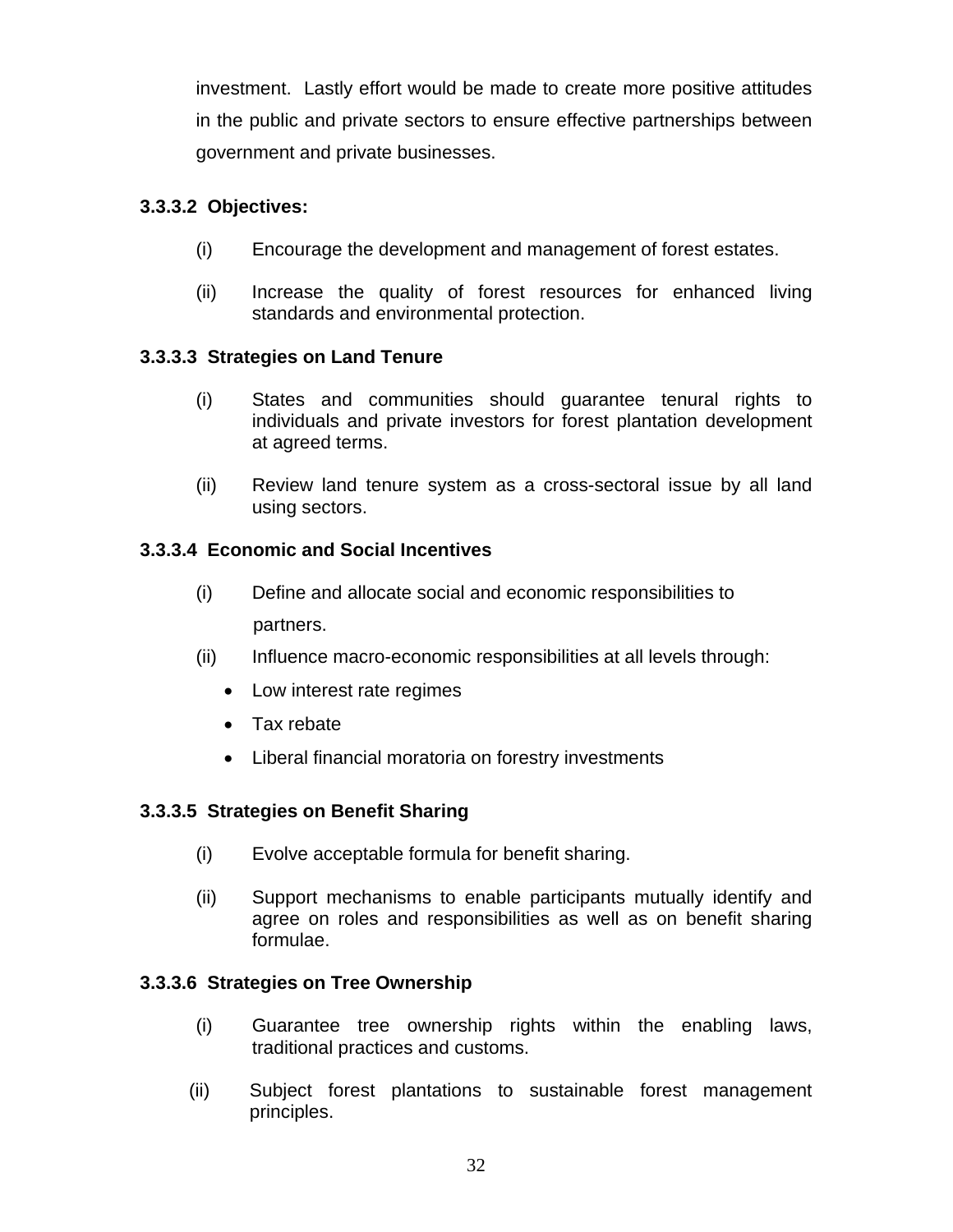investment. Lastly effort would be made to create more positive attitudes in the public and private sectors to ensure effective partnerships between government and private businesses.

#### 3.3.3.2 Objectives:

(i) Encourage the development and management of forest estates.

(ii) Increase the quality of forest resources for enhanced living standards and environmental protection.

#### 3.3.3.3 Strategies on Land Tenure

(i) States and communities should guarantee tenural rights to individuals and private investors for forest plantation development at agreed terms.

(ii) Review land tenure system as a cross-sectoral issue by all land using sectors.

#### 3.3.3.4 Economic and Social Incentives

(i) Define and allocate social and economic responsibilities to partners.

(ii) Influence macro-economic responsibilities at all levels through:

- Low interest rate regimes
- Tax rebate
- Liberal financial moratoria on forestry investments

#### 3.3.3.5 Strategies on Benefit Sharing

(i) Evolve acceptable formula for benefit sharing.

(ii) Support mechanisms to enable participants mutually identify and agree on roles and responsibilities as well as on benefit sharing formulae.

#### 3.3.3.6 Strategies on Tree Ownership

(i) Guarantee tree ownership rights within the enabling laws, traditional practices and customs.

(ii) Subject forest plantations to sustainable forest management principles.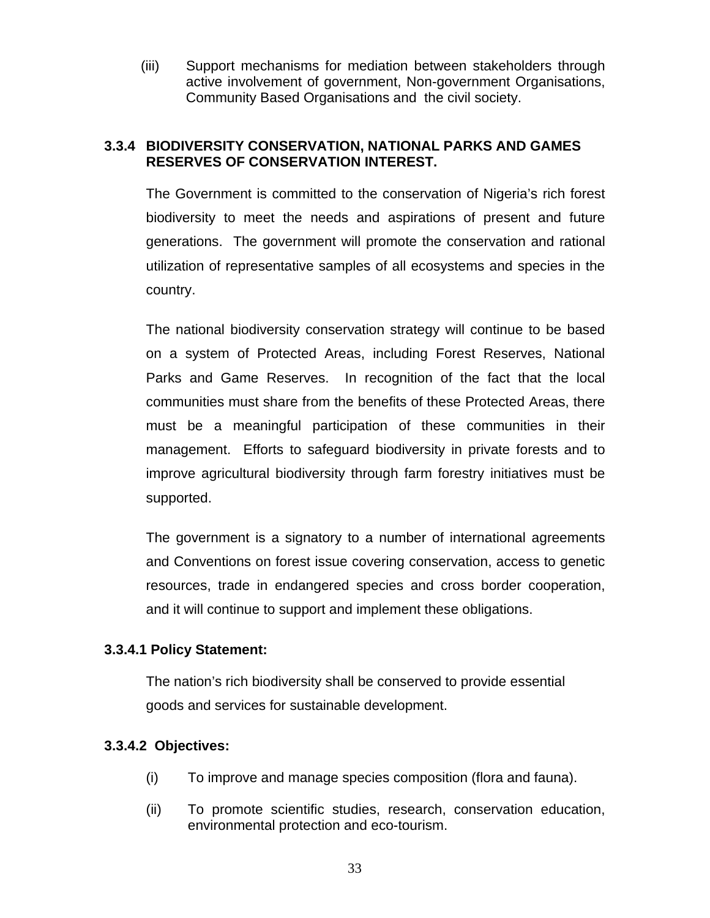(iii) Support mechanisms for mediation between stakeholders through active involvement of government, Non-government Organisations, Community Based Organisations and the civil society.

### 3.3.4 BIODIVERSITY CONSERVATION, NATIONAL PARKS AND GAMES RESERVES OF CONSERVATION INTEREST.

The Government is committed to the conservation of Nigeria's rich forest biodiversity to meet the needs and aspirations of present and future generations. The government will promote the conservation and rational utilization of representative samples of all ecosystems and species in the country.

The national biodiversity conservation strategy will continue to be based on a system of Protected Areas, including Forest Reserves, National Parks and Game Reserves. In recognition of the fact that the local communities must share from the benefits of these Protected Areas, there must be a meaningful participation of these communities in their management. Efforts to safeguard biodiversity in private forests and to improve agricultural biodiversity through farm forestry initiatives must be supported.

The government is a signatory to a number of international agreements and Conventions on forest issue covering conservation, access to genetic resources, trade in endangered species and cross border cooperation, and it will continue to support and implement these obligations.

#### 3.3.4.1 Policy Statement:

The nation's rich biodiversity shall be conserved to provide essential goods and services for sustainable development.

#### 3.3.4.2 Objectives:

(i) To improve and manage species composition (flora and fauna).

(ii) To promote scientific studies, research, conservation education, environmental protection and eco-tourism.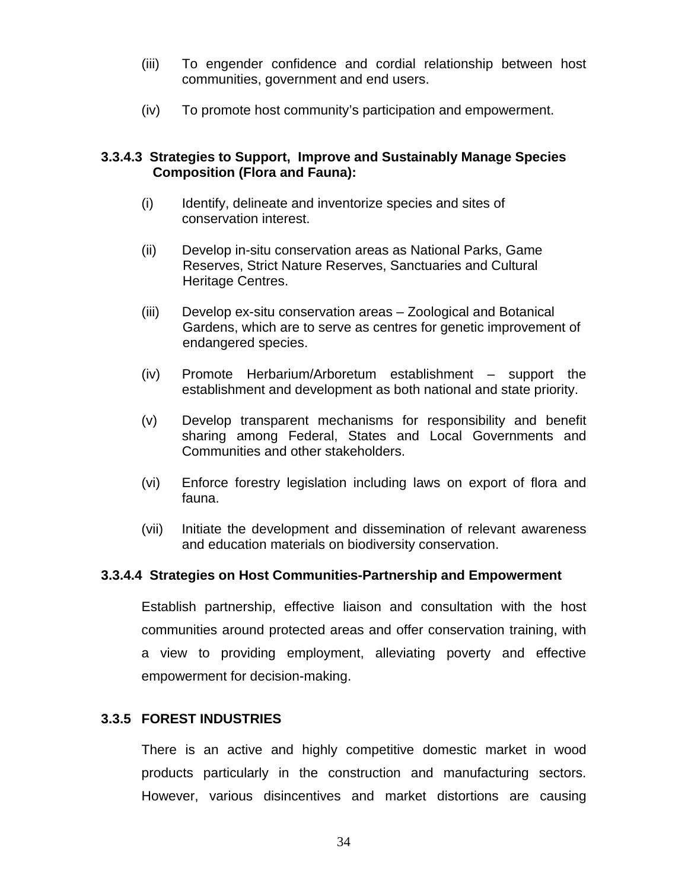(iii) To engender confidence and cordial relationship between host communities, government and end users.

(iv) To promote host community's participation and empowerment.

#### 3.3.4.3 Strategies to Support, Improve and Sustainably Manage Species Composition (Flora and Fauna):

(i) Identify, delineate and inventorize species and sites of conservation interest.

(ii) Develop in-situ conservation areas as National Parks, Game Reserves, Strict Nature Reserves, Sanctuaries and Cultural Heritage Centres.

(iii) Develop ex-situ conservation areas – Zoological and Botanical Gardens, which are to serve as centres for genetic improvement of endangered species.

(iv) Promote Herbarium/Arboretum establishment – support the establishment and development as both national and state priority.

(v) Develop transparent mechanisms for responsibility and benefit sharing among Federal, States and Local Governments and Communities and other stakeholders.

(vi) Enforce forestry legislation including laws on export of flora and fauna.

(vii) Initiate the development and dissemination of relevant awareness and education materials on biodiversity conservation.

#### 3.3.4.4 Strategies on Host Communities-Partnership and Empowerment

Establish partnership, effective liaison and consultation with the host communities around protected areas and offer conservation training, with a view to providing employment, alleviating poverty and effective empowerment for decision-making.

### 3.3.5 FOREST INDUSTRIES

There is an active and highly competitive domestic market in wood products particularly in the construction and manufacturing sectors. However, various disincentives and market distortions are causing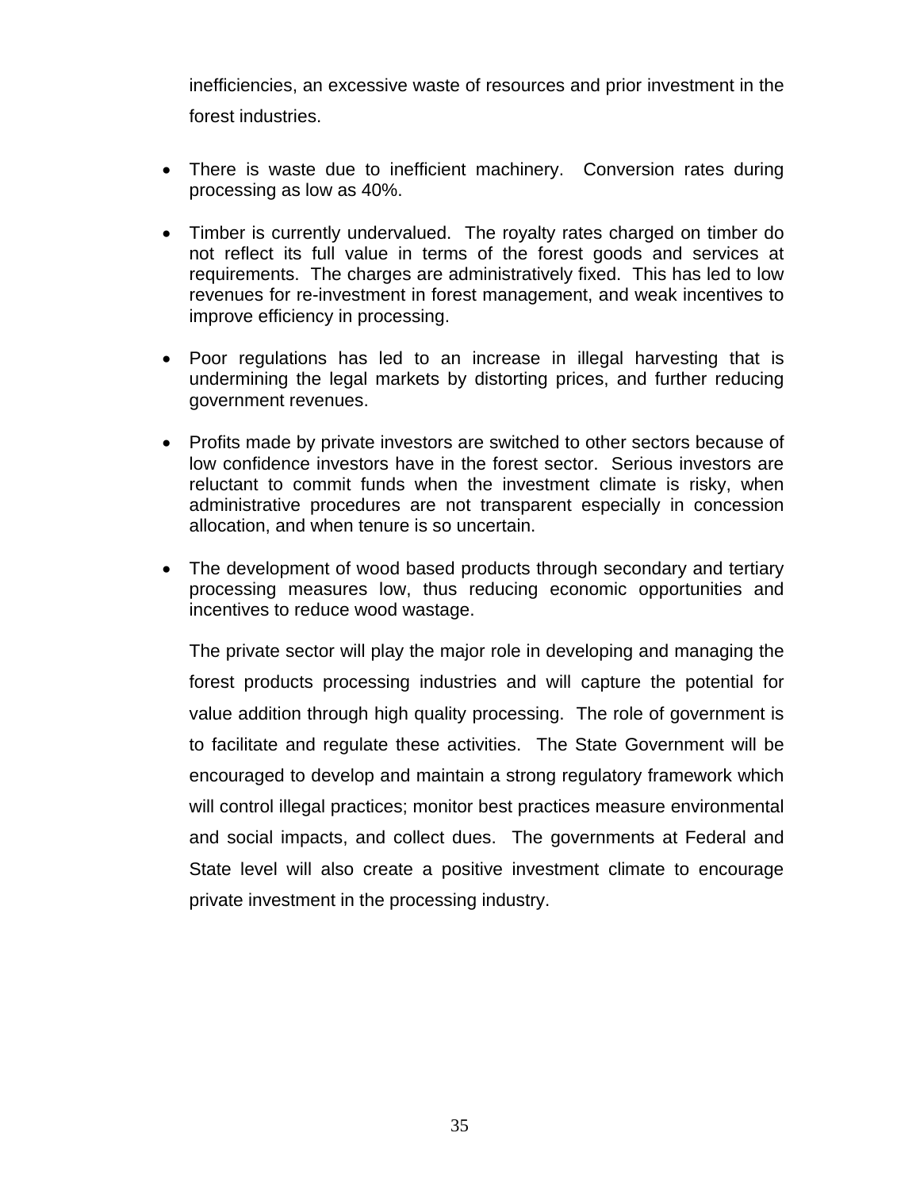inefficiencies, an excessive waste of resources and prior investment in the forest industries.

- There is waste due to inefficient machinery. Conversion rates during processing as low as 40%.
- Timber is currently undervalued. The royalty rates charged on timber do not reflect its full value in terms of the forest goods and services at requirements. The charges are administratively fixed. This has led to low revenues for re-investment in forest management, and weak incentives to improve efficiency in processing.
- Poor regulations has led to an increase in illegal harvesting that is undermining the legal markets by distorting prices, and further reducing government revenues.
- Profits made by private investors are switched to other sectors because of low confidence investors have in the forest sector. Serious investors are reluctant to commit funds when the investment climate is risky, when administrative procedures are not transparent especially in concession allocation, and when tenure is so uncertain.
- The development of wood based products through secondary and tertiary processing measures low, thus reducing economic opportunities and incentives to reduce wood wastage.

The private sector will play the major role in developing and managing the forest products processing industries and will capture the potential for value addition through high quality processing. The role of government is to facilitate and regulate these activities. The State Government will be encouraged to develop and maintain a strong regulatory framework which will control illegal practices; monitor best practices measure environmental and social impacts, and collect dues. The governments at Federal and State level will also create a positive investment climate to encourage private investment in the processing industry.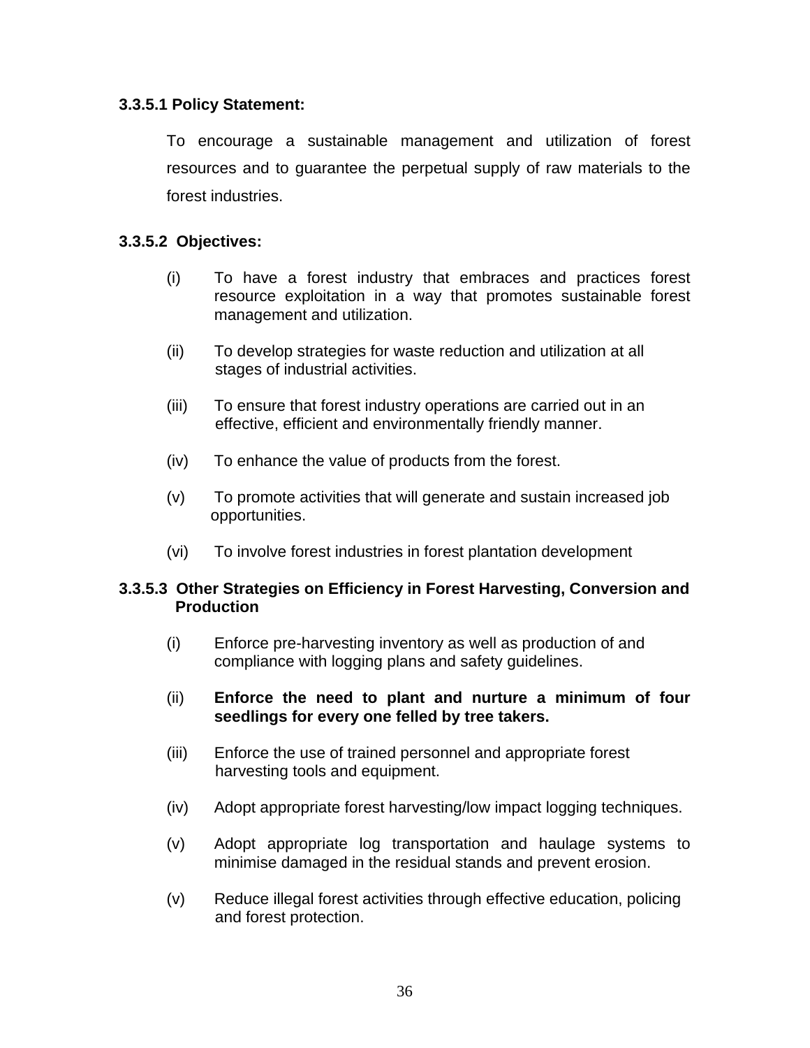#### 3.3.5.1 Policy Statement:

To encourage a sustainable management and utilization of forest resources and to guarantee the perpetual supply of raw materials to the forest industries.

#### 3.3.5.2 Objectives:

(i) To have a forest industry that embraces and practices forest resource exploitation in a way that promotes sustainable forest management and utilization.

(ii) To develop strategies for waste reduction and utilization at all stages of industrial activities.

(iii) To ensure that forest industry operations are carried out in an effective, efficient and environmentally friendly manner.

(iv) To enhance the value of products from the forest.

(v) To promote activities that will generate and sustain increased job opportunities.

(vi) To involve forest industries in forest plantation development

#### 3.3.5.3 Other Strategies on Efficiency in Forest Harvesting, Conversion and Production

(i) Enforce pre-harvesting inventory as well as production of and compliance with logging plans and safety guidelines.

(ii) **Enforce the need to plant and nurture a minimum of four seedlings for every one felled by tree takers.**

(iii) Enforce the use of trained personnel and appropriate forest harvesting tools and equipment.

(iv) Adopt appropriate forest harvesting/low impact logging techniques.

(v) Adopt appropriate log transportation and haulage systems to minimise damaged in the residual stands and prevent erosion.

(v) Reduce illegal forest activities through effective education, policing and forest protection.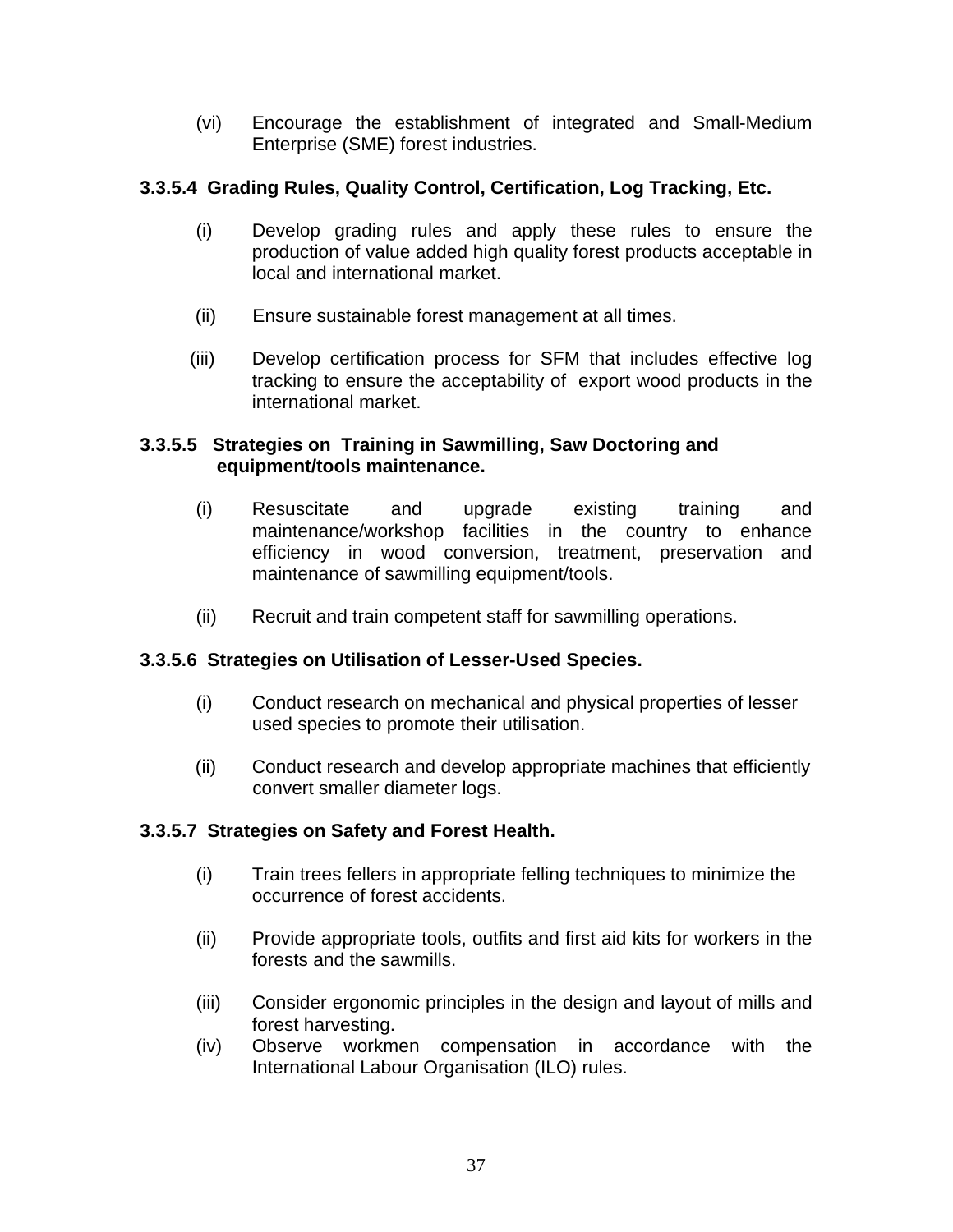(vi) Encourage the establishment of integrated and Small-Medium Enterprise (SME) forest industries.

#### 3.3.5.4 Grading Rules, Quality Control, Certification, Log Tracking, Etc.

(i) Develop grading rules and apply these rules to ensure the production of value added high quality forest products acceptable in local and international market.

(ii) Ensure sustainable forest management at all times.

(iii) Develop certification process for SFM that includes effective log tracking to ensure the acceptability of export wood products in the international market.

#### 3.3.5.5 Strategies on Training in Sawmilling, Saw Doctoring and equipment/tools maintenance.

(i) Resuscitate and upgrade existing training and maintenance/workshop facilities in the country to enhance efficiency in wood conversion, treatment, preservation and maintenance of sawmilling equipment/tools.

(ii) Recruit and train competent staff for sawmilling operations.

#### 3.3.5.6 Strategies on Utilisation of Lesser-Used Species.

(i) Conduct research on mechanical and physical properties of lesser used species to promote their utilisation.

(ii) Conduct research and develop appropriate machines that efficiently convert smaller diameter logs.

#### 3.3.5.7 Strategies on Safety and Forest Health.

(i) Train trees fellers in appropriate felling techniques to minimize the occurrence of forest accidents.

(ii) Provide appropriate tools, outfits and first aid kits for workers in the forests and the sawmills.

(iii) Consider ergonomic principles in the design and layout of mills and forest harvesting.

(iv) Observe workmen compensation in accordance with the International Labour Organisation (ILO) rules.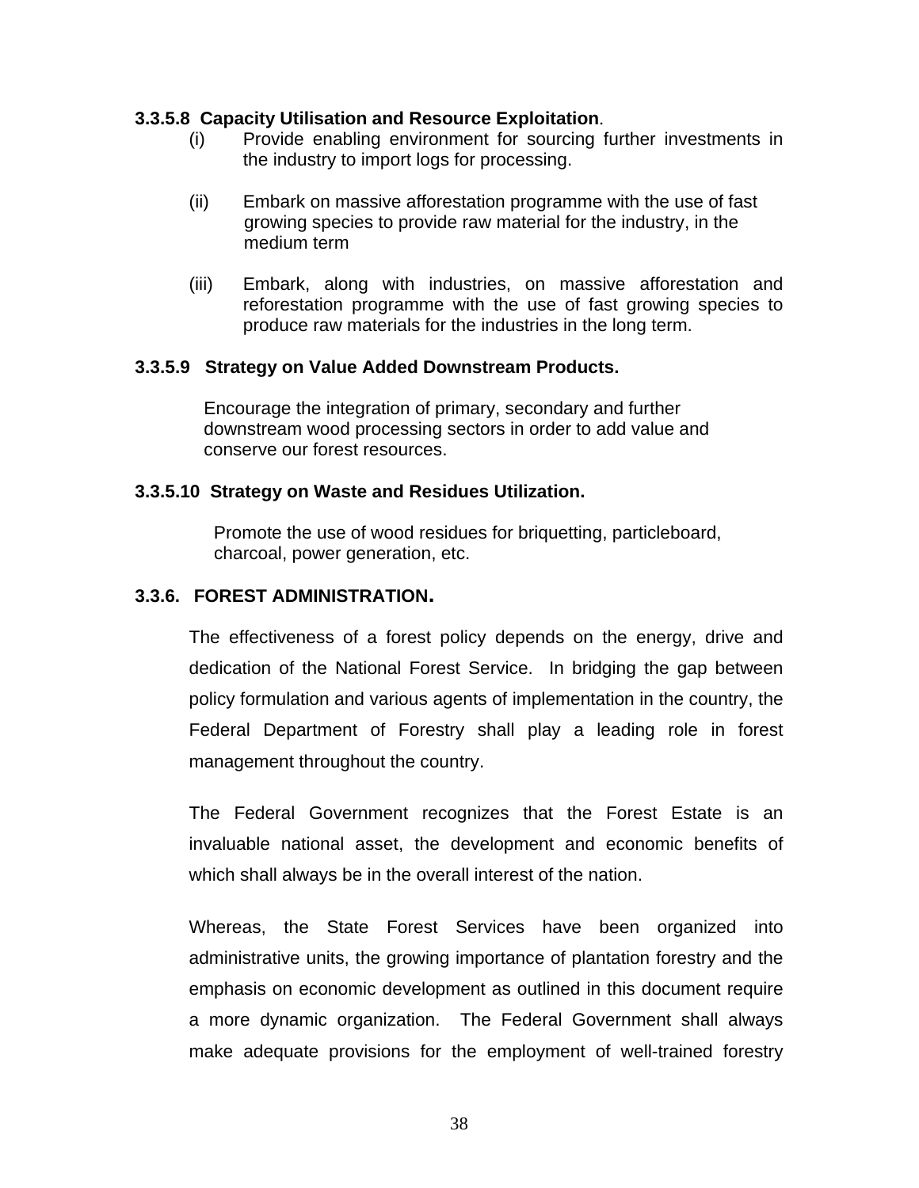**3.3.5.8 Capacity Utilisation and Resource Exploitation**.

(i) Provide enabling environment for sourcing further investments in the industry to import logs for processing.

(ii) Embark on massive afforestation programme with the use of fast growing species to provide raw material for the industry, in the medium term

(iii) Embark, along with industries, on massive afforestation and reforestation programme with the use of fast growing species to produce raw materials for the industries in the long term.

**3.3.5.9 Strategy on Value Added Downstream Products.**

Encourage the integration of primary, secondary and further downstream wood processing sectors in order to add value and conserve our forest resources.

**3.3.5.10 Strategy on Waste and Residues Utilization.**

Promote the use of wood residues for briquetting, particleboard, charcoal, power generation, etc.

**3.3.6. FOREST ADMINISTRATION.**

The effectiveness of a forest policy depends on the energy, drive and dedication of the National Forest Service. In bridging the gap between policy formulation and various agents of implementation in the country, the Federal Department of Forestry shall play a leading role in forest management throughout the country.

The Federal Government recognizes that the Forest Estate is an invaluable national asset, the development and economic benefits of which shall always be in the overall interest of the nation.

Whereas, the State Forest Services have been organized into administrative units, the growing importance of plantation forestry and the emphasis on economic development as outlined in this document require a more dynamic organization. The Federal Government shall always make adequate provisions for the employment of well-trained forestry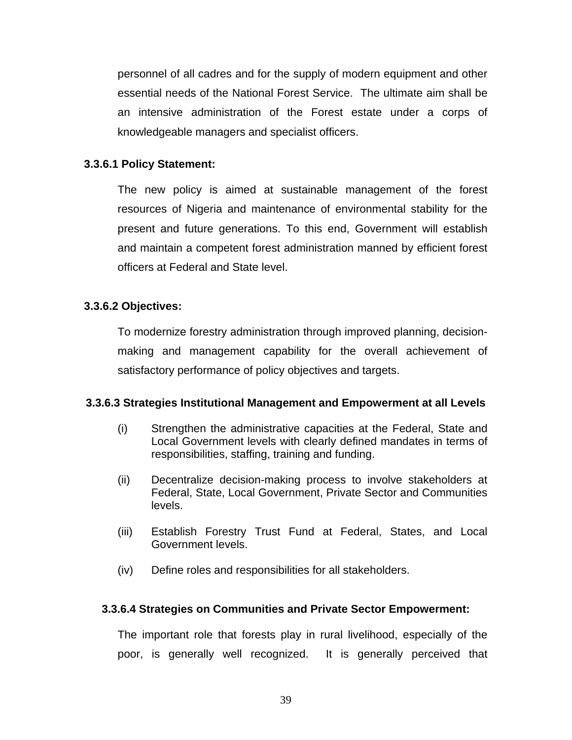personnel of all cadres and for the supply of modern equipment and other essential needs of the National Forest Service. The ultimate aim shall be an intensive administration of the Forest estate under a corps of knowledgeable managers and specialist officers.

#### 3.3.6.1 Policy Statement:

The new policy is aimed at sustainable management of the forest resources of Nigeria and maintenance of environmental stability for the present and future generations. To this end, Government will establish and maintain a competent forest administration manned by efficient forest officers at Federal and State level.

#### 3.3.6.2 Objectives:

To modernize forestry administration through improved planning, decision-making and management capability for the overall achievement of satisfactory performance of policy objectives and targets.

#### 3.3.6.3 Strategies Institutional Management and Empowerment at all Levels

(i) Strengthen the administrative capacities at the Federal, State and Local Government levels with clearly defined mandates in terms of responsibilities, staffing, training and funding.

(ii) Decentralize decision-making process to involve stakeholders at Federal, State, Local Government, Private Sector and Communities levels.

(iii) Establish Forestry Trust Fund at Federal, States, and Local Government levels.

(iv) Define roles and responsibilities for all stakeholders.

#### 3.3.6.4 Strategies on Communities and Private Sector Empowerment:

The important role that forests play in rural livelihood, especially of the poor, is generally well recognized. It is generally perceived that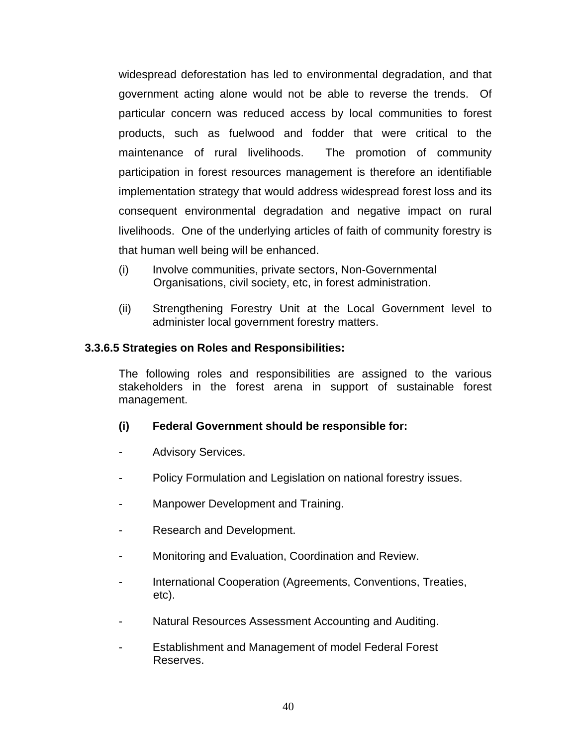widespread deforestation has led to environmental degradation, and that government acting alone would not be able to reverse the trends. Of particular concern was reduced access by local communities to forest products, such as fuelwood and fodder that were critical to the maintenance of rural livelihoods. The promotion of community participation in forest resources management is therefore an identifiable implementation strategy that would address widespread forest loss and its consequent environmental degradation and negative impact on rural livelihoods. One of the underlying articles of faith of community forestry is that human well being will be enhanced.

(i) Involve communities, private sectors, Non-Governmental Organisations, civil society, etc, in forest administration.

(ii) Strengthening Forestry Unit at the Local Government level to administer local government forestry matters.

#### 3.3.6.5 Strategies on Roles and Responsibilities:

The following roles and responsibilities are assigned to the various stakeholders in the forest arena in support of sustainable forest management.

**(i) Federal Government should be responsible for:**

- Advisory Services.
- Policy Formulation and Legislation on national forestry issues.
- Manpower Development and Training.
- Research and Development.
- Monitoring and Evaluation, Coordination and Review.
- International Cooperation (Agreements, Conventions, Treaties, etc).
- Natural Resources Assessment Accounting and Auditing.
- Establishment and Management of model Federal Forest Reserves.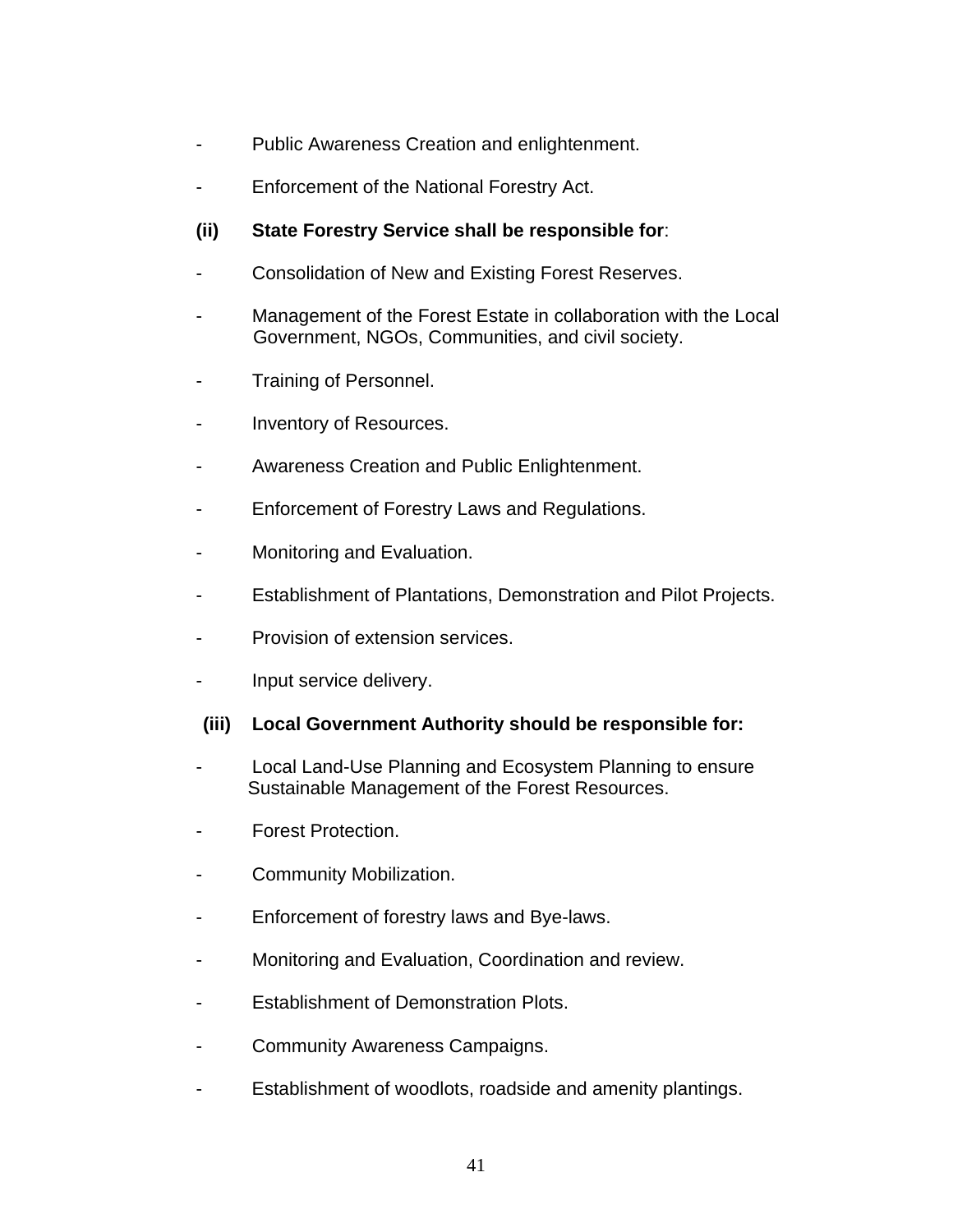- Public Awareness Creation and enlightenment.
- Enforcement of the National Forestry Act.

**(ii) State Forestry Service shall be responsible for**:

- Consolidation of New and Existing Forest Reserves.
- Management of the Forest Estate in collaboration with the Local Government, NGOs, Communities, and civil society.
- Training of Personnel.
- Inventory of Resources.
- Awareness Creation and Public Enlightenment.
- Enforcement of Forestry Laws and Regulations.
- Monitoring and Evaluation.
- Establishment of Plantations, Demonstration and Pilot Projects.
- Provision of extension services.
- Input service delivery.

**(iii) Local Government Authority should be responsible for:**

- Local Land-Use Planning and Ecosystem Planning to ensure Sustainable Management of the Forest Resources.
- Forest Protection.
- Community Mobilization.
- Enforcement of forestry laws and Bye-laws.
- Monitoring and Evaluation, Coordination and review.
- Establishment of Demonstration Plots.
- Community Awareness Campaigns.
- Establishment of woodlots, roadside and amenity plantings.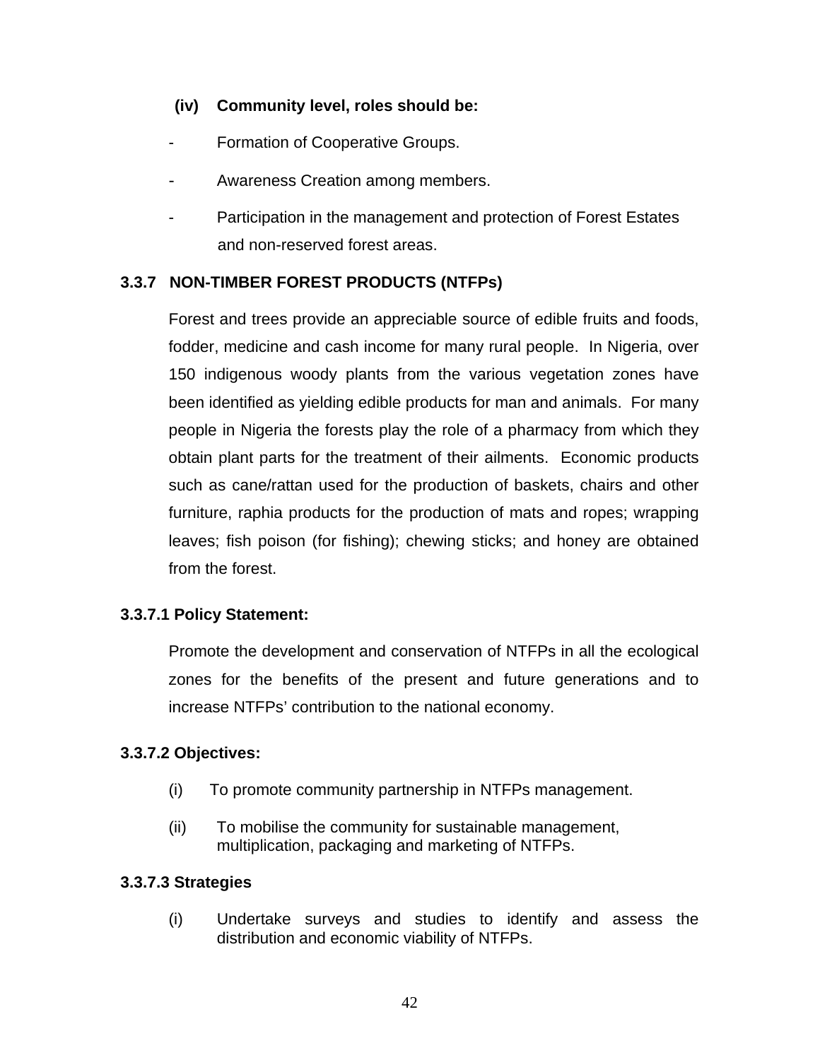**(iv) Community level, roles should be:**

- Formation of Cooperative Groups.
- Awareness Creation among members.
- Participation in the management and protection of Forest Estates and non-reserved forest areas.

### 3.3.7 NON-TIMBER FOREST PRODUCTS (NTFPs)

Forest and trees provide an appreciable source of edible fruits and foods, fodder, medicine and cash income for many rural people. In Nigeria, over 150 indigenous woody plants from the various vegetation zones have been identified as yielding edible products for man and animals. For many people in Nigeria the forests play the role of a pharmacy from which they obtain plant parts for the treatment of their ailments. Economic products such as cane/rattan used for the production of baskets, chairs and other furniture, raphia products for the production of mats and ropes; wrapping leaves; fish poison (for fishing); chewing sticks; and honey are obtained from the forest.

#### 3.3.7.1 Policy Statement:

Promote the development and conservation of NTFPs in all the ecological zones for the benefits of the present and future generations and to increase NTFPs' contribution to the national economy.

#### 3.3.7.2 Objectives:

(i) To promote community partnership in NTFPs management.

(ii) To mobilise the community for sustainable management, multiplication, packaging and marketing of NTFPs.

#### 3.3.7.3 Strategies

(i) Undertake surveys and studies to identify and assess the distribution and economic viability of NTFPs.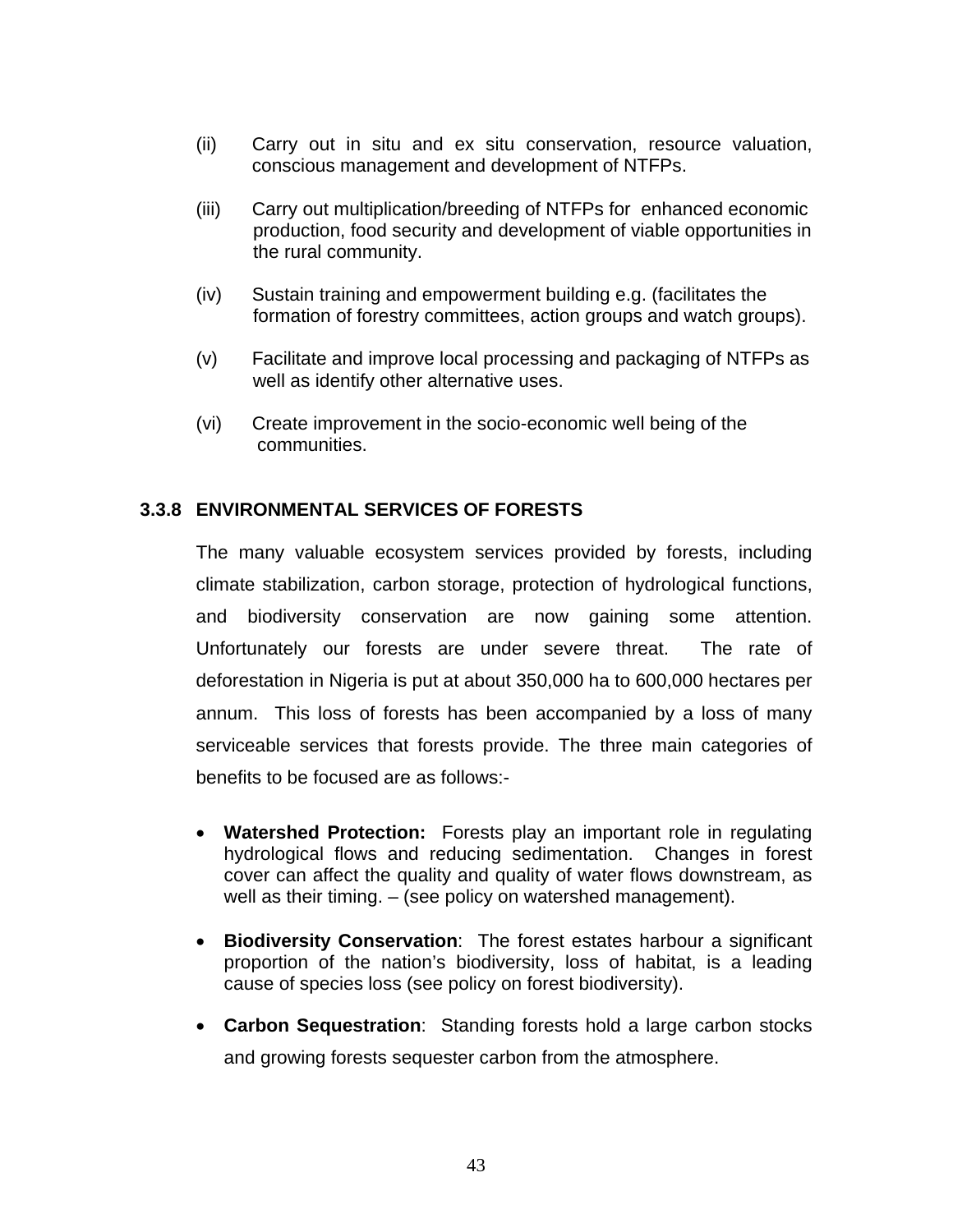(ii) Carry out in situ and ex situ conservation, resource valuation, conscious management and development of NTFPs.

(iii) Carry out multiplication/breeding of NTFPs for enhanced economic production, food security and development of viable opportunities in the rural community.

(iv) Sustain training and empowerment building e.g. (facilitates the formation of forestry committees, action groups and watch groups).

(v) Facilitate and improve local processing and packaging of NTFPs as well as identify other alternative uses.

(vi) Create improvement in the socio-economic well being of the communities.

### 3.3.8 ENVIRONMENTAL SERVICES OF FORESTS

The many valuable ecosystem services provided by forests, including climate stabilization, carbon storage, protection of hydrological functions, and biodiversity conservation are now gaining some attention. Unfortunately our forests are under severe threat. The rate of deforestation in Nigeria is put at about 350,000 ha to 600,000 hectares per annum. This loss of forests has been accompanied by a loss of many serviceable services that forests provide. The three main categories of benefits to be focused are as follows:-

- **Watershed Protection:** Forests play an important role in regulating hydrological flows and reducing sedimentation. Changes in forest cover can affect the quality and quality of water flows downstream, as well as their timing. – (see policy on watershed management).

- **Biodiversity Conservation**: The forest estates harbour a significant proportion of the nation's biodiversity, loss of habitat, is a leading cause of species loss (see policy on forest biodiversity).

- **Carbon Sequestration**: Standing forests hold a large carbon stocks and growing forests sequester carbon from the atmosphere.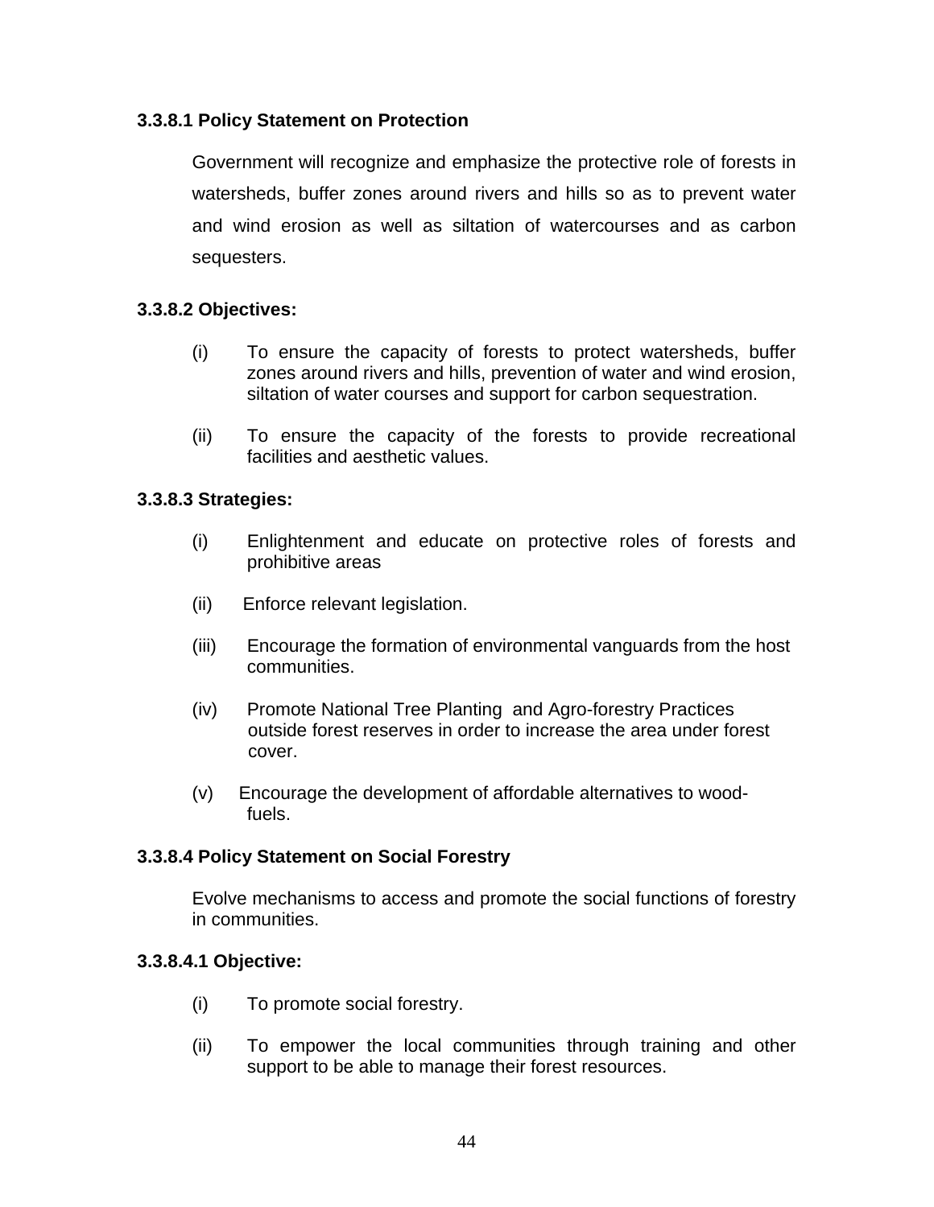**3.3.8.1 Policy Statement on Protection**

Government will recognize and emphasize the protective role of forests in watersheds, buffer zones around rivers and hills so as to prevent water and wind erosion as well as siltation of watercourses and as carbon sequesters.

**3.3.8.2 Objectives:**

(i) To ensure the capacity of forests to protect watersheds, buffer zones around rivers and hills, prevention of water and wind erosion, siltation of water courses and support for carbon sequestration.

(ii) To ensure the capacity of the forests to provide recreational facilities and aesthetic values.

**3.3.8.3 Strategies:**

(i) Enlightenment and educate on protective roles of forests and prohibitive areas

(ii) Enforce relevant legislation.

(iii) Encourage the formation of environmental vanguards from the host communities.

(iv) Promote National Tree Planting and Agro-forestry Practices outside forest reserves in order to increase the area under forest cover.

(v) Encourage the development of affordable alternatives to wood-fuels.

**3.3.8.4 Policy Statement on Social Forestry**

Evolve mechanisms to access and promote the social functions of forestry in communities.

**3.3.8.4.1 Objective:**

(i) To promote social forestry.

(ii) To empower the local communities through training and other support to be able to manage their forest resources.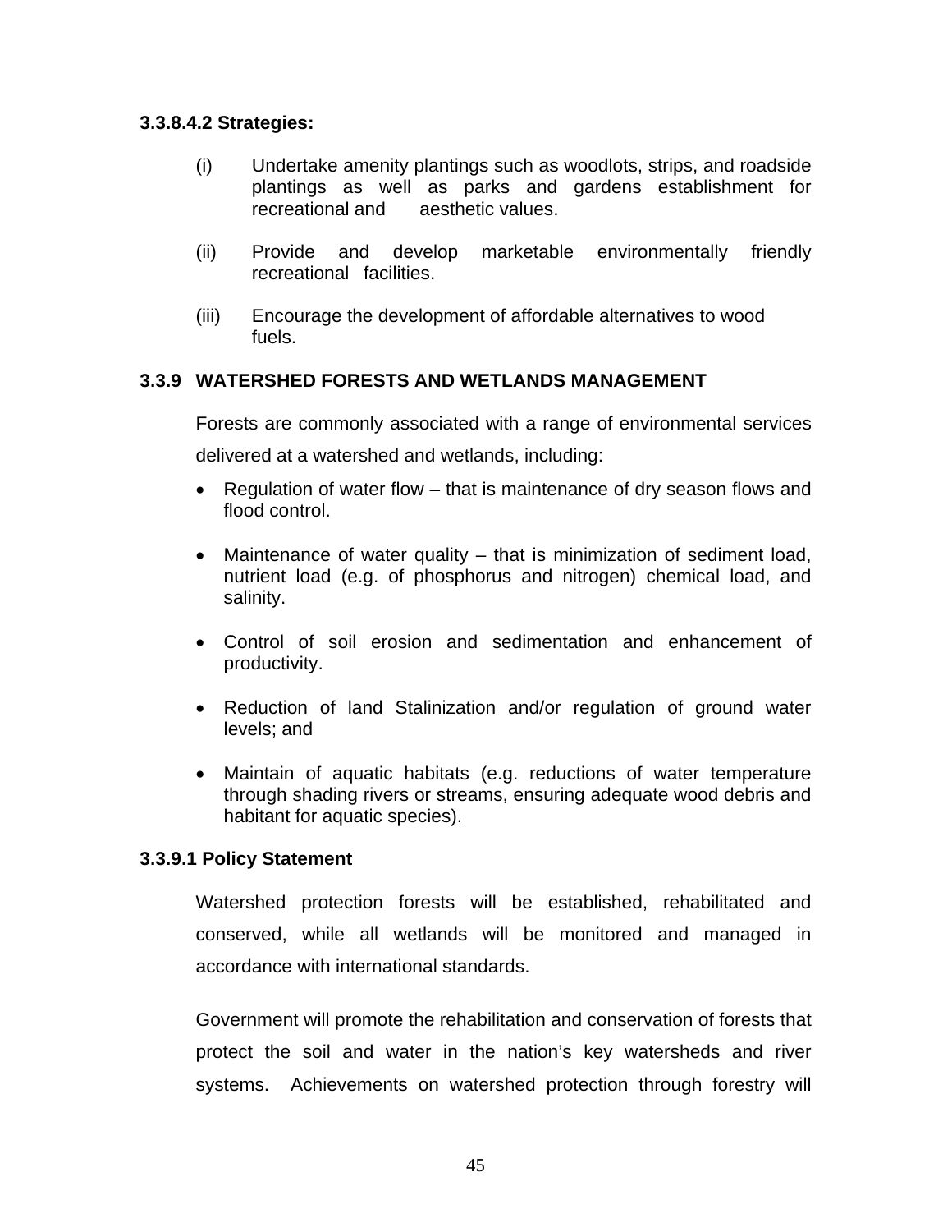**3.3.8.4.2 Strategies:**

(i) Undertake amenity plantings such as woodlots, strips, and roadside plantings as well as parks and gardens establishment for recreational and aesthetic values.

(ii) Provide and develop marketable environmentally friendly recreational facilities.

(iii) Encourage the development of affordable alternatives to wood fuels.

### 3.3.9 WATERSHED FORESTS AND WETLANDS MANAGEMENT

Forests are commonly associated with a range of environmental services delivered at a watershed and wetlands, including:

- Regulation of water flow – that is maintenance of dry season flows and flood control.
- Maintenance of water quality – that is minimization of sediment load, nutrient load (e.g. of phosphorus and nitrogen) chemical load, and salinity.
- Control of soil erosion and sedimentation and enhancement of productivity.
- Reduction of land Stalinization and/or regulation of ground water levels; and
- Maintain of aquatic habitats (e.g. reductions of water temperature through shading rivers or streams, ensuring adequate wood debris and habitant for aquatic species).

**3.3.9.1 Policy Statement**

Watershed protection forests will be established, rehabilitated and conserved, while all wetlands will be monitored and managed in accordance with international standards.

Government will promote the rehabilitation and conservation of forests that protect the soil and water in the nation's key watersheds and river systems. Achievements on watershed protection through forestry will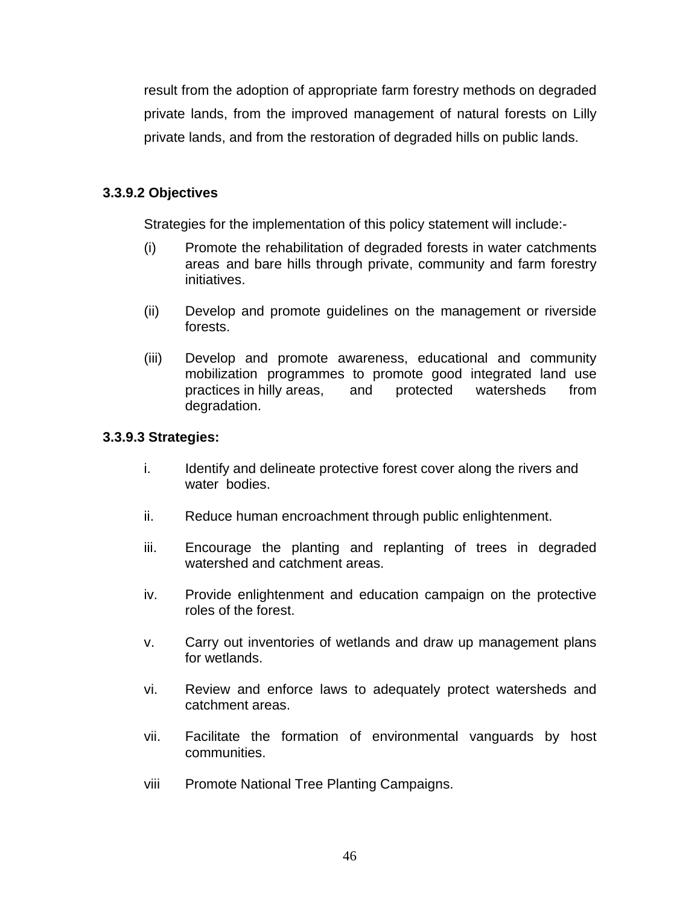result from the adoption of appropriate farm forestry methods on degraded private lands, from the improved management of natural forests on Lilly private lands, and from the restoration of degraded hills on public lands.

### 3.3.9.2 Objectives

Strategies for the implementation of this policy statement will include:-

(i) Promote the rehabilitation of degraded forests in water catchments areas and bare hills through private, community and farm forestry initiatives.

(ii) Develop and promote guidelines on the management or riverside forests.

(iii) Develop and promote awareness, educational and community mobilization programmes to promote good integrated land use practices in hilly areas, and protected watersheds from degradation.

### 3.3.9.3 Strategies:

i. Identify and delineate protective forest cover along the rivers and water bodies.

ii. Reduce human encroachment through public enlightenment.

iii. Encourage the planting and replanting of trees in degraded watershed and catchment areas.

iv. Provide enlightenment and education campaign on the protective roles of the forest.

v. Carry out inventories of wetlands and draw up management plans for wetlands.

vi. Review and enforce laws to adequately protect watersheds and catchment areas.

vii. Facilitate the formation of environmental vanguards by host communities.

viii Promote National Tree Planting Campaigns.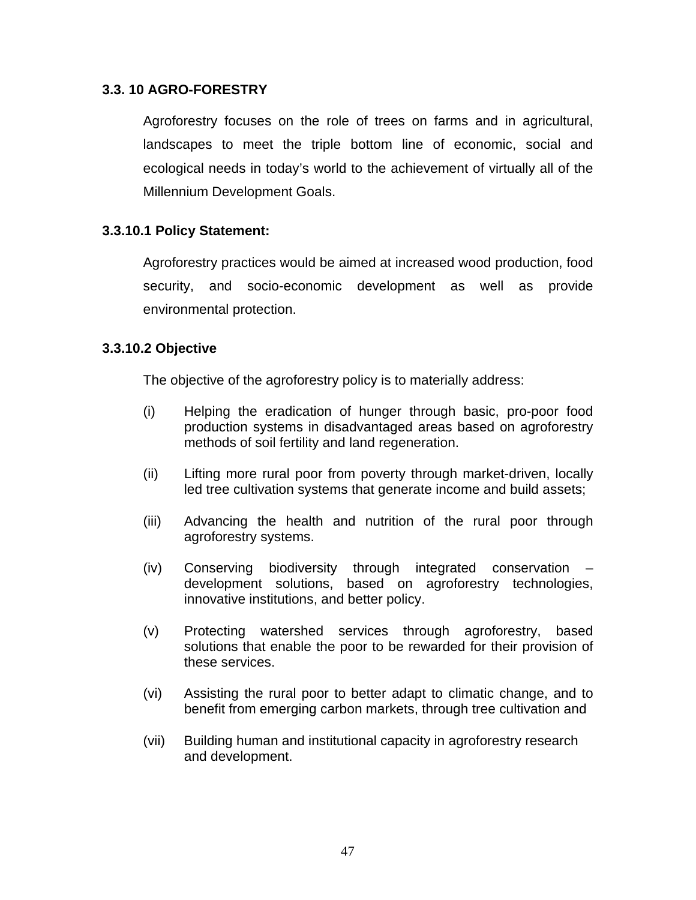### 3.3. 10 AGRO-FORESTRY

Agroforestry focuses on the role of trees on farms and in agricultural, landscapes to meet the triple bottom line of economic, social and ecological needs in today's world to the achievement of virtually all of the Millennium Development Goals.

#### 3.3.10.1 Policy Statement:

Agroforestry practices would be aimed at increased wood production, food security, and socio-economic development as well as provide environmental protection.

#### 3.3.10.2 Objective

The objective of the agroforestry policy is to materially address:

(i) Helping the eradication of hunger through basic, pro-poor food production systems in disadvantaged areas based on agroforestry methods of soil fertility and land regeneration.

(ii) Lifting more rural poor from poverty through market-driven, locally led tree cultivation systems that generate income and build assets;

(iii) Advancing the health and nutrition of the rural poor through agroforestry systems.

(iv) Conserving biodiversity through integrated conservation – development solutions, based on agroforestry technologies, innovative institutions, and better policy.

(v) Protecting watershed services through agroforestry, based solutions that enable the poor to be rewarded for their provision of these services.

(vi) Assisting the rural poor to better adapt to climatic change, and to benefit from emerging carbon markets, through tree cultivation and

(vii) Building human and institutional capacity in agroforestry research and development.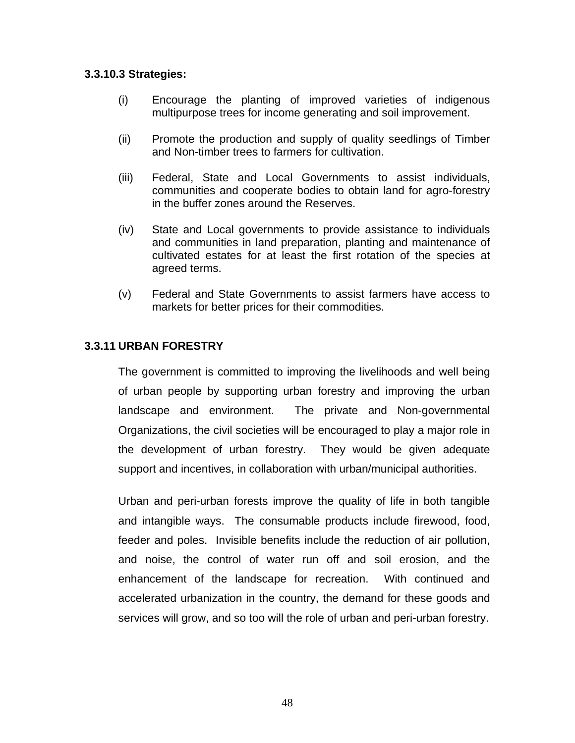#### 3.3.10.3 Strategies:

(i) Encourage the planting of improved varieties of indigenous multipurpose trees for income generating and soil improvement.

(ii) Promote the production and supply of quality seedlings of Timber and Non-timber trees to farmers for cultivation.

(iii) Federal, State and Local Governments to assist individuals, communities and cooperate bodies to obtain land for agro-forestry in the buffer zones around the Reserves.

(iv) State and Local governments to provide assistance to individuals and communities in land preparation, planting and maintenance of cultivated estates for at least the first rotation of the species at agreed terms.

(v) Federal and State Governments to assist farmers have access to markets for better prices for their commodities.

### 3.3.11 URBAN FORESTRY

The government is committed to improving the livelihoods and well being of urban people by supporting urban forestry and improving the urban landscape and environment. The private and Non-governmental Organizations, the civil societies will be encouraged to play a major role in the development of urban forestry. They would be given adequate support and incentives, in collaboration with urban/municipal authorities.

Urban and peri-urban forests improve the quality of life in both tangible and intangible ways. The consumable products include firewood, food, feeder and poles. Invisible benefits include the reduction of air pollution, and noise, the control of water run off and soil erosion, and the enhancement of the landscape for recreation. With continued and accelerated urbanization in the country, the demand for these goods and services will grow, and so too will the role of urban and peri-urban forestry.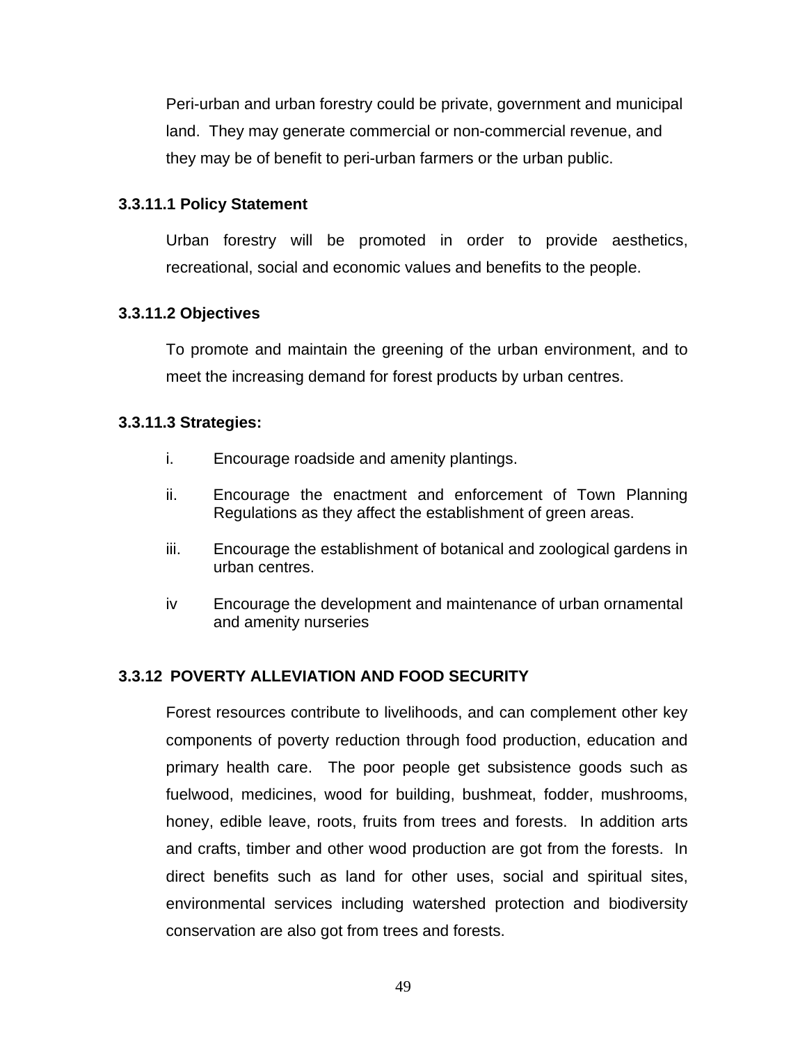Peri-urban and urban forestry could be private, government and municipal land. They may generate commercial or non-commercial revenue, and they may be of benefit to peri-urban farmers or the urban public.

#### 3.3.11.1 Policy Statement

Urban forestry will be promoted in order to provide aesthetics, recreational, social and economic values and benefits to the people.

#### 3.3.11.2 Objectives

To promote and maintain the greening of the urban environment, and to meet the increasing demand for forest products by urban centres.

#### 3.3.11.3 Strategies:

i. Encourage roadside and amenity plantings.

ii. Encourage the enactment and enforcement of Town Planning Regulations as they affect the establishment of green areas.

iii. Encourage the establishment of botanical and zoological gardens in urban centres.

iv Encourage the development and maintenance of urban ornamental and amenity nurseries

### 3.3.12 POVERTY ALLEVIATION AND FOOD SECURITY

Forest resources contribute to livelihoods, and can complement other key components of poverty reduction through food production, education and primary health care. The poor people get subsistence goods such as fuelwood, medicines, wood for building, bushmeat, fodder, mushrooms, honey, edible leave, roots, fruits from trees and forests. In addition arts and crafts, timber and other wood production are got from the forests. In direct benefits such as land for other uses, social and spiritual sites, environmental services including watershed protection and biodiversity conservation are also got from trees and forests.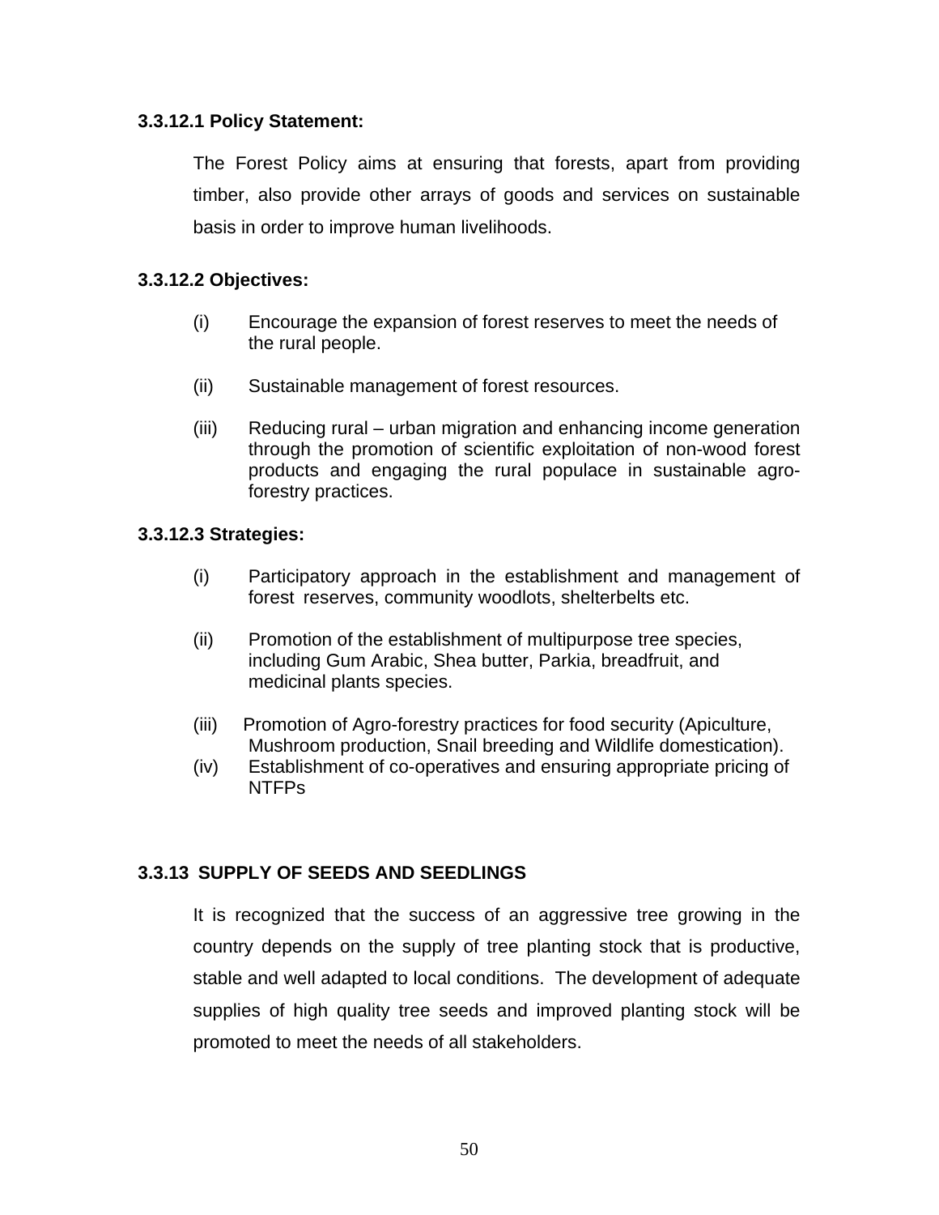**3.3.12.1 Policy Statement:**

The Forest Policy aims at ensuring that forests, apart from providing timber, also provide other arrays of goods and services on sustainable basis in order to improve human livelihoods.

**3.3.12.2 Objectives:**

(i) Encourage the expansion of forest reserves to meet the needs of the rural people.

(ii) Sustainable management of forest resources.

(iii) Reducing rural – urban migration and enhancing income generation through the promotion of scientific exploitation of non-wood forest products and engaging the rural populace in sustainable agro-forestry practices.

**3.3.12.3 Strategies:**

(i) Participatory approach in the establishment and management of forest reserves, community woodlots, shelterbelts etc.

(ii) Promotion of the establishment of multipurpose tree species, including Gum Arabic, Shea butter, Parkia, breadfruit, and medicinal plants species.

(iii) Promotion of Agro-forestry practices for food security (Apiculture, Mushroom production, Snail breeding and Wildlife domestication).

(iv) Establishment of co-operatives and ensuring appropriate pricing of NTFPs

**3.3.13 SUPPLY OF SEEDS AND SEEDLINGS**

It is recognized that the success of an aggressive tree growing in the country depends on the supply of tree planting stock that is productive, stable and well adapted to local conditions. The development of adequate supplies of high quality tree seeds and improved planting stock will be promoted to meet the needs of all stakeholders.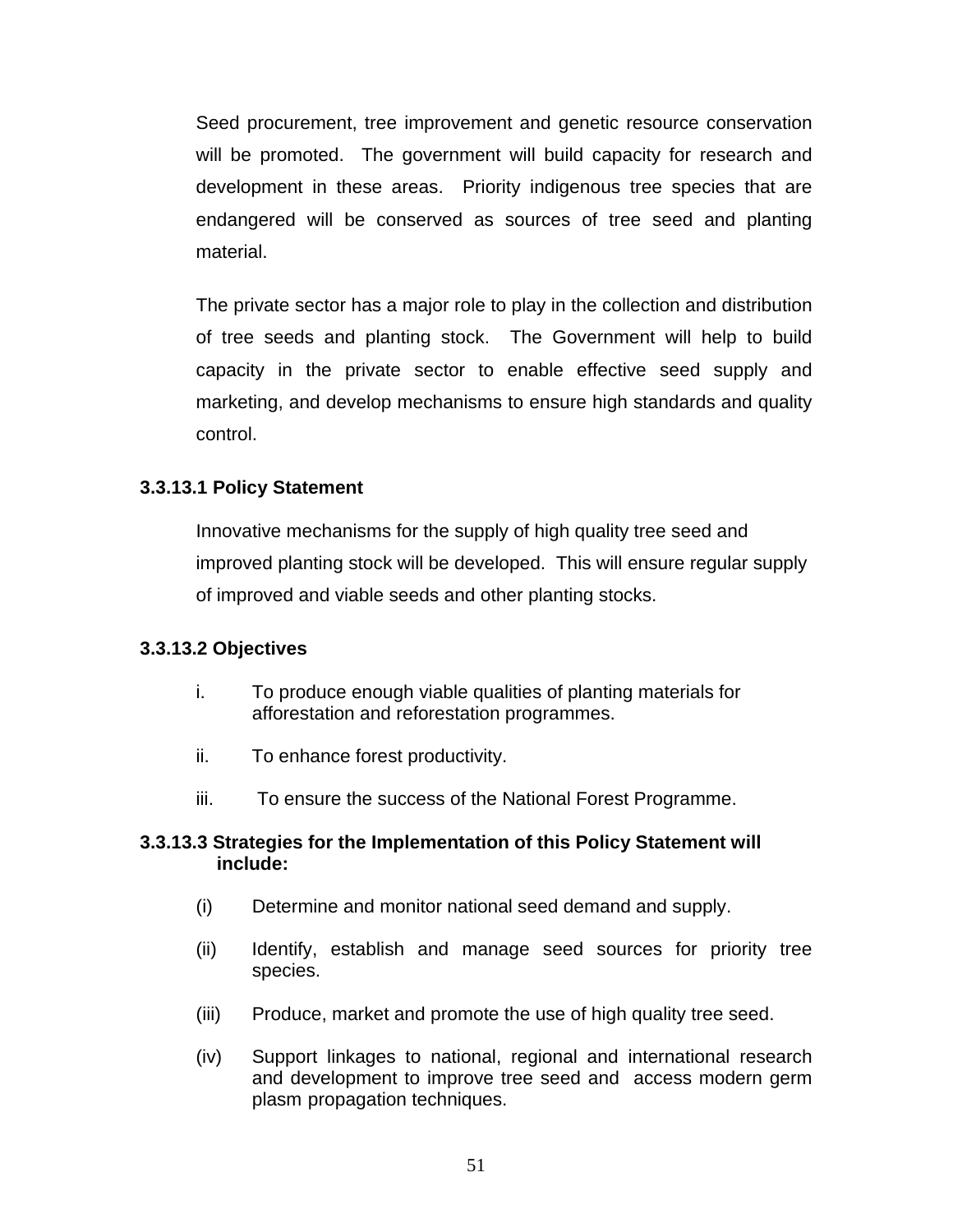Seed procurement, tree improvement and genetic resource conservation will be promoted. The government will build capacity for research and development in these areas. Priority indigenous tree species that are endangered will be conserved as sources of tree seed and planting material.

The private sector has a major role to play in the collection and distribution of tree seeds and planting stock. The Government will help to build capacity in the private sector to enable effective seed supply and marketing, and develop mechanisms to ensure high standards and quality control.

#### 3.3.13.1 Policy Statement

Innovative mechanisms for the supply of high quality tree seed and improved planting stock will be developed. This will ensure regular supply of improved and viable seeds and other planting stocks.

#### 3.3.13.2 Objectives

i. To produce enough viable qualities of planting materials for afforestation and reforestation programmes.

ii. To enhance forest productivity.

iii. To ensure the success of the National Forest Programme.

#### 3.3.13.3 Strategies for the Implementation of this Policy Statement will include:

(i) Determine and monitor national seed demand and supply.

(ii) Identify, establish and manage seed sources for priority tree species.

(iii) Produce, market and promote the use of high quality tree seed.

(iv) Support linkages to national, regional and international research and development to improve tree seed and access modern germ plasm propagation techniques.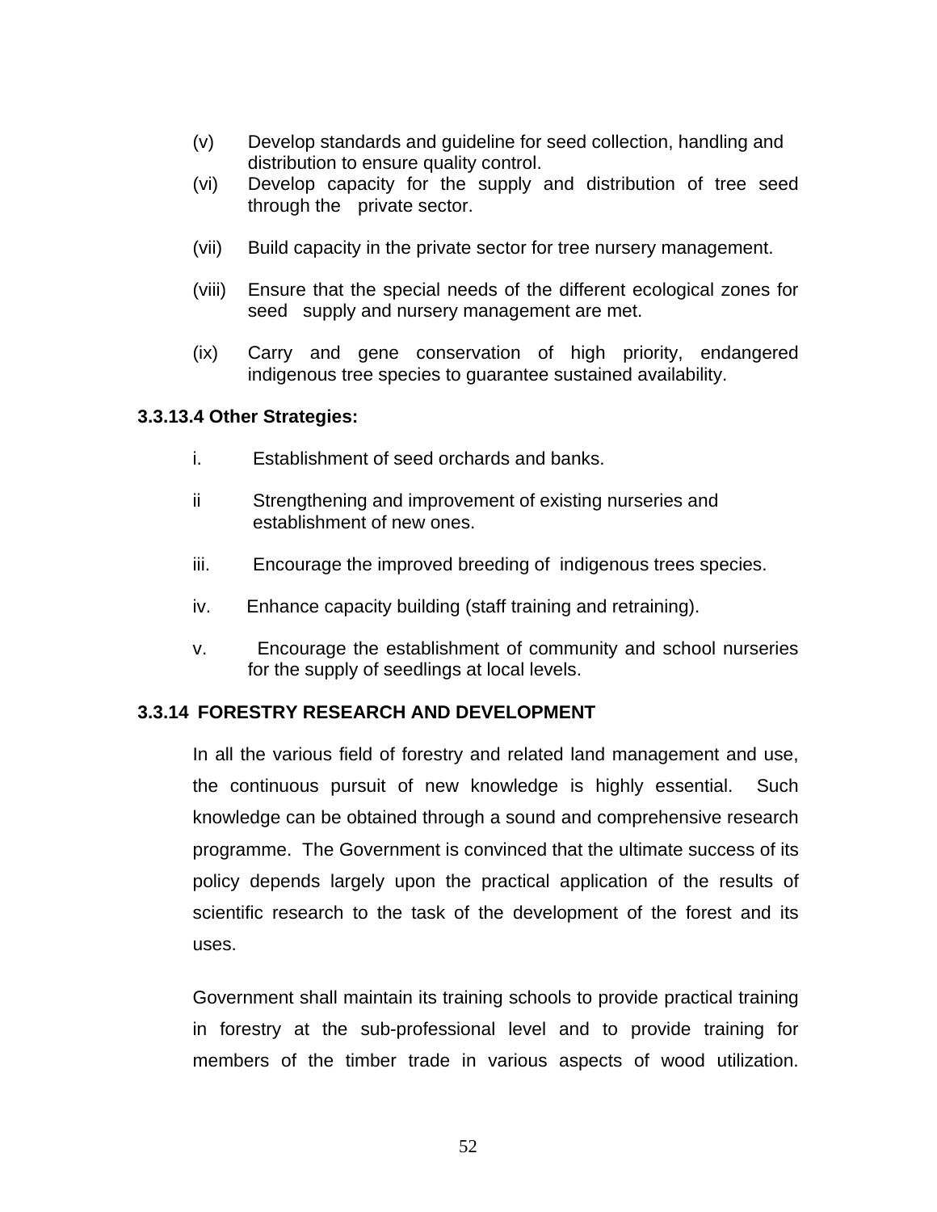(v) Develop standards and guideline for seed collection, handling and distribution to ensure quality control.

(vi) Develop capacity for the supply and distribution of tree seed through the private sector.

(vii) Build capacity in the private sector for tree nursery management.

(viii) Ensure that the special needs of the different ecological zones for seed supply and nursery management are met.

(ix) Carry and gene conservation of high priority, endangered indigenous tree species to guarantee sustained availability.

**3.3.13.4 Other Strategies:**

i. Establishment of seed orchards and banks.

ii Strengthening and improvement of existing nurseries and establishment of new ones.

iii. Encourage the improved breeding of indigenous trees species.

iv. Enhance capacity building (staff training and retraining).

v. Encourage the establishment of community and school nurseries for the supply of seedlings at local levels.

**3.3.14 FORESTRY RESEARCH AND DEVELOPMENT**

In all the various field of forestry and related land management and use, the continuous pursuit of new knowledge is highly essential. Such knowledge can be obtained through a sound and comprehensive research programme. The Government is convinced that the ultimate success of its policy depends largely upon the practical application of the results of scientific research to the task of the development of the forest and its uses.

Government shall maintain its training schools to provide practical training in forestry at the sub-professional level and to provide training for members of the timber trade in various aspects of wood utilization.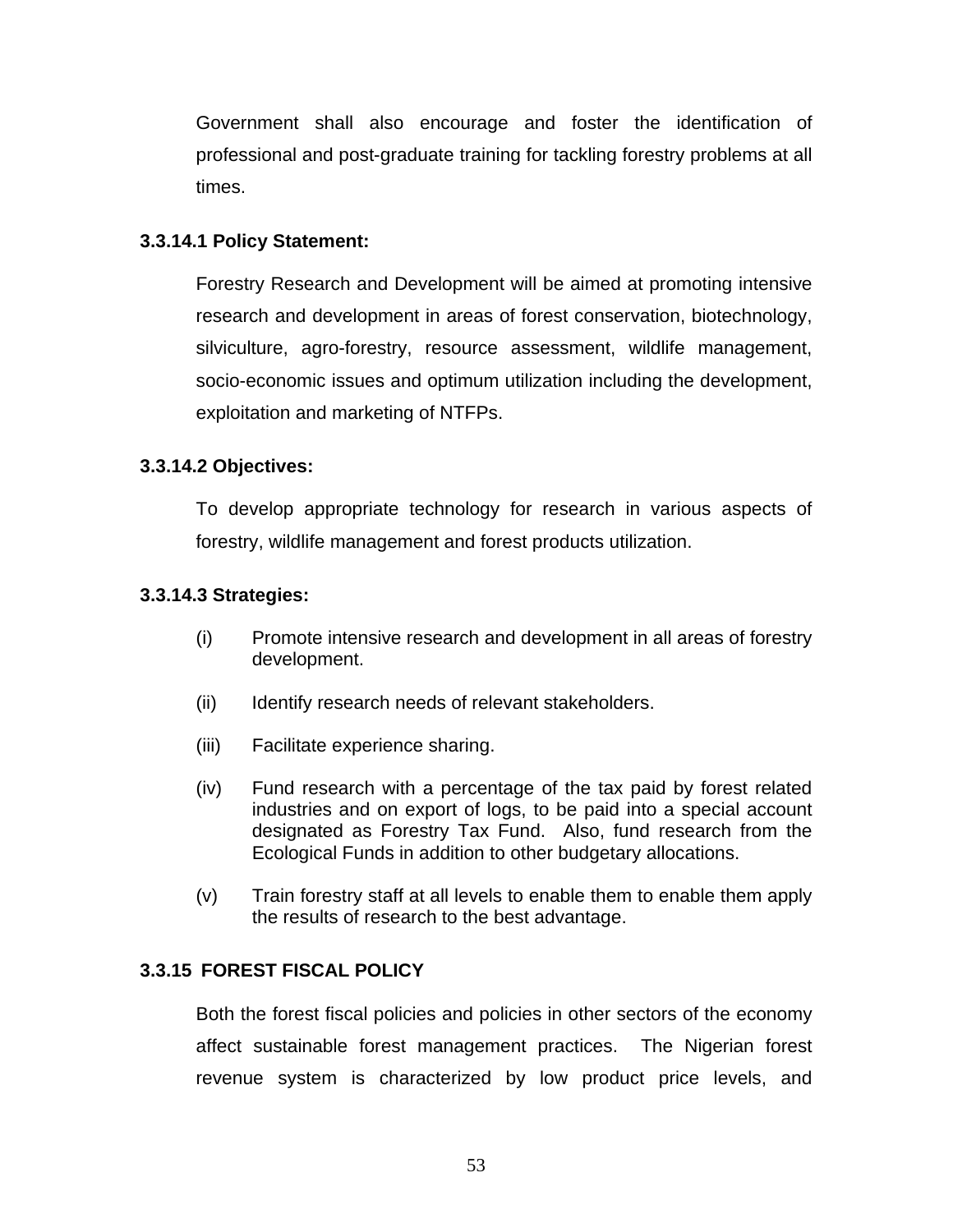Government shall also encourage and foster the identification of professional and post-graduate training for tackling forestry problems at all times.

#### 3.3.14.1 Policy Statement:

Forestry Research and Development will be aimed at promoting intensive research and development in areas of forest conservation, biotechnology, silviculture, agro-forestry, resource assessment, wildlife management, socio-economic issues and optimum utilization including the development, exploitation and marketing of NTFPs.

#### 3.3.14.2 Objectives:

To develop appropriate technology for research in various aspects of forestry, wildlife management and forest products utilization.

#### 3.3.14.3 Strategies:

(i) Promote intensive research and development in all areas of forestry development.

(ii) Identify research needs of relevant stakeholders.

(iii) Facilitate experience sharing.

(iv) Fund research with a percentage of the tax paid by forest related industries and on export of logs, to be paid into a special account designated as Forestry Tax Fund. Also, fund research from the Ecological Funds in addition to other budgetary allocations.

(v) Train forestry staff at all levels to enable them to enable them apply the results of research to the best advantage.

### 3.3.15 FOREST FISCAL POLICY

Both the forest fiscal policies and policies in other sectors of the economy affect sustainable forest management practices. The Nigerian forest revenue system is characterized by low product price levels, and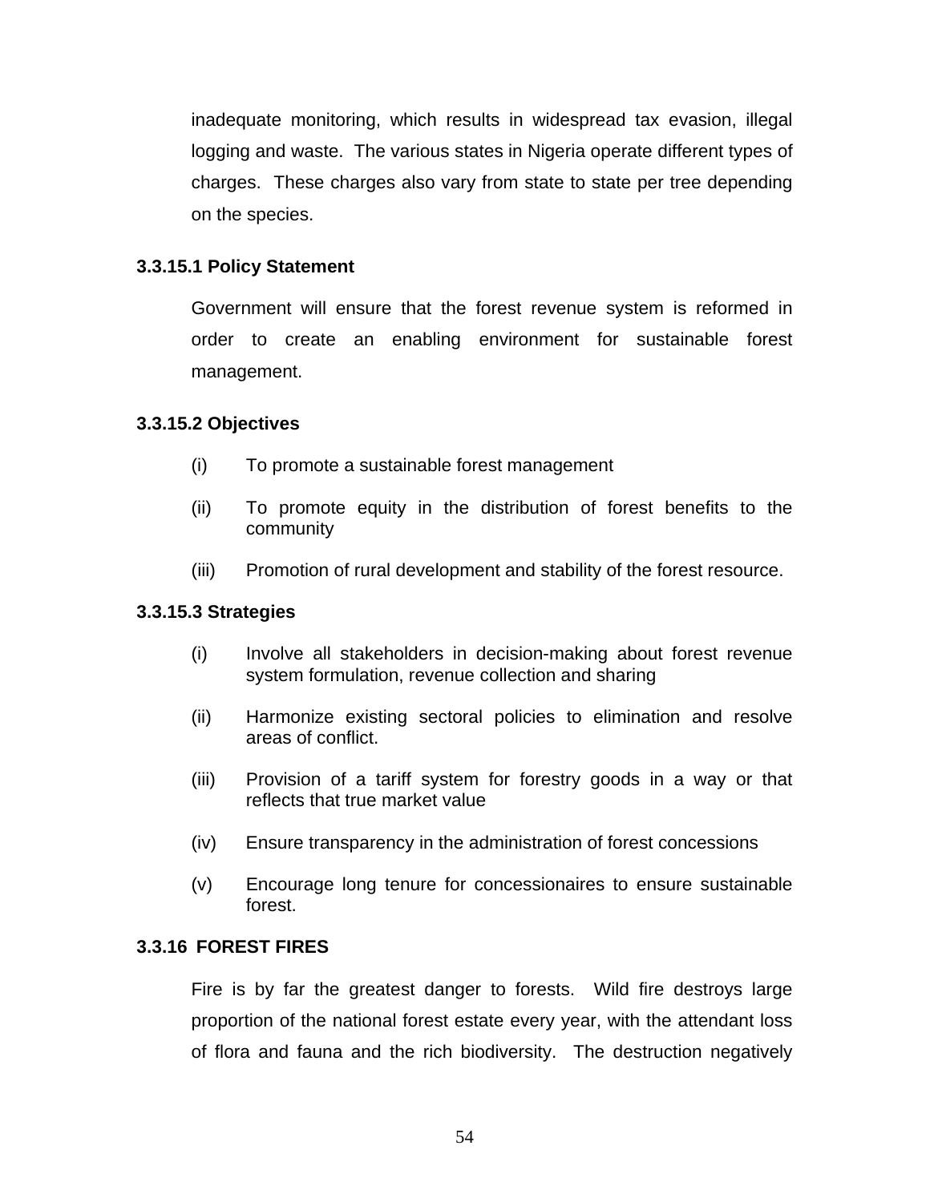inadequate monitoring, which results in widespread tax evasion, illegal logging and waste. The various states in Nigeria operate different types of charges. These charges also vary from state to state per tree depending on the species.

#### 3.3.15.1 Policy Statement

Government will ensure that the forest revenue system is reformed in order to create an enabling environment for sustainable forest management.

#### 3.3.15.2 Objectives

(i) To promote a sustainable forest management

(ii) To promote equity in the distribution of forest benefits to the community

(iii) Promotion of rural development and stability of the forest resource.

#### 3.3.15.3 Strategies

(i) Involve all stakeholders in decision-making about forest revenue system formulation, revenue collection and sharing

(ii) Harmonize existing sectoral policies to elimination and resolve areas of conflict.

(iii) Provision of a tariff system for forestry goods in a way or that reflects that true market value

(iv) Ensure transparency in the administration of forest concessions

(v) Encourage long tenure for concessionaires to ensure sustainable forest.

### 3.3.16 FOREST FIRES

Fire is by far the greatest danger to forests. Wild fire destroys large proportion of the national forest estate every year, with the attendant loss of flora and fauna and the rich biodiversity. The destruction negatively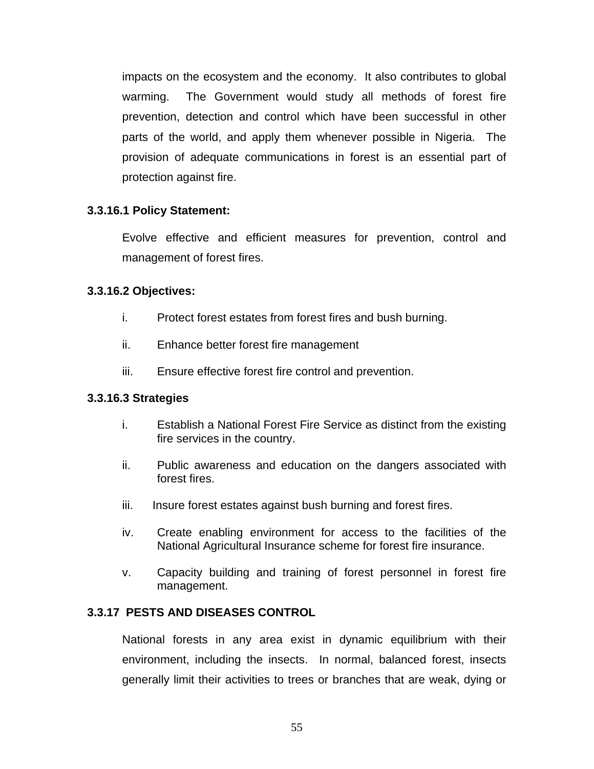impacts on the ecosystem and the economy. It also contributes to global warming. The Government would study all methods of forest fire prevention, detection and control which have been successful in other parts of the world, and apply them whenever possible in Nigeria. The provision of adequate communications in forest is an essential part of protection against fire.

**3.3.16.1 Policy Statement:**

Evolve effective and efficient measures for prevention, control and management of forest fires.

**3.3.16.2 Objectives:**

i. Protect forest estates from forest fires and bush burning.

ii. Enhance better forest fire management

iii. Ensure effective forest fire control and prevention.

**3.3.16.3 Strategies**

i. Establish a National Forest Fire Service as distinct from the existing fire services in the country.

ii. Public awareness and education on the dangers associated with forest fires.

iii. Insure forest estates against bush burning and forest fires.

iv. Create enabling environment for access to the facilities of the National Agricultural Insurance scheme for forest fire insurance.

v. Capacity building and training of forest personnel in forest fire management.

### 3.3.17 PESTS AND DISEASES CONTROL

National forests in any area exist in dynamic equilibrium with their environment, including the insects. In normal, balanced forest, insects generally limit their activities to trees or branches that are weak, dying or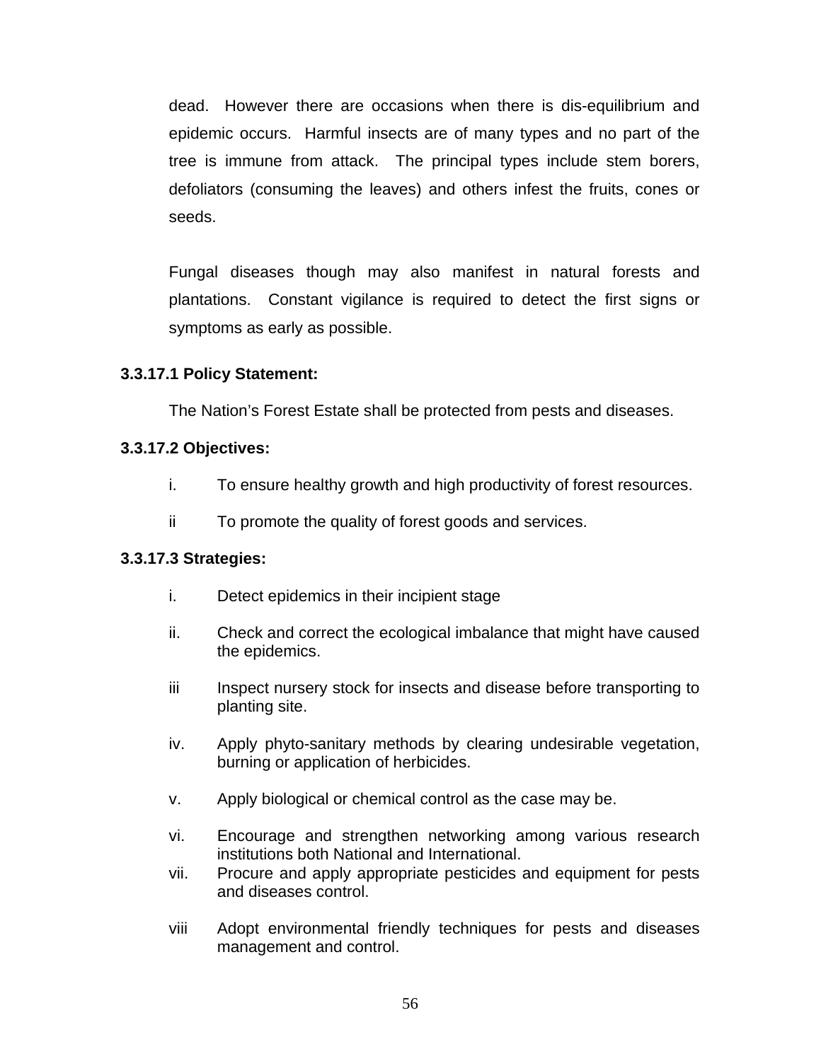dead. However there are occasions when there is dis-equilibrium and epidemic occurs. Harmful insects are of many types and no part of the tree is immune from attack. The principal types include stem borers, defoliators (consuming the leaves) and others infest the fruits, cones or seeds.

Fungal diseases though may also manifest in natural forests and plantations. Constant vigilance is required to detect the first signs or symptoms as early as possible.

**3.3.17.1 Policy Statement:**

The Nation's Forest Estate shall be protected from pests and diseases.

**3.3.17.2 Objectives:**

i. To ensure healthy growth and high productivity of forest resources.

ii To promote the quality of forest goods and services.

**3.3.17.3 Strategies:**

i. Detect epidemics in their incipient stage

ii. Check and correct the ecological imbalance that might have caused the epidemics.

iii Inspect nursery stock for insects and disease before transporting to planting site.

iv. Apply phyto-sanitary methods by clearing undesirable vegetation, burning or application of herbicides.

v. Apply biological or chemical control as the case may be.

vi. Encourage and strengthen networking among various research institutions both National and International.

vii. Procure and apply appropriate pesticides and equipment for pests and diseases control.

viii Adopt environmental friendly techniques for pests and diseases management and control.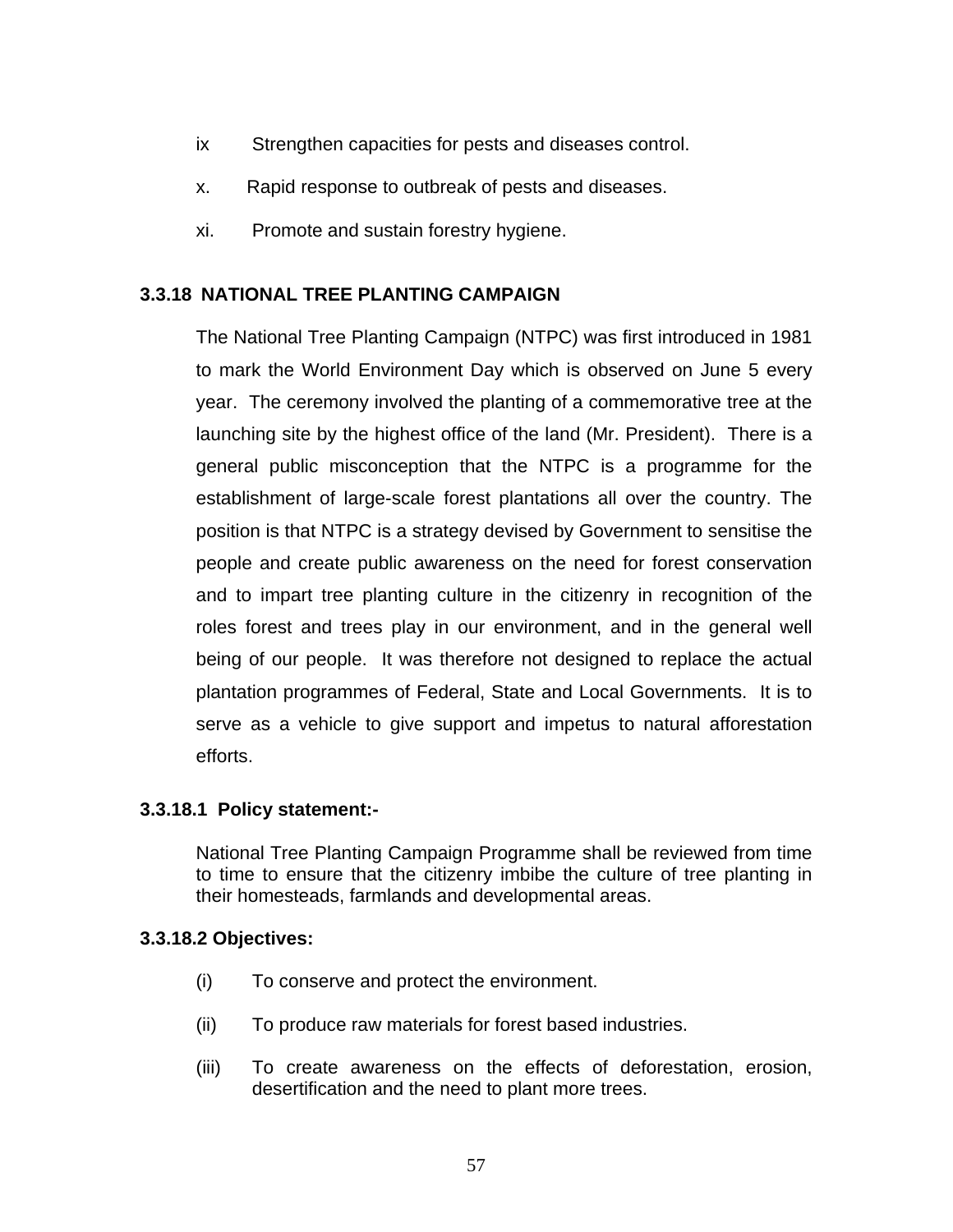ix Strengthen capacities for pests and diseases control.

x. Rapid response to outbreak of pests and diseases.

xi. Promote and sustain forestry hygiene.

### 3.3.18 NATIONAL TREE PLANTING CAMPAIGN

The National Tree Planting Campaign (NTPC) was first introduced in 1981 to mark the World Environment Day which is observed on June 5 every year. The ceremony involved the planting of a commemorative tree at the launching site by the highest office of the land (Mr. President). There is a general public misconception that the NTPC is a programme for the establishment of large-scale forest plantations all over the country. The position is that NTPC is a strategy devised by Government to sensitise the people and create public awareness on the need for forest conservation and to impart tree planting culture in the citizenry in recognition of the roles forest and trees play in our environment, and in the general well being of our people. It was therefore not designed to replace the actual plantation programmes of Federal, State and Local Governments. It is to serve as a vehicle to give support and impetus to natural afforestation efforts.

#### 3.3.18.1 Policy statement:-

National Tree Planting Campaign Programme shall be reviewed from time to time to ensure that the citizenry imbibe the culture of tree planting in their homesteads, farmlands and developmental areas.

#### 3.3.18.2 Objectives:

(i) To conserve and protect the environment.

(ii) To produce raw materials for forest based industries.

(iii) To create awareness on the effects of deforestation, erosion, desertification and the need to plant more trees.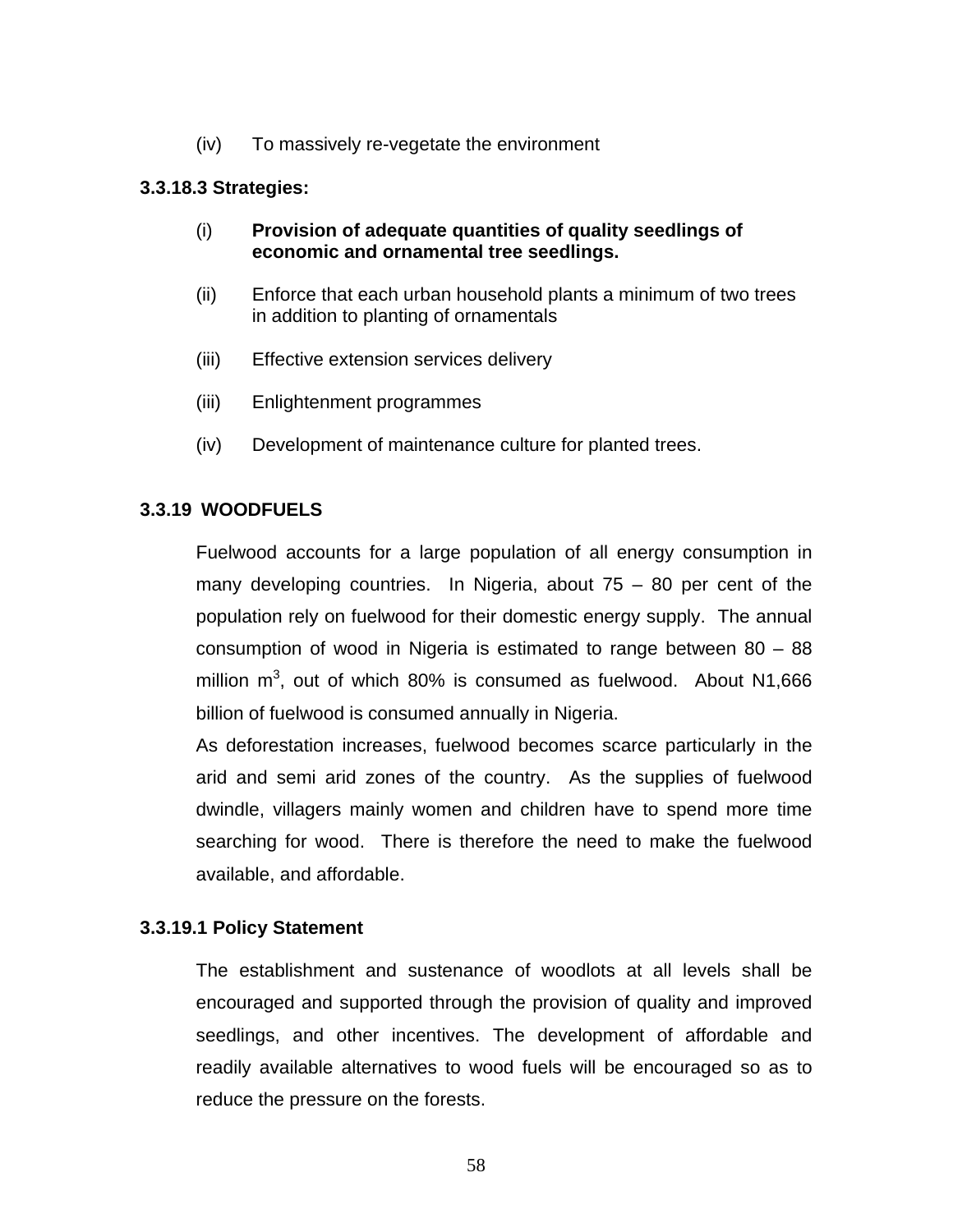(iv) To massively re-vegetate the environment

**3.3.18.3 Strategies:**

(i) **Provision of adequate quantities of quality seedlings of economic and ornamental tree seedlings.**

(ii) Enforce that each urban household plants a minimum of two trees in addition to planting of ornamentals

(iii) Effective extension services delivery

(iii) Enlightenment programmes

(iv) Development of maintenance culture for planted trees.

**3.3.19 WOODFUELS**

Fuelwood accounts for a large population of all energy consumption in many developing countries. In Nigeria, about 75 – 80 per cent of the population rely on fuelwood for their domestic energy supply. The annual consumption of wood in Nigeria is estimated to range between 80 – 88 million $m^3$, out of which 80% is consumed as fuelwood. About N1,666 billion of fuelwood is consumed annually in Nigeria.

As deforestation increases, fuelwood becomes scarce particularly in the arid and semi arid zones of the country. As the supplies of fuelwood dwindle, villagers mainly women and children have to spend more time searching for wood. There is therefore the need to make the fuelwood available, and affordable.

**3.3.19.1 Policy Statement**

The establishment and sustenance of woodlots at all levels shall be encouraged and supported through the provision of quality and improved seedlings, and other incentives. The development of affordable and readily available alternatives to wood fuels will be encouraged so as to reduce the pressure on the forests.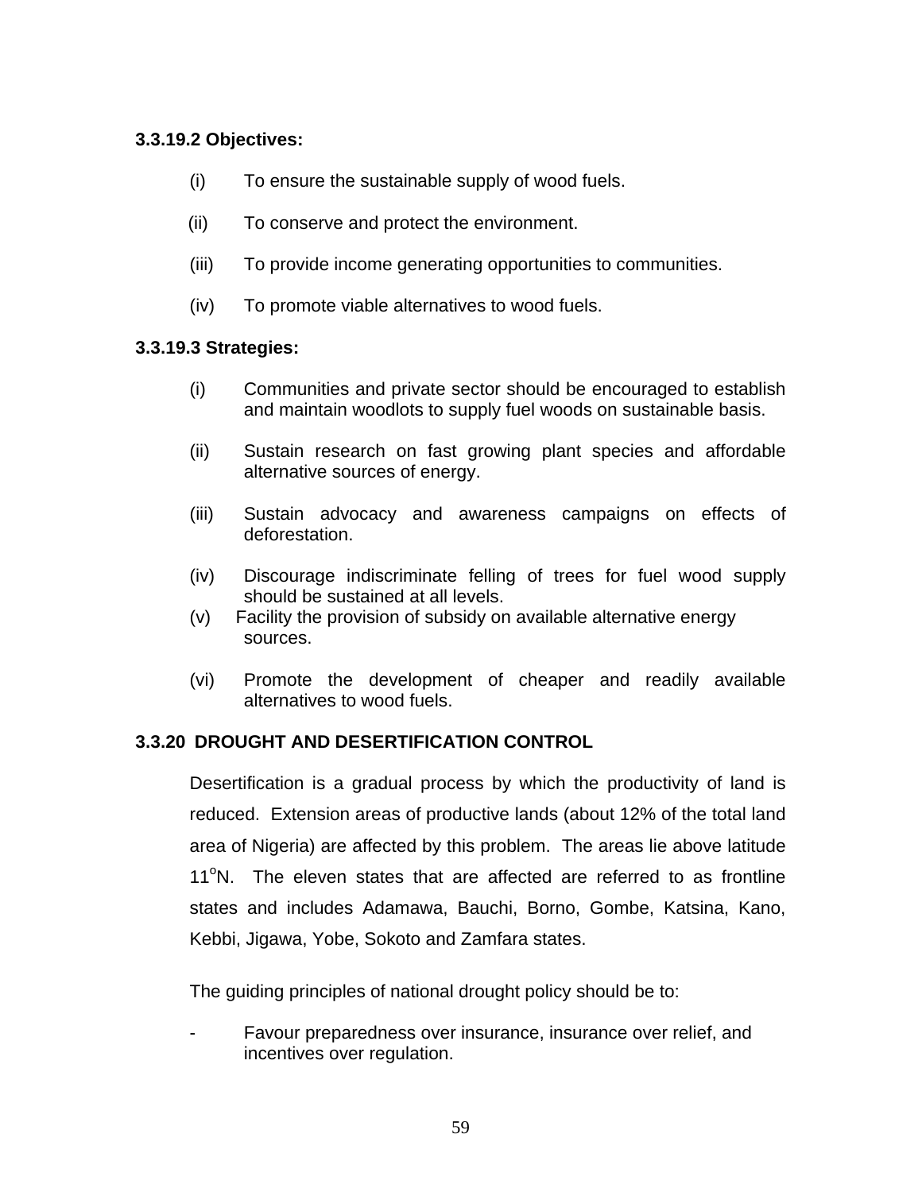**3.3.19.2 Objectives:**

(i) To ensure the sustainable supply of wood fuels.

(ii) To conserve and protect the environment.

(iii) To provide income generating opportunities to communities.

(iv) To promote viable alternatives to wood fuels.

**3.3.19.3 Strategies:**

(i) Communities and private sector should be encouraged to establish and maintain woodlots to supply fuel woods on sustainable basis.

(ii) Sustain research on fast growing plant species and affordable alternative sources of energy.

(iii) Sustain advocacy and awareness campaigns on effects of deforestation.

(iv) Discourage indiscriminate felling of trees for fuel wood supply should be sustained at all levels.

(v) Facility the provision of subsidy on available alternative energy sources.

(vi) Promote the development of cheaper and readily available alternatives to wood fuels.

**3.3.20 DROUGHT AND DESERTIFICATION CONTROL**

Desertification is a gradual process by which the productivity of land is reduced. Extension areas of productive lands (about 12% of the total land area of Nigeria) are affected by this problem. The areas lie above latitude $11^{o}$N. The eleven states that are affected are referred to as frontline states and includes Adamawa, Bauchi, Borno, Gombe, Katsina, Kano, Kebbi, Jigawa, Yobe, Sokoto and Zamfara states.

The guiding principles of national drought policy should be to:

- Favour preparedness over insurance, insurance over relief, and incentives over regulation.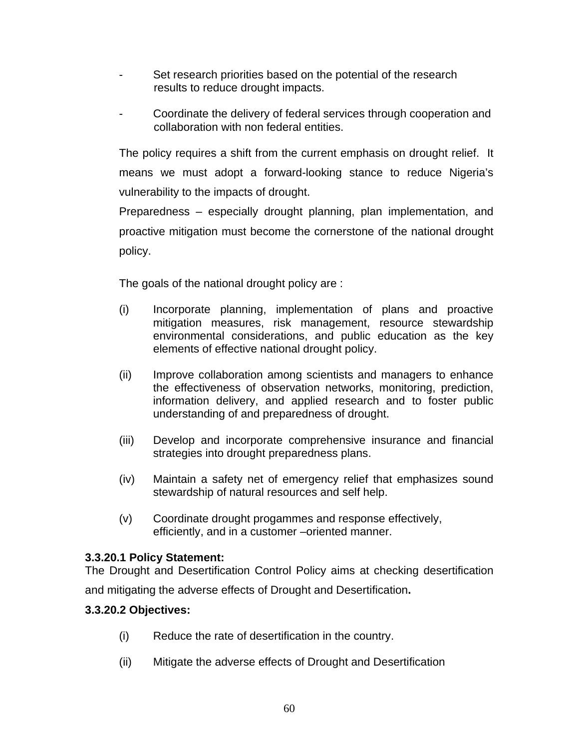- Set research priorities based on the potential of the research results to reduce drought impacts.

- Coordinate the delivery of federal services through cooperation and collaboration with non federal entities.

The policy requires a shift from the current emphasis on drought relief. It means we must adopt a forward-looking stance to reduce Nigeria's vulnerability to the impacts of drought.

Preparedness – especially drought planning, plan implementation, and proactive mitigation must become the cornerstone of the national drought policy.

The goals of the national drought policy are :

(i) Incorporate planning, implementation of plans and proactive mitigation measures, risk management, resource stewardship environmental considerations, and public education as the key elements of effective national drought policy.

(ii) Improve collaboration among scientists and managers to enhance the effectiveness of observation networks, monitoring, prediction, information delivery, and applied research and to foster public understanding of and preparedness of drought.

(iii) Develop and incorporate comprehensive insurance and financial strategies into drought preparedness plans.

(iv) Maintain a safety net of emergency relief that emphasizes sound stewardship of natural resources and self help.

(v) Coordinate drought progammes and response effectively, efficiently, and in a customer –oriented manner.

**3.3.20.1 Policy Statement:**

The Drought and Desertification Control Policy aims at checking desertification and mitigating the adverse effects of Drought and Desertification**.**

**3.3.20.2 Objectives:**

(i) Reduce the rate of desertification in the country.

(ii) Mitigate the adverse effects of Drought and Desertification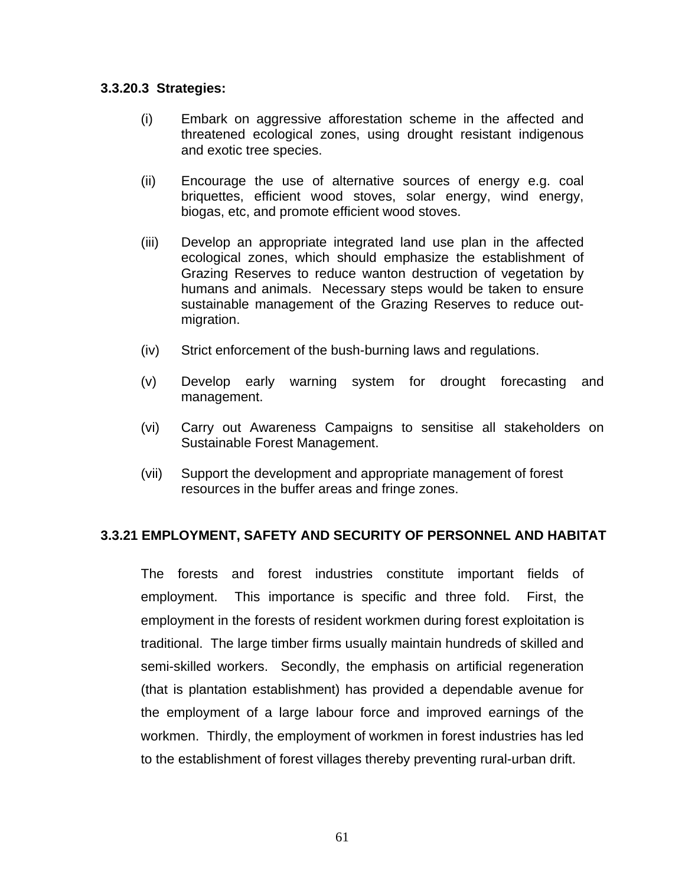#### 3.3.20.3 Strategies:

(i) Embark on aggressive afforestation scheme in the affected and threatened ecological zones, using drought resistant indigenous and exotic tree species.

(ii) Encourage the use of alternative sources of energy e.g. coal briquettes, efficient wood stoves, solar energy, wind energy, biogas, etc, and promote efficient wood stoves.

(iii) Develop an appropriate integrated land use plan in the affected ecological zones, which should emphasize the establishment of Grazing Reserves to reduce wanton destruction of vegetation by humans and animals. Necessary steps would be taken to ensure sustainable management of the Grazing Reserves to reduce out-migration.

(iv) Strict enforcement of the bush-burning laws and regulations.

(v) Develop early warning system for drought forecasting and management.

(vi) Carry out Awareness Campaigns to sensitise all stakeholders on Sustainable Forest Management.

(vii) Support the development and appropriate management of forest resources in the buffer areas and fringe zones.

### 3.3.21 EMPLOYMENT, SAFETY AND SECURITY OF PERSONNEL AND HABITAT

The forests and forest industries constitute important fields of employment. This importance is specific and three fold. First, the employment in the forests of resident workmen during forest exploitation is traditional. The large timber firms usually maintain hundreds of skilled and semi-skilled workers. Secondly, the emphasis on artificial regeneration (that is plantation establishment) has provided a dependable avenue for the employment of a large labour force and improved earnings of the workmen. Thirdly, the employment of workmen in forest industries has led to the establishment of forest villages thereby preventing rural-urban drift.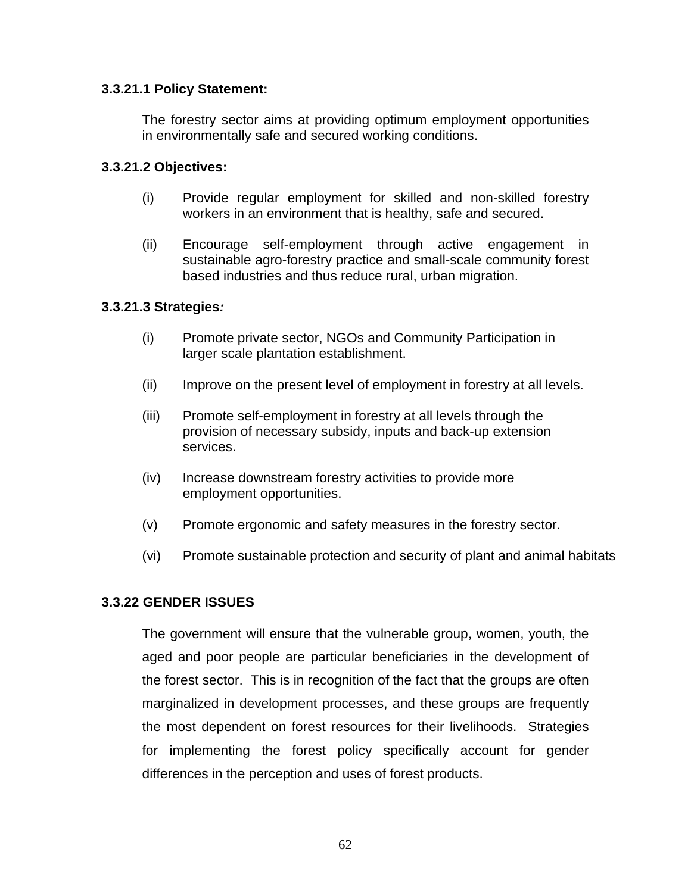**3.3.21.1 Policy Statement:**

The forestry sector aims at providing optimum employment opportunities in environmentally safe and secured working conditions.

**3.3.21.2 Objectives:**

(i) Provide regular employment for skilled and non-skilled forestry workers in an environment that is healthy, safe and secured.

(ii) Encourage self-employment through active engagement in sustainable agro-forestry practice and small-scale community forest based industries and thus reduce rural, urban migration.

**3.3.21.3 Strategies*:***

(i) Promote private sector, NGOs and Community Participation in larger scale plantation establishment.

(ii) Improve on the present level of employment in forestry at all levels.

(iii) Promote self-employment in forestry at all levels through the provision of necessary subsidy, inputs and back-up extension services.

(iv) Increase downstream forestry activities to provide more employment opportunities.

(v) Promote ergonomic and safety measures in the forestry sector.

(vi) Promote sustainable protection and security of plant and animal habitats

### 3.3.22 GENDER ISSUES

The government will ensure that the vulnerable group, women, youth, the aged and poor people are particular beneficiaries in the development of the forest sector. This is in recognition of the fact that the groups are often marginalized in development processes, and these groups are frequently the most dependent on forest resources for their livelihoods. Strategies for implementing the forest policy specifically account for gender differences in the perception and uses of forest products.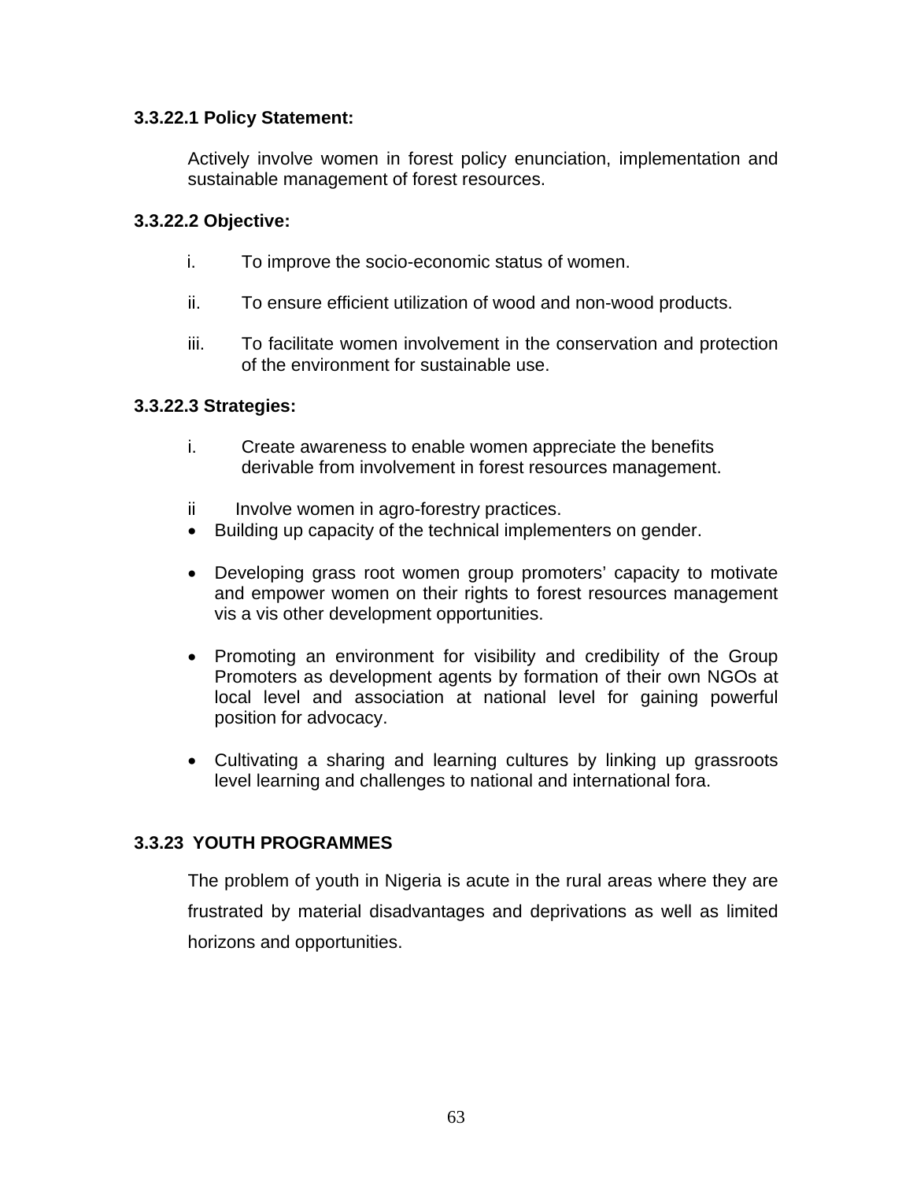#### 3.3.22.1 Policy Statement:

Actively involve women in forest policy enunciation, implementation and sustainable management of forest resources.

#### 3.3.22.2 Objective:

i. To improve the socio-economic status of women.

ii. To ensure efficient utilization of wood and non-wood products.

iii. To facilitate women involvement in the conservation and protection of the environment for sustainable use.

#### 3.3.22.3 Strategies:

i. Create awareness to enable women appreciate the benefits derivable from involvement in forest resources management.

ii Involve women in agro-forestry practices.

- Building up capacity of the technical implementers on gender.

- Developing grass root women group promoters' capacity to motivate and empower women on their rights to forest resources management vis a vis other development opportunities.

- Promoting an environment for visibility and credibility of the Group Promoters as development agents by formation of their own NGOs at local level and association at national level for gaining powerful position for advocacy.

- Cultivating a sharing and learning cultures by linking up grassroots level learning and challenges to national and international fora.

### 3.3.23 YOUTH PROGRAMMES

The problem of youth in Nigeria is acute in the rural areas where they are frustrated by material disadvantages and deprivations as well as limited horizons and opportunities.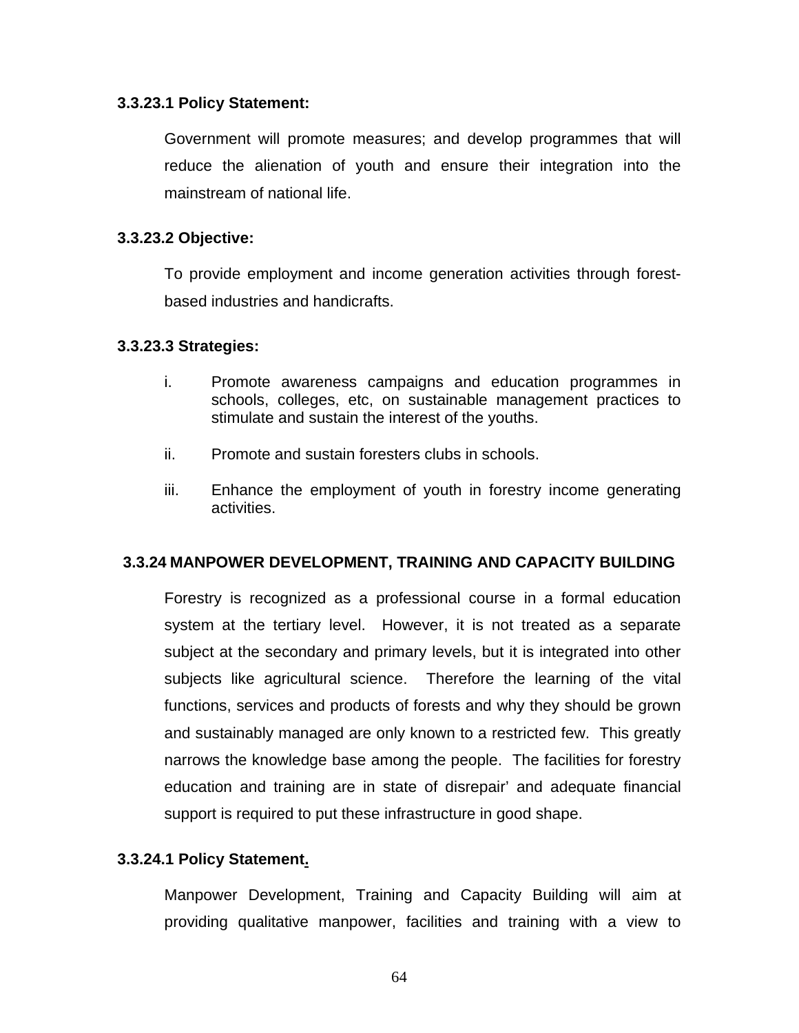**3.3.23.1 Policy Statement:**

Government will promote measures; and develop programmes that will reduce the alienation of youth and ensure their integration into the mainstream of national life.

**3.3.23.2 Objective:**

To provide employment and income generation activities through forest-based industries and handicrafts.

**3.3.23.3 Strategies:**

i. Promote awareness campaigns and education programmes in schools, colleges, etc, on sustainable management practices to stimulate and sustain the interest of the youths.

ii. Promote and sustain foresters clubs in schools.

iii. Enhance the employment of youth in forestry income generating activities.

### 3.3.24 MANPOWER DEVELOPMENT, TRAINING AND CAPACITY BUILDING

Forestry is recognized as a professional course in a formal education system at the tertiary level. However, it is not treated as a separate subject at the secondary and primary levels, but it is integrated into other subjects like agricultural science. Therefore the learning of the vital functions, services and products of forests and why they should be grown and sustainably managed are only known to a restricted few. This greatly narrows the knowledge base among the people. The facilities for forestry education and training are in state of disrepair' and adequate financial support is required to put these infrastructure in good shape.

**3.3.24.1 Policy Statement.**

Manpower Development, Training and Capacity Building will aim at providing qualitative manpower, facilities and training with a view to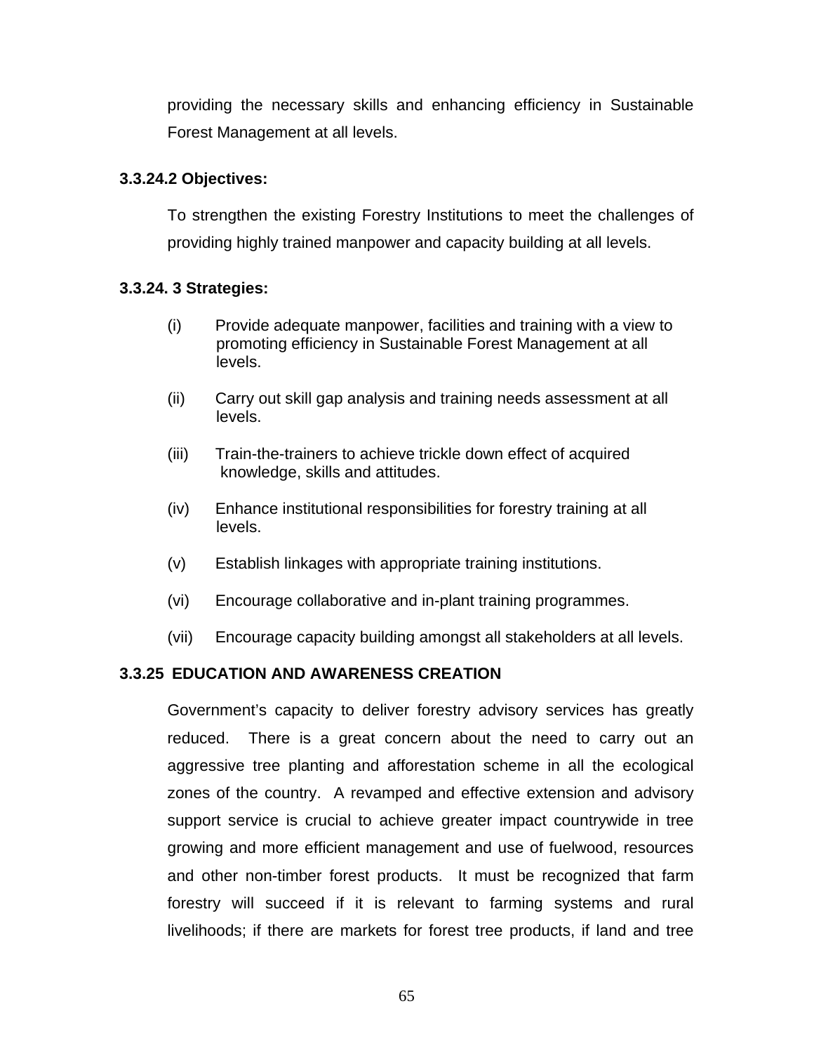providing the necessary skills and enhancing efficiency in Sustainable Forest Management at all levels.

**3.3.24.2 Objectives:**

To strengthen the existing Forestry Institutions to meet the challenges of providing highly trained manpower and capacity building at all levels.

**3.3.24. 3 Strategies:**

(i) Provide adequate manpower, facilities and training with a view to promoting efficiency in Sustainable Forest Management at all levels.

(ii) Carry out skill gap analysis and training needs assessment at all levels.

(iii) Train-the-trainers to achieve trickle down effect of acquired knowledge, skills and attitudes.

(iv) Enhance institutional responsibilities for forestry training at all levels.

(v) Establish linkages with appropriate training institutions.

(vi) Encourage collaborative and in-plant training programmes.

(vii) Encourage capacity building amongst all stakeholders at all levels.

**3.3.25 EDUCATION AND AWARENESS CREATION**

Government's capacity to deliver forestry advisory services has greatly reduced. There is a great concern about the need to carry out an aggressive tree planting and afforestation scheme in all the ecological zones of the country. A revamped and effective extension and advisory support service is crucial to achieve greater impact countrywide in tree growing and more efficient management and use of fuelwood, resources and other non-timber forest products. It must be recognized that farm forestry will succeed if it is relevant to farming systems and rural livelihoods; if there are markets for forest tree products, if land and tree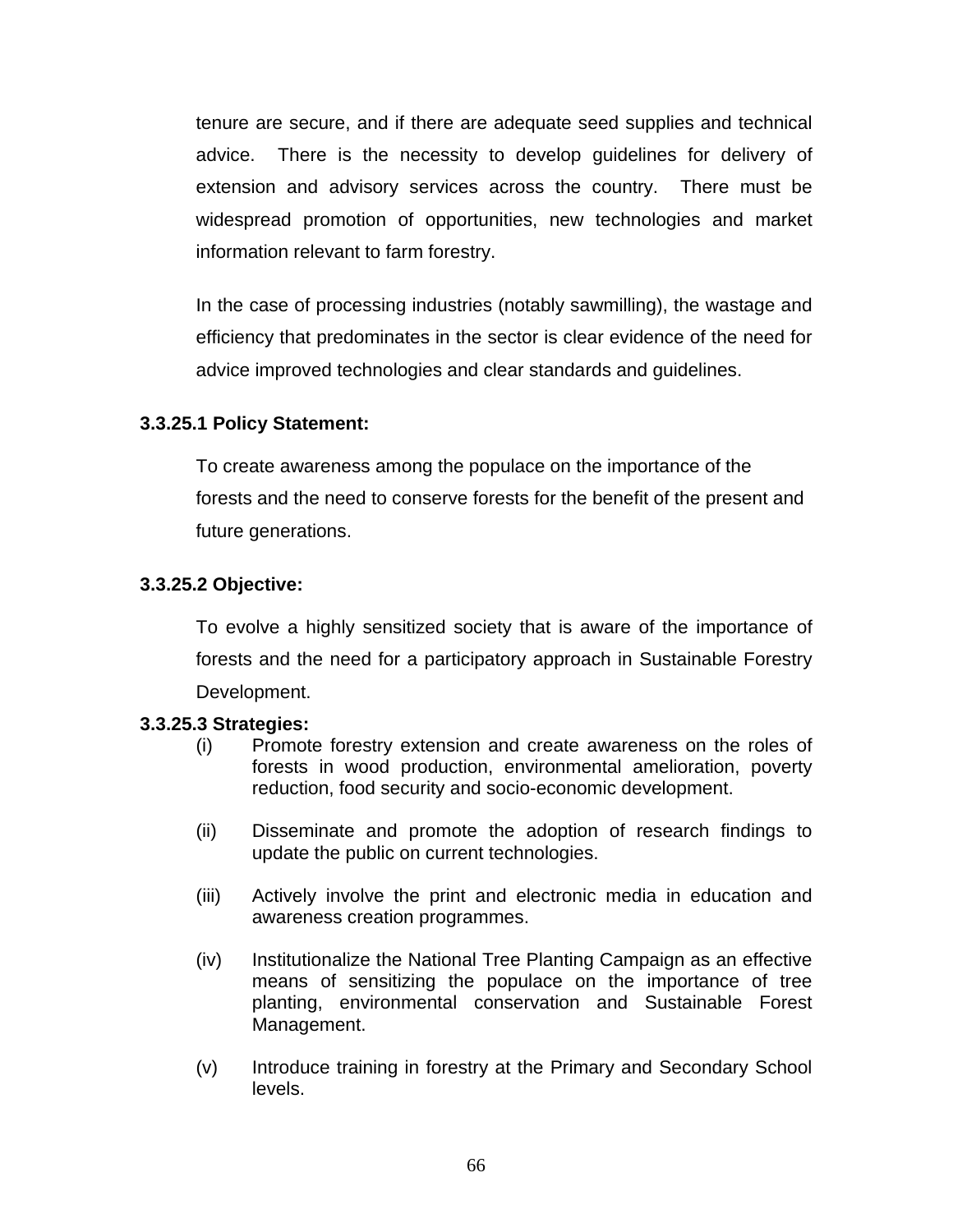tenure are secure, and if there are adequate seed supplies and technical advice. There is the necessity to develop guidelines for delivery of extension and advisory services across the country. There must be widespread promotion of opportunities, new technologies and market information relevant to farm forestry.

In the case of processing industries (notably sawmilling), the wastage and efficiency that predominates in the sector is clear evidence of the need for advice improved technologies and clear standards and guidelines.

**3.3.25.1 Policy Statement:**

To create awareness among the populace on the importance of the forests and the need to conserve forests for the benefit of the present and future generations.

**3.3.25.2 Objective:**

To evolve a highly sensitized society that is aware of the importance of forests and the need for a participatory approach in Sustainable Forestry Development.

**3.3.25.3 Strategies:**

(i) Promote forestry extension and create awareness on the roles of forests in wood production, environmental amelioration, poverty reduction, food security and socio-economic development.

(ii) Disseminate and promote the adoption of research findings to update the public on current technologies.

(iii) Actively involve the print and electronic media in education and awareness creation programmes.

(iv) Institutionalize the National Tree Planting Campaign as an effective means of sensitizing the populace on the importance of tree planting, environmental conservation and Sustainable Forest Management.

(v) Introduce training in forestry at the Primary and Secondary School levels.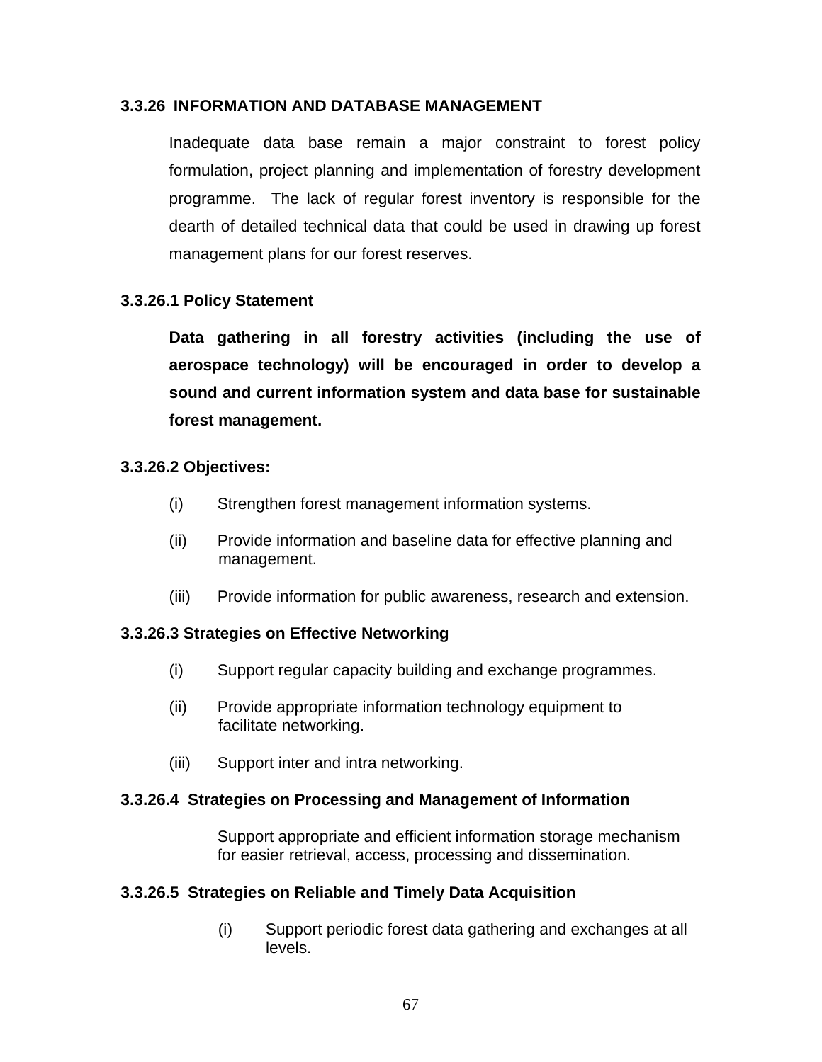### 3.3.26 INFORMATION AND DATABASE MANAGEMENT

Inadequate data base remain a major constraint to forest policy formulation, project planning and implementation of forestry development programme. The lack of regular forest inventory is responsible for the dearth of detailed technical data that could be used in drawing up forest management plans for our forest reserves.

#### 3.3.26.1 Policy Statement

**Data gathering in all forestry activities (including the use of aerospace technology) will be encouraged in order to develop a sound and current information system and data base for sustainable forest management.**

#### 3.3.26.2 Objectives:

(i) Strengthen forest management information systems.

(ii) Provide information and baseline data for effective planning and management.

(iii) Provide information for public awareness, research and extension.

#### 3.3.26.3 Strategies on Effective Networking

(i) Support regular capacity building and exchange programmes.

(ii) Provide appropriate information technology equipment to facilitate networking.

(iii) Support inter and intra networking.

#### 3.3.26.4 Strategies on Processing and Management of Information

Support appropriate and efficient information storage mechanism for easier retrieval, access, processing and dissemination.

#### 3.3.26.5 Strategies on Reliable and Timely Data Acquisition

(i) Support periodic forest data gathering and exchanges at all levels.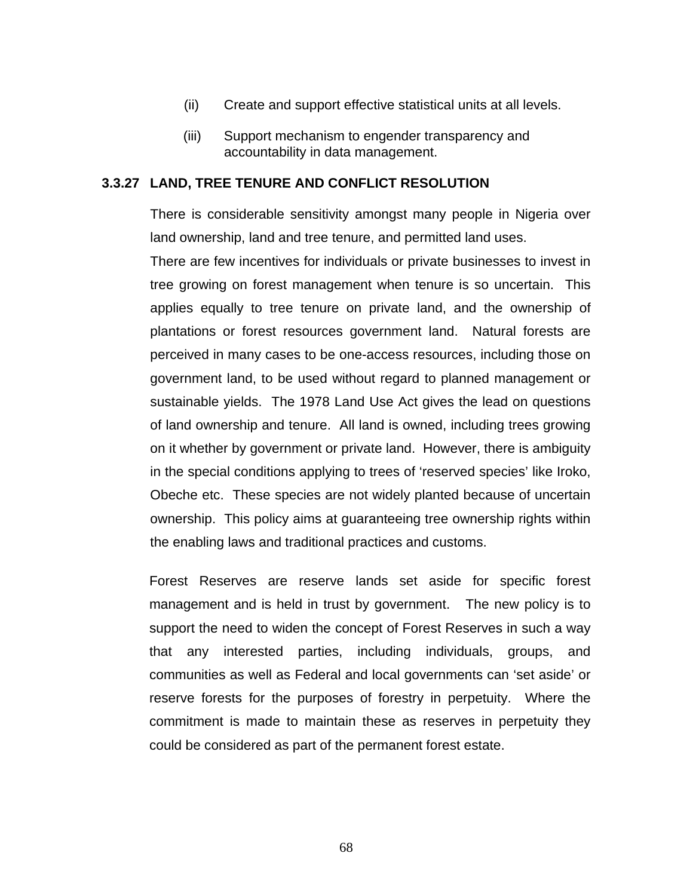(ii) Create and support effective statistical units at all levels.

(iii) Support mechanism to engender transparency and accountability in data management.

### 3.3.27 LAND, TREE TENURE AND CONFLICT RESOLUTION

There is considerable sensitivity amongst many people in Nigeria over land ownership, land and tree tenure, and permitted land uses.

There are few incentives for individuals or private businesses to invest in tree growing on forest management when tenure is so uncertain. This applies equally to tree tenure on private land, and the ownership of plantations or forest resources government land. Natural forests are perceived in many cases to be one-access resources, including those on government land, to be used without regard to planned management or sustainable yields. The 1978 Land Use Act gives the lead on questions of land ownership and tenure. All land is owned, including trees growing on it whether by government or private land. However, there is ambiguity in the special conditions applying to trees of 'reserved species' like Iroko, Obeche etc. These species are not widely planted because of uncertain ownership. This policy aims at guaranteeing tree ownership rights within the enabling laws and traditional practices and customs.

Forest Reserves are reserve lands set aside for specific forest management and is held in trust by government. The new policy is to support the need to widen the concept of Forest Reserves in such a way that any interested parties, including individuals, groups, and communities as well as Federal and local governments can 'set aside' or reserve forests for the purposes of forestry in perpetuity. Where the commitment is made to maintain these as reserves in perpetuity they could be considered as part of the permanent forest estate.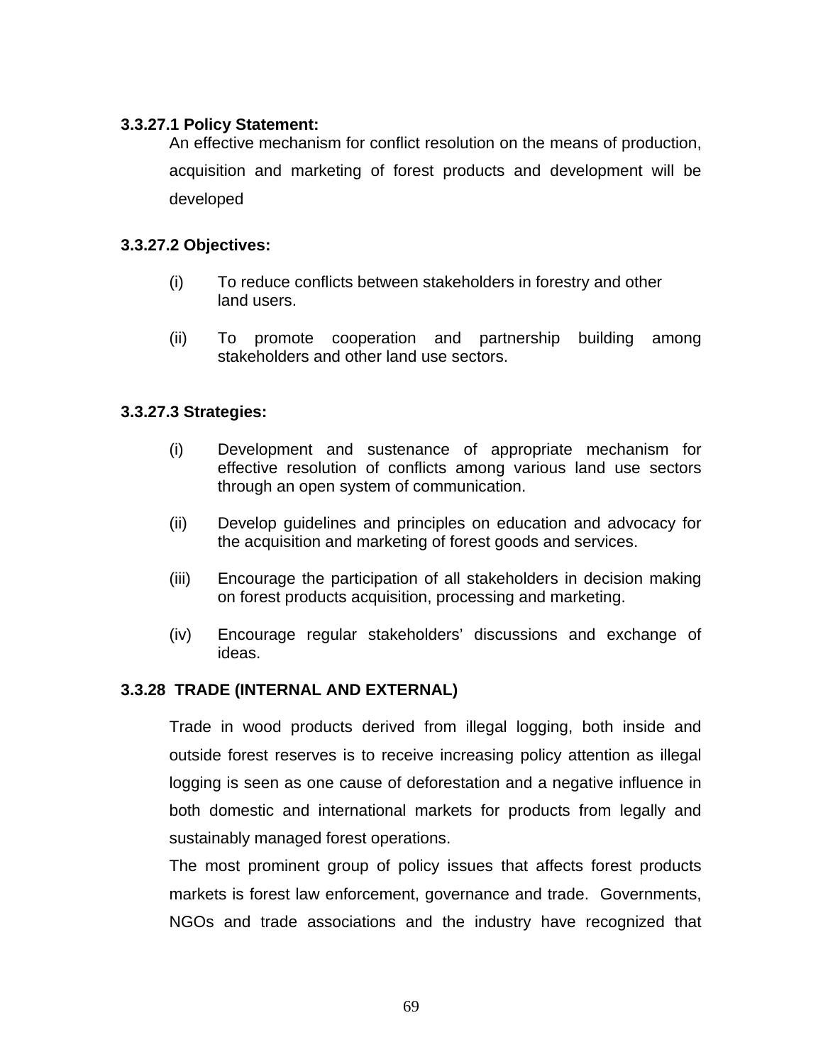**3.3.27.1 Policy Statement:**

An effective mechanism for conflict resolution on the means of production, acquisition and marketing of forest products and development will be developed

**3.3.27.2 Objectives:**

(i) To reduce conflicts between stakeholders in forestry and other land users.

(ii) To promote cooperation and partnership building among stakeholders and other land use sectors.

**3.3.27.3 Strategies:**

(i) Development and sustenance of appropriate mechanism for effective resolution of conflicts among various land use sectors through an open system of communication.

(ii) Develop guidelines and principles on education and advocacy for the acquisition and marketing of forest goods and services.

(iii) Encourage the participation of all stakeholders in decision making on forest products acquisition, processing and marketing.

(iv) Encourage regular stakeholders' discussions and exchange of ideas.

### 3.3.28 TRADE (INTERNAL AND EXTERNAL)

Trade in wood products derived from illegal logging, both inside and outside forest reserves is to receive increasing policy attention as illegal logging is seen as one cause of deforestation and a negative influence in both domestic and international markets for products from legally and sustainably managed forest operations.

The most prominent group of policy issues that affects forest products markets is forest law enforcement, governance and trade. Governments, NGOs and trade associations and the industry have recognized that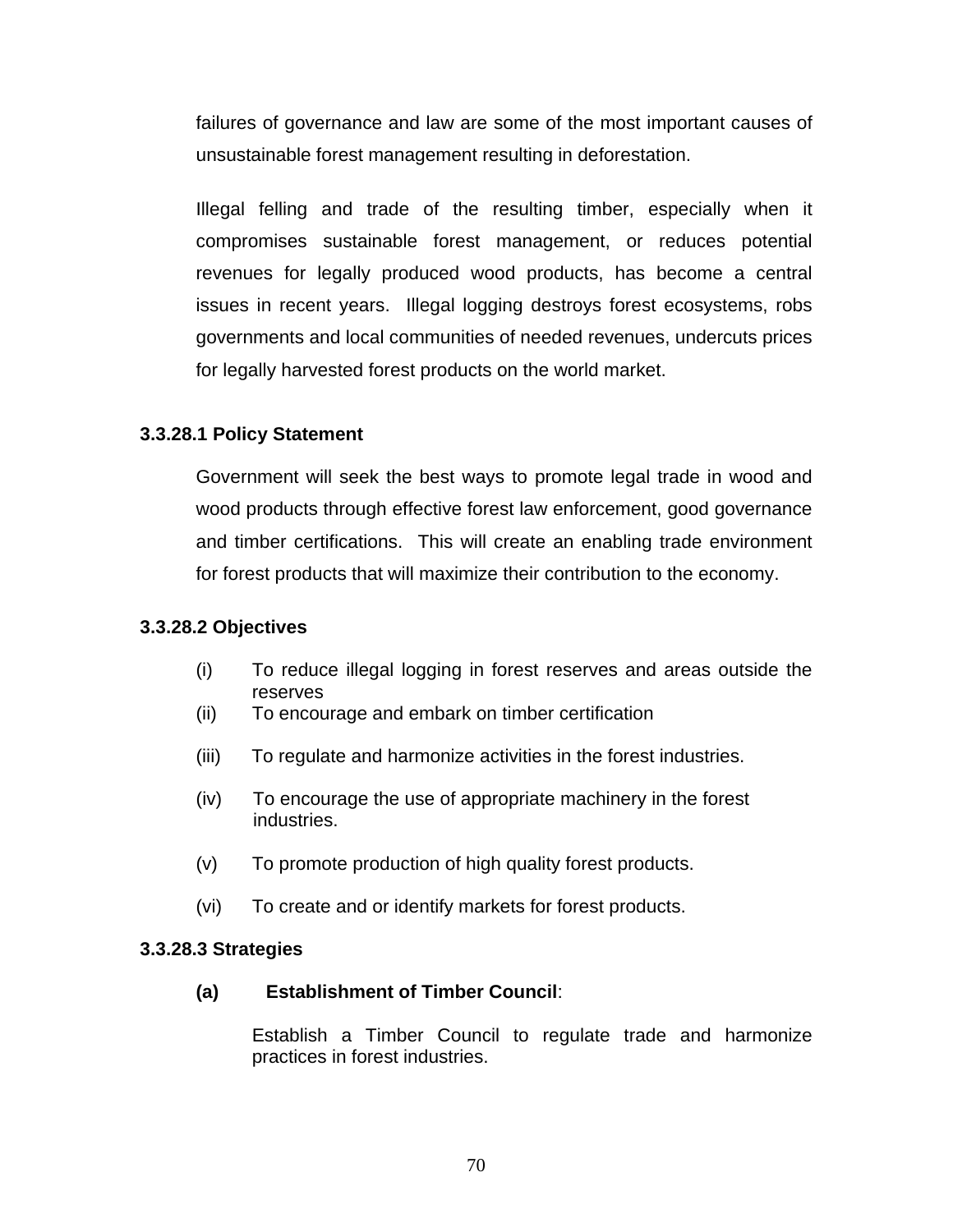failures of governance and law are some of the most important causes of unsustainable forest management resulting in deforestation.

Illegal felling and trade of the resulting timber, especially when it compromises sustainable forest management, or reduces potential revenues for legally produced wood products, has become a central issues in recent years. Illegal logging destroys forest ecosystems, robs governments and local communities of needed revenues, undercuts prices for legally harvested forest products on the world market.

### 3.3.28.1 Policy Statement

Government will seek the best ways to promote legal trade in wood and wood products through effective forest law enforcement, good governance and timber certifications. This will create an enabling trade environment for forest products that will maximize their contribution to the economy.

### 3.3.28.2 Objectives

(i) To reduce illegal logging in forest reserves and areas outside the reserves

(ii) To encourage and embark on timber certification

(iii) To regulate and harmonize activities in the forest industries.

(iv) To encourage the use of appropriate machinery in the forest industries.

(v) To promote production of high quality forest products.

(vi) To create and or identify markets for forest products.

### 3.3.28.3 Strategies

**(a) Establishment of Timber Council**:

Establish a Timber Council to regulate trade and harmonize practices in forest industries.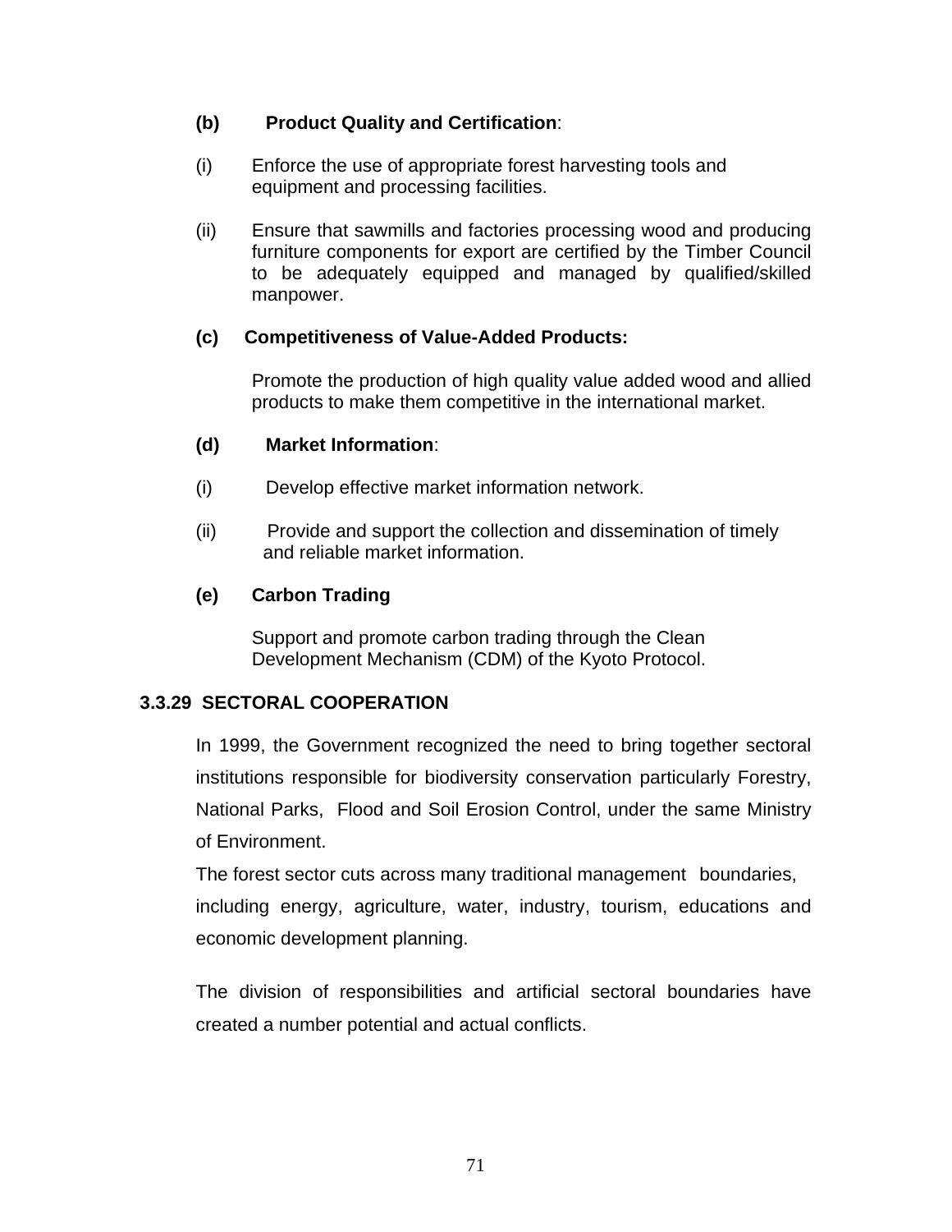**(b) Product Quality and Certification**:

(i) Enforce the use of appropriate forest harvesting tools and equipment and processing facilities.

(ii) Ensure that sawmills and factories processing wood and producing furniture components for export are certified by the Timber Council to be adequately equipped and managed by qualified/skilled manpower.

**(c) Competitiveness of Value-Added Products:**

Promote the production of high quality value added wood and allied products to make them competitive in the international market.

**(d) Market Information**:

(i) Develop effective market information network.

(ii) Provide and support the collection and dissemination of timely and reliable market information.

**(e) Carbon Trading**

Support and promote carbon trading through the Clean Development Mechanism (CDM) of the Kyoto Protocol.

### 3.3.29 SECTORAL COOPERATION

In 1999, the Government recognized the need to bring together sectoral institutions responsible for biodiversity conservation particularly Forestry, National Parks, Flood and Soil Erosion Control, under the same Ministry of Environment.

The forest sector cuts across many traditional management boundaries, including energy, agriculture, water, industry, tourism, educations and economic development planning.

The division of responsibilities and artificial sectoral boundaries have created a number potential and actual conflicts.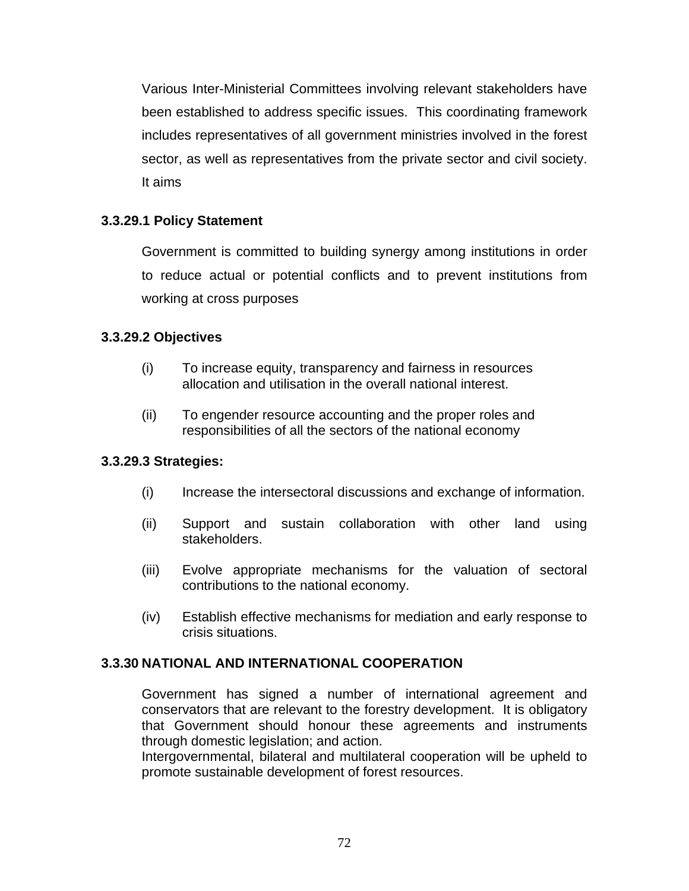Various Inter-Ministerial Committees involving relevant stakeholders have been established to address specific issues. This coordinating framework includes representatives of all government ministries involved in the forest sector, as well as representatives from the private sector and civil society. It aims

### 3.3.29.1 Policy Statement

Government is committed to building synergy among institutions in order to reduce actual or potential conflicts and to prevent institutions from working at cross purposes

### 3.3.29.2 Objectives

(i) To increase equity, transparency and fairness in resources allocation and utilisation in the overall national interest.

(ii) To engender resource accounting and the proper roles and responsibilities of all the sectors of the national economy

### 3.3.29.3 Strategies:

(i) Increase the intersectoral discussions and exchange of information.

(ii) Support and sustain collaboration with other land using stakeholders.

(iii) Evolve appropriate mechanisms for the valuation of sectoral contributions to the national economy.

(iv) Establish effective mechanisms for mediation and early response to crisis situations.

## 3.3.30 NATIONAL AND INTERNATIONAL COOPERATION

Government has signed a number of international agreement and conservators that are relevant to the forestry development. It is obligatory that Government should honour these agreements and instruments through domestic legislation; and action.
Intergovernmental, bilateral and multilateral cooperation will be upheld to promote sustainable development of forest resources.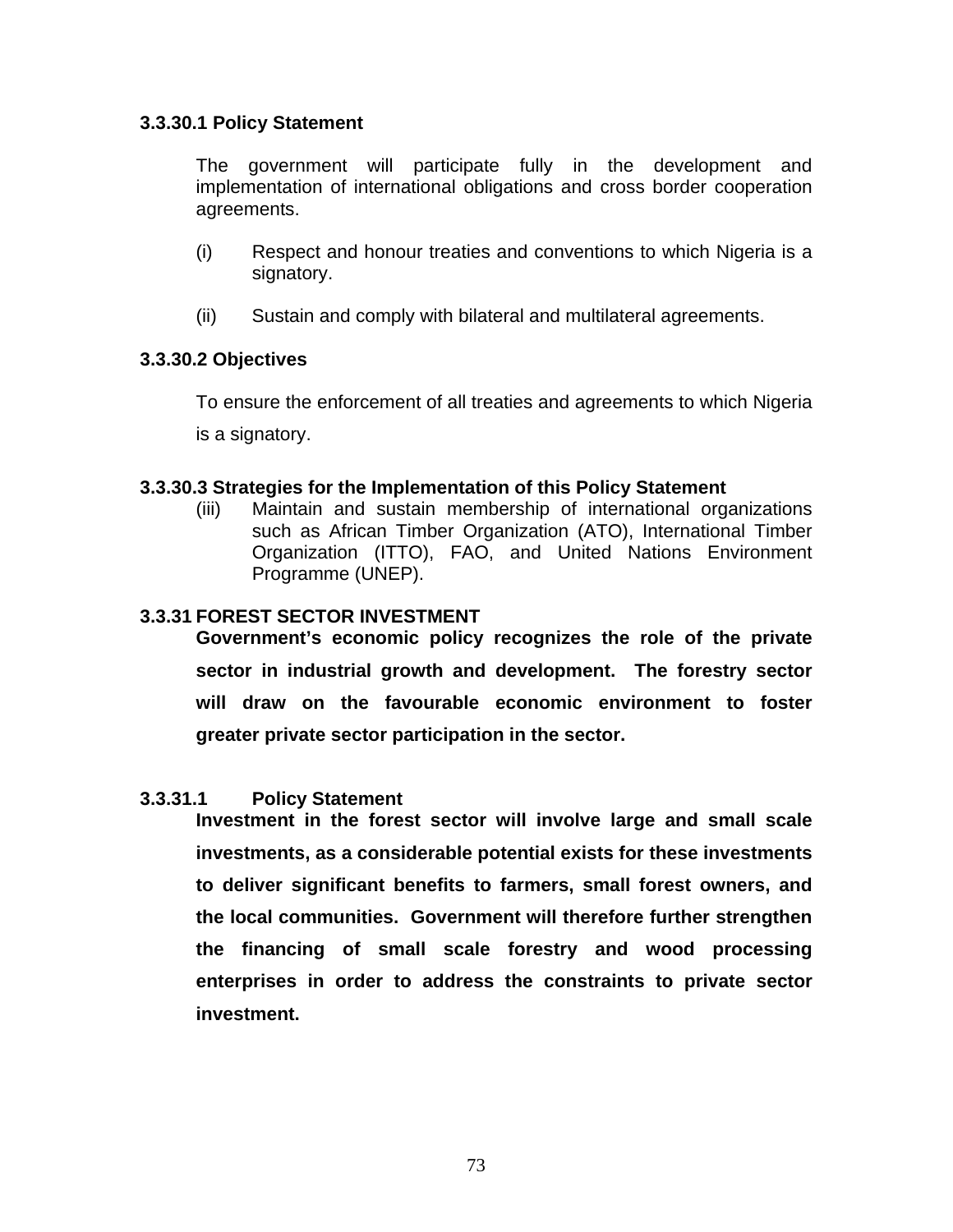#### 3.3.30.1 Policy Statement

The government will participate fully in the development and implementation of international obligations and cross border cooperation agreements.

(i) Respect and honour treaties and conventions to which Nigeria is a signatory.

(ii) Sustain and comply with bilateral and multilateral agreements.

#### 3.3.30.2 Objectives

To ensure the enforcement of all treaties and agreements to which Nigeria is a signatory.

#### 3.3.30.3 Strategies for the Implementation of this Policy Statement

(iii) Maintain and sustain membership of international organizations such as African Timber Organization (ATO), International Timber Organization (ITTO), FAO, and United Nations Environment Programme (UNEP).

### 3.3.31 FOREST SECTOR INVESTMENT

**Government's economic policy recognizes the role of the private sector in industrial growth and development. The forestry sector will draw on the favourable economic environment to foster greater private sector participation in the sector.**

#### 3.3.31.1 Policy Statement

**Investment in the forest sector will involve large and small scale investments, as a considerable potential exists for these investments to deliver significant benefits to farmers, small forest owners, and the local communities. Government will therefore further strengthen the financing of small scale forestry and wood processing enterprises in order to address the constraints to private sector investment.**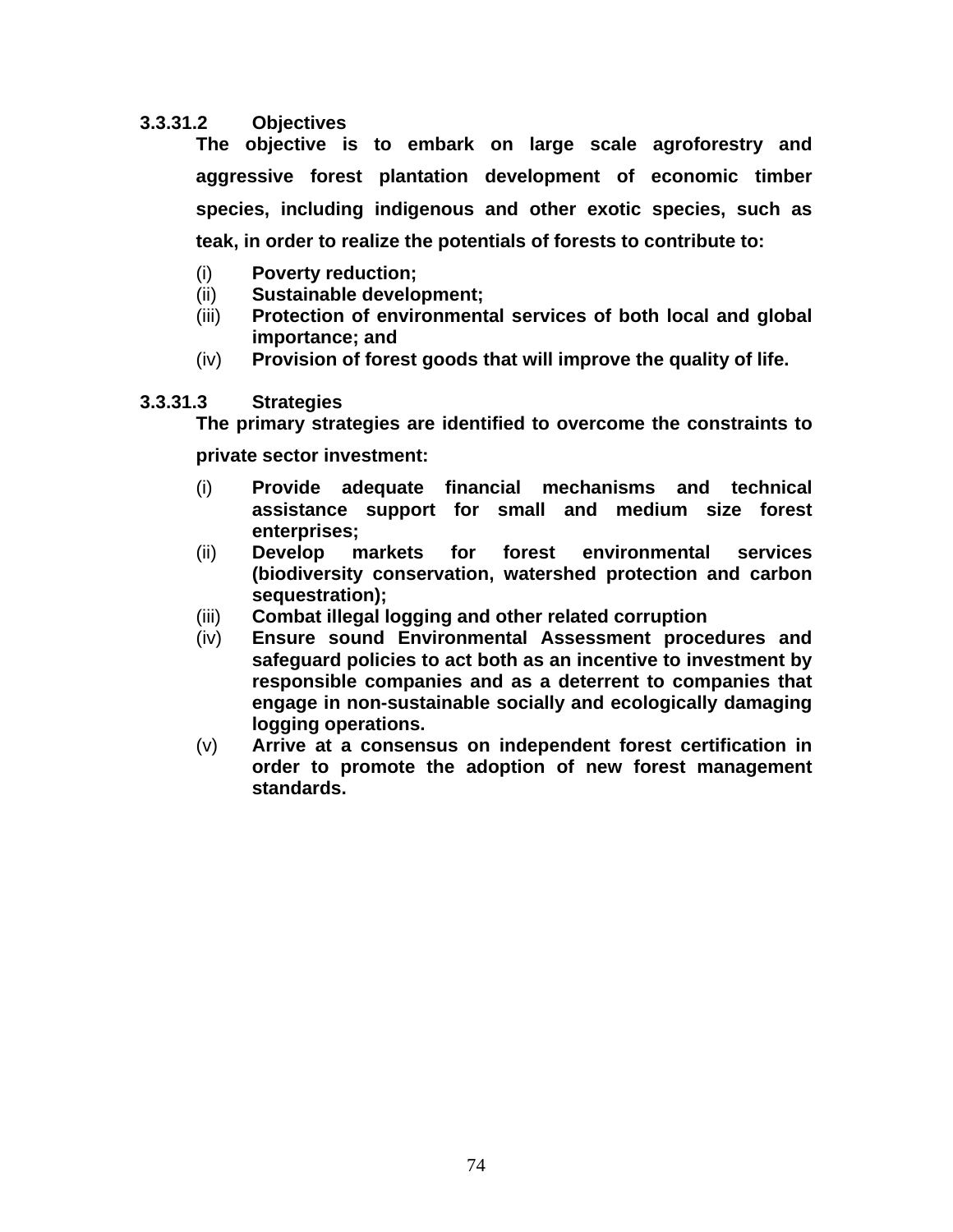#### 3.3.31.2 Objectives

**The objective is to embark on large scale agroforestry and aggressive forest plantation development of economic timber species, including indigenous and other exotic species, such as teak, in order to realize the potentials of forests to contribute to:**

(i) **Poverty reduction;**
(ii) **Sustainable development;**
(iii) **Protection of environmental services of both local and global importance; and**
(iv) **Provision of forest goods that will improve the quality of life.**

#### 3.3.31.3 Strategies

**The primary strategies are identified to overcome the constraints to private sector investment:**

(i) **Provide adequate financial mechanisms and technical assistance support for small and medium size forest enterprises;**
(ii) **Develop markets for forest environmental services (biodiversity conservation, watershed protection and carbon sequestration);**
(iii) **Combat illegal logging and other related corruption**
(iv) **Ensure sound Environmental Assessment procedures and safeguard policies to act both as an incentive to investment by responsible companies and as a deterrent to companies that engage in non-sustainable socially and ecologically damaging logging operations.**
(v) **Arrive at a consensus on independent forest certification in order to promote the adoption of new forest management standards.**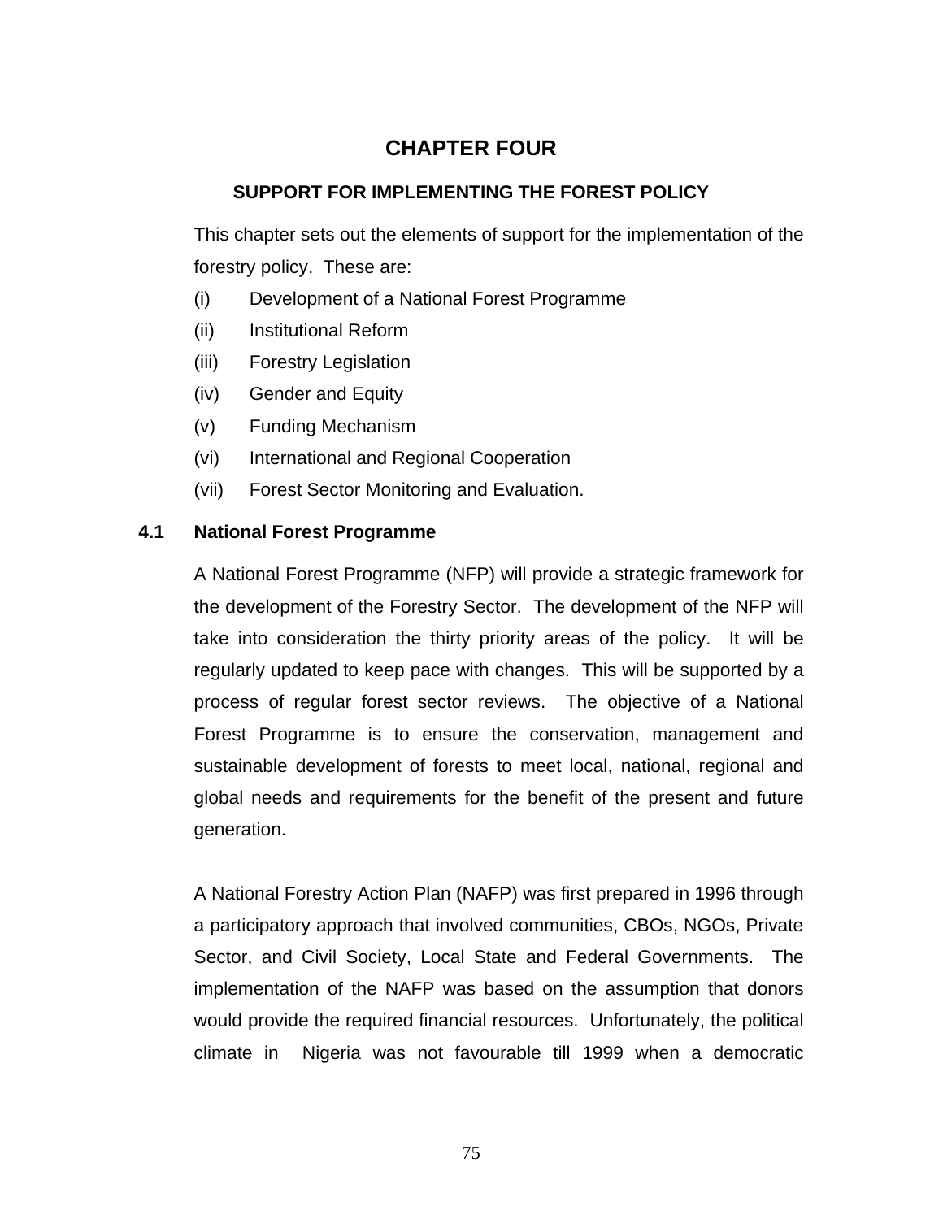# CHAPTER FOUR

## SUPPORT FOR IMPLEMENTING THE FOREST POLICY

This chapter sets out the elements of support for the implementation of the forestry policy. These are:

(i) Development of a National Forest Programme
(ii) Institutional Reform
(iii) Forestry Legislation
(iv) Gender and Equity
(v) Funding Mechanism
(vi) International and Regional Cooperation
(vii) Forest Sector Monitoring and Evaluation.

### 4.1 National Forest Programme

A National Forest Programme (NFP) will provide a strategic framework for the development of the Forestry Sector. The development of the NFP will take into consideration the thirty priority areas of the policy. It will be regularly updated to keep pace with changes. This will be supported by a process of regular forest sector reviews. The objective of a National Forest Programme is to ensure the conservation, management and sustainable development of forests to meet local, national, regional and global needs and requirements for the benefit of the present and future generation.

A National Forestry Action Plan (NAFP) was first prepared in 1996 through a participatory approach that involved communities, CBOs, NGOs, Private Sector, and Civil Society, Local State and Federal Governments. The implementation of the NAFP was based on the assumption that donors would provide the required financial resources. Unfortunately, the political climate in Nigeria was not favourable till 1999 when a democratic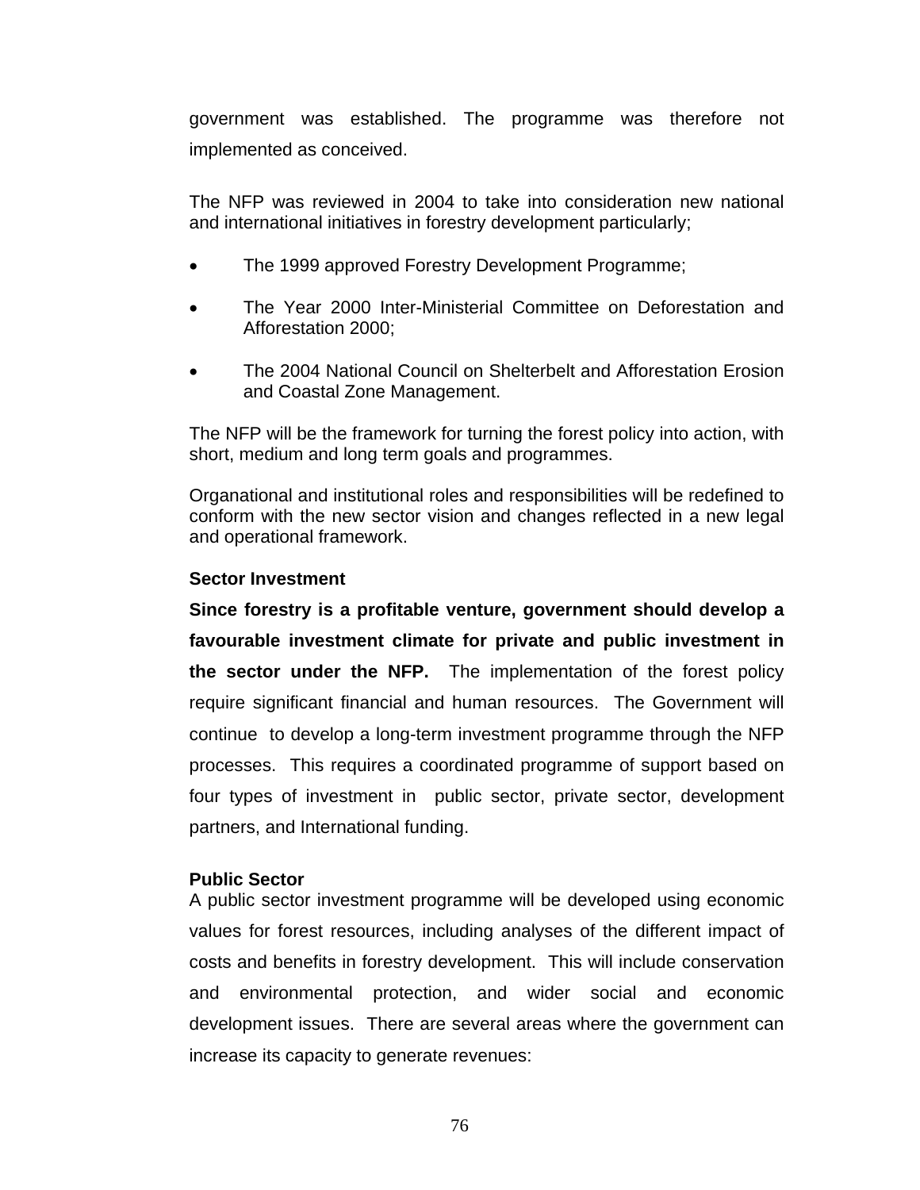government was established. The programme was therefore not implemented as conceived.

The NFP was reviewed in 2004 to take into consideration new national and international initiatives in forestry development particularly;

- The 1999 approved Forestry Development Programme;
- The Year 2000 Inter-Ministerial Committee on Deforestation and Afforestation 2000;
- The 2004 National Council on Shelterbelt and Afforestation Erosion and Coastal Zone Management.

The NFP will be the framework for turning the forest policy into action, with short, medium and long term goals and programmes.

Organational and institutional roles and responsibilities will be redefined to conform with the new sector vision and changes reflected in a new legal and operational framework.

**Sector Investment**

**Since forestry is a profitable venture, government should develop a favourable investment climate for private and public investment in the sector under the NFP.** The implementation of the forest policy require significant financial and human resources. The Government will continue to develop a long-term investment programme through the NFP processes. This requires a coordinated programme of support based on four types of investment in public sector, private sector, development partners, and International funding.

**Public Sector**

A public sector investment programme will be developed using economic values for forest resources, including analyses of the different impact of costs and benefits in forestry development. This will include conservation and environmental protection, and wider social and economic development issues. There are several areas where the government can increase its capacity to generate revenues: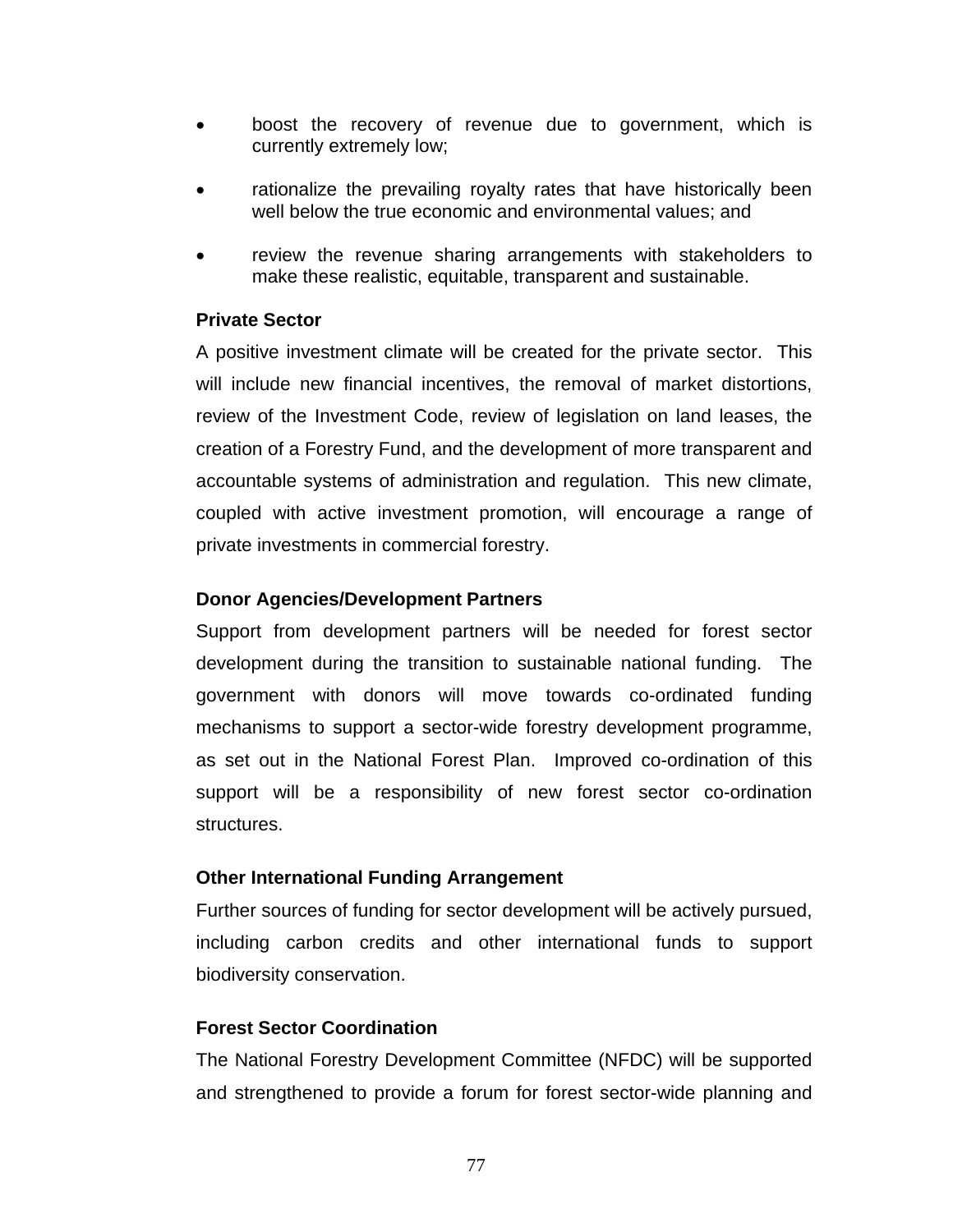- boost the recovery of revenue due to government, which is currently extremely low;
- rationalize the prevailing royalty rates that have historically been well below the true economic and environmental values; and
- review the revenue sharing arrangements with stakeholders to make these realistic, equitable, transparent and sustainable.

**Private Sector**

A positive investment climate will be created for the private sector. This will include new financial incentives, the removal of market distortions, review of the Investment Code, review of legislation on land leases, the creation of a Forestry Fund, and the development of more transparent and accountable systems of administration and regulation. This new climate, coupled with active investment promotion, will encourage a range of private investments in commercial forestry.

**Donor Agencies/Development Partners**

Support from development partners will be needed for forest sector development during the transition to sustainable national funding. The government with donors will move towards co-ordinated funding mechanisms to support a sector-wide forestry development programme, as set out in the National Forest Plan. Improved co-ordination of this support will be a responsibility of new forest sector co-ordination structures.

**Other International Funding Arrangement**

Further sources of funding for sector development will be actively pursued, including carbon credits and other international funds to support biodiversity conservation.

**Forest Sector Coordination**

The National Forestry Development Committee (NFDC) will be supported and strengthened to provide a forum for forest sector-wide planning and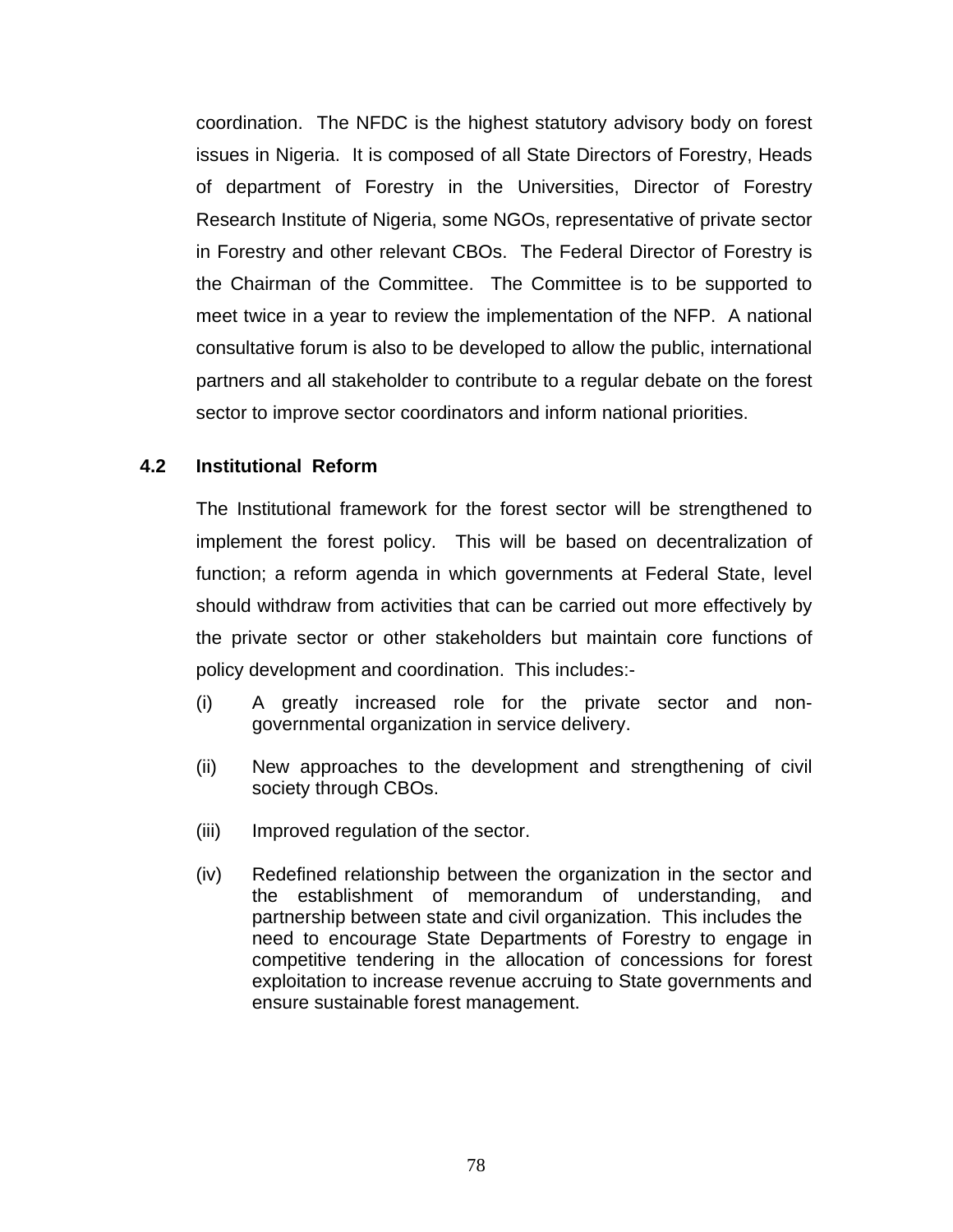coordination. The NFDC is the highest statutory advisory body on forest issues in Nigeria. It is composed of all State Directors of Forestry, Heads of department of Forestry in the Universities, Director of Forestry Research Institute of Nigeria, some NGOs, representative of private sector in Forestry and other relevant CBOs. The Federal Director of Forestry is the Chairman of the Committee. The Committee is to be supported to meet twice in a year to review the implementation of the NFP. A national consultative forum is also to be developed to allow the public, international partners and all stakeholder to contribute to a regular debate on the forest sector to improve sector coordinators and inform national priorities.

## 4.2 Institutional Reform

The Institutional framework for the forest sector will be strengthened to implement the forest policy. This will be based on decentralization of function; a reform agenda in which governments at Federal State, level should withdraw from activities that can be carried out more effectively by the private sector or other stakeholders but maintain core functions of policy development and coordination. This includes:-

(i) A greatly increased role for the private sector and non-governmental organization in service delivery.

(ii) New approaches to the development and strengthening of civil society through CBOs.

(iii) Improved regulation of the sector.

(iv) Redefined relationship between the organization in the sector and the establishment of memorandum of understanding, and partnership between state and civil organization. This includes the need to encourage State Departments of Forestry to engage in competitive tendering in the allocation of concessions for forest exploitation to increase revenue accruing to State governments and ensure sustainable forest management.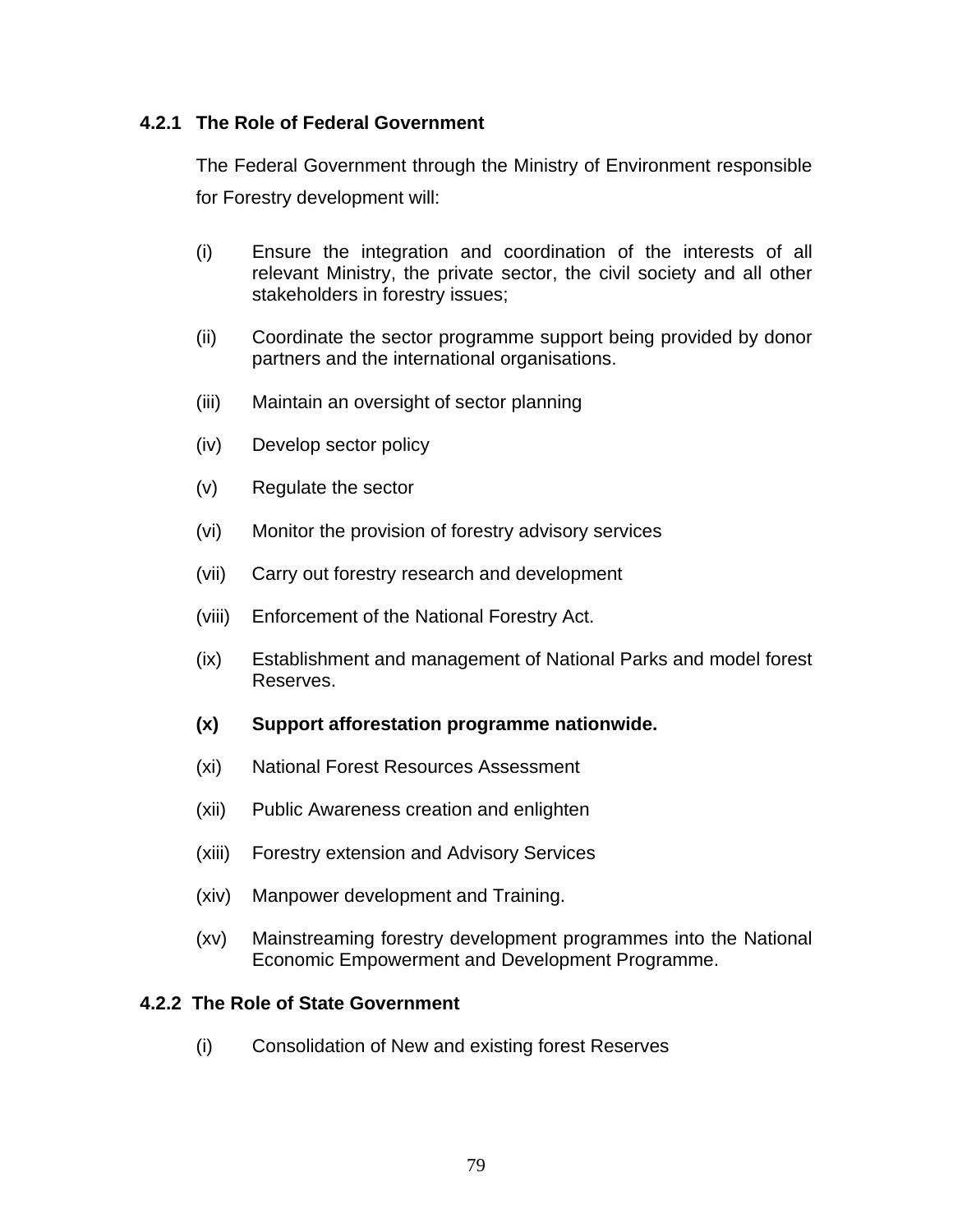#### 4.2.1 The Role of Federal Government

The Federal Government through the Ministry of Environment responsible for Forestry development will:

(i) Ensure the integration and coordination of the interests of all relevant Ministry, the private sector, the civil society and all other stakeholders in forestry issues;

(ii) Coordinate the sector programme support being provided by donor partners and the international organisations.

(iii) Maintain an oversight of sector planning

(iv) Develop sector policy

(v) Regulate the sector

(vi) Monitor the provision of forestry advisory services

(vii) Carry out forestry research and development

(viii) Enforcement of the National Forestry Act.

(ix) Establishment and management of National Parks and model forest Reserves.

**(x) Support afforestation programme nationwide.**

(xi) National Forest Resources Assessment

(xii) Public Awareness creation and enlighten

(xiii) Forestry extension and Advisory Services

(xiv) Manpower development and Training.

(xv) Mainstreaming forestry development programmes into the National Economic Empowerment and Development Programme.

#### 4.2.2 The Role of State Government

(i) Consolidation of New and existing forest Reserves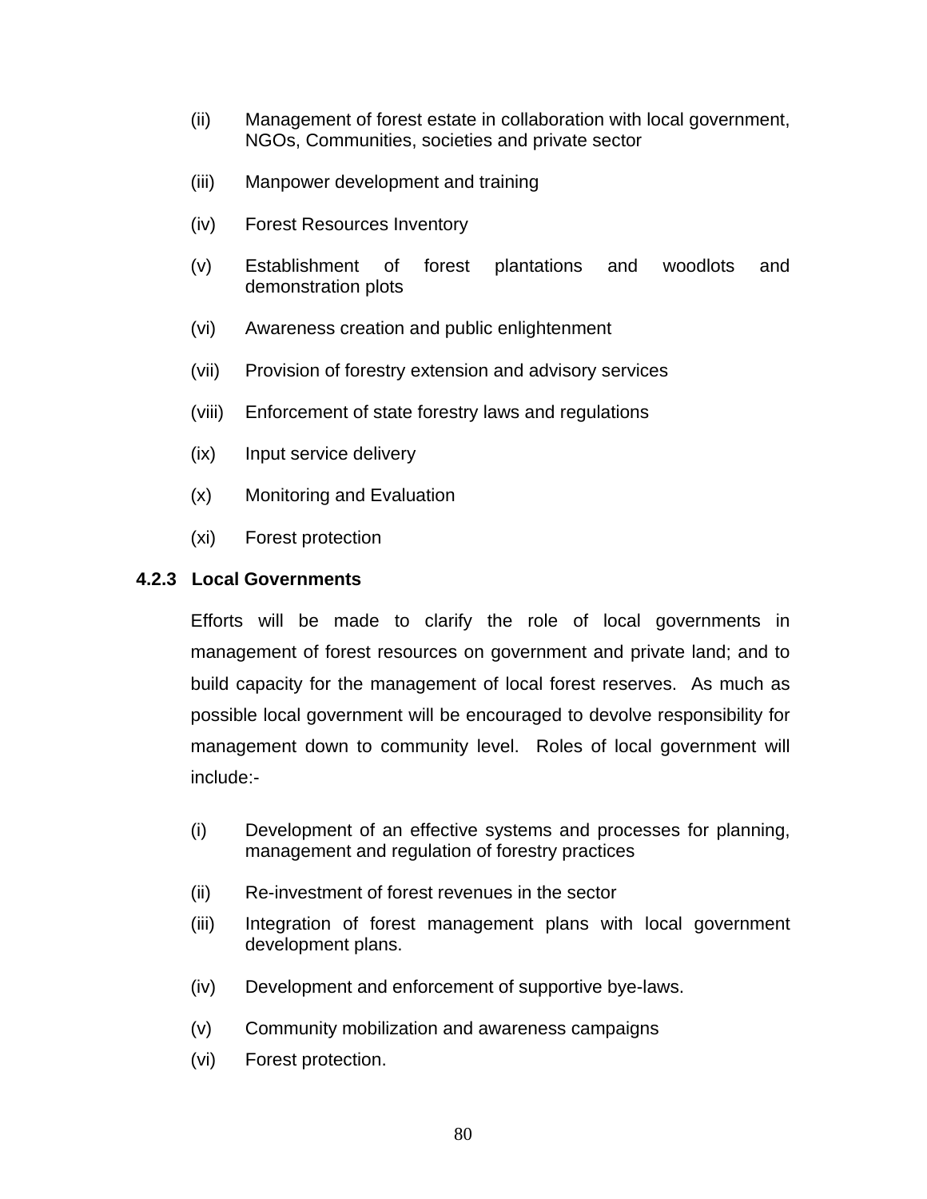(ii) Management of forest estate in collaboration with local government, NGOs, Communities, societies and private sector

(iii) Manpower development and training

(iv) Forest Resources Inventory

(v) Establishment of forest plantations and woodlots and demonstration plots

(vi) Awareness creation and public enlightenment

(vii) Provision of forestry extension and advisory services

(viii) Enforcement of state forestry laws and regulations

(ix) Input service delivery

(x) Monitoring and Evaluation

(xi) Forest protection

#### 4.2.3 Local Governments

Efforts will be made to clarify the role of local governments in management of forest resources on government and private land; and to build capacity for the management of local forest reserves. As much as possible local government will be encouraged to devolve responsibility for management down to community level. Roles of local government will include:-

(i) Development of an effective systems and processes for planning, management and regulation of forestry practices

(ii) Re-investment of forest revenues in the sector

(iii) Integration of forest management plans with local government development plans.

(iv) Development and enforcement of supportive bye-laws.

(v) Community mobilization and awareness campaigns

(vi) Forest protection.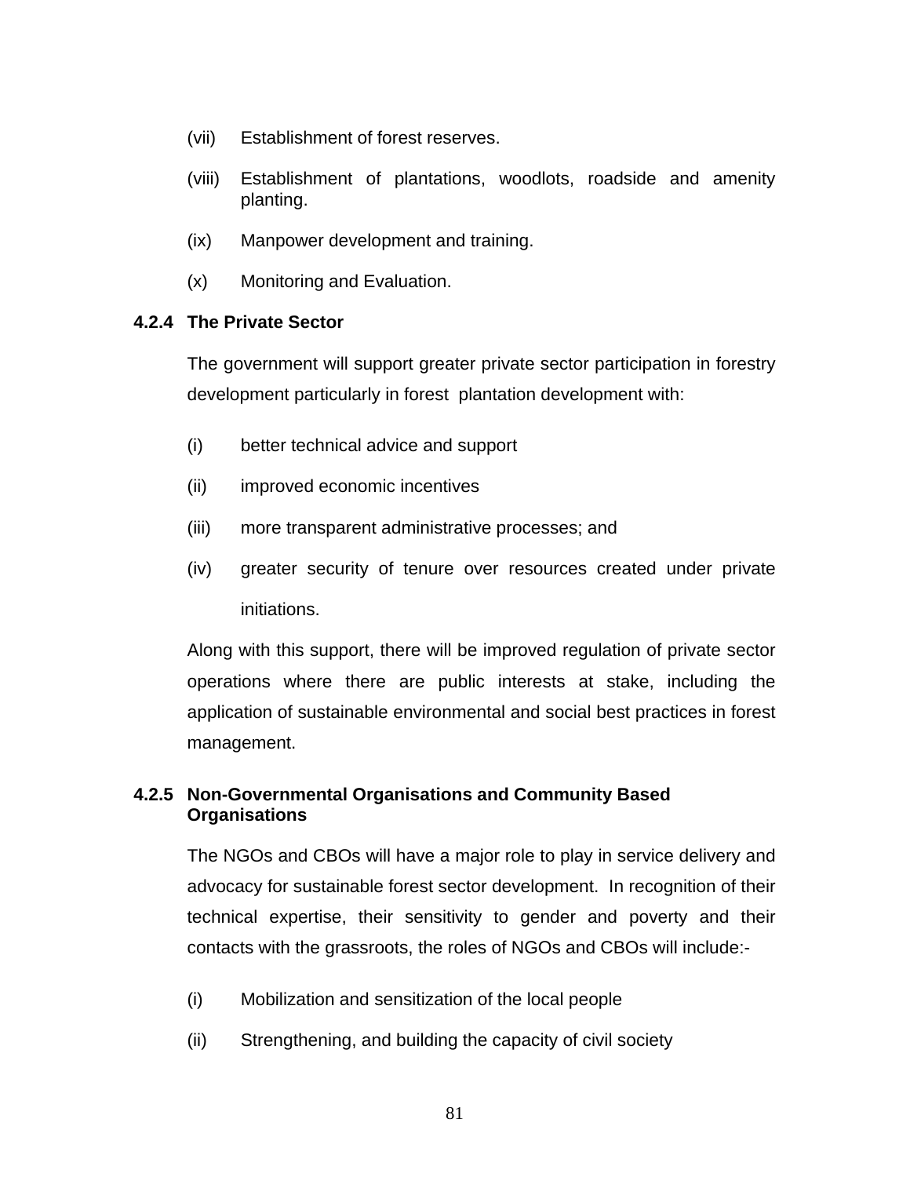(vii) Establishment of forest reserves.

(viii) Establishment of plantations, woodlots, roadside and amenity planting.

(ix) Manpower development and training.

(x) Monitoring and Evaluation.

### 4.2.4 The Private Sector

The government will support greater private sector participation in forestry development particularly in forest plantation development with:

(i) better technical advice and support

(ii) improved economic incentives

(iii) more transparent administrative processes; and

(iv) greater security of tenure over resources created under private initiations.

Along with this support, there will be improved regulation of private sector operations where there are public interests at stake, including the application of sustainable environmental and social best practices in forest management.

### 4.2.5 Non-Governmental Organisations and Community Based Organisations

The NGOs and CBOs will have a major role to play in service delivery and advocacy for sustainable forest sector development. In recognition of their technical expertise, their sensitivity to gender and poverty and their contacts with the grassroots, the roles of NGOs and CBOs will include:-

(i) Mobilization and sensitization of the local people

(ii) Strengthening, and building the capacity of civil society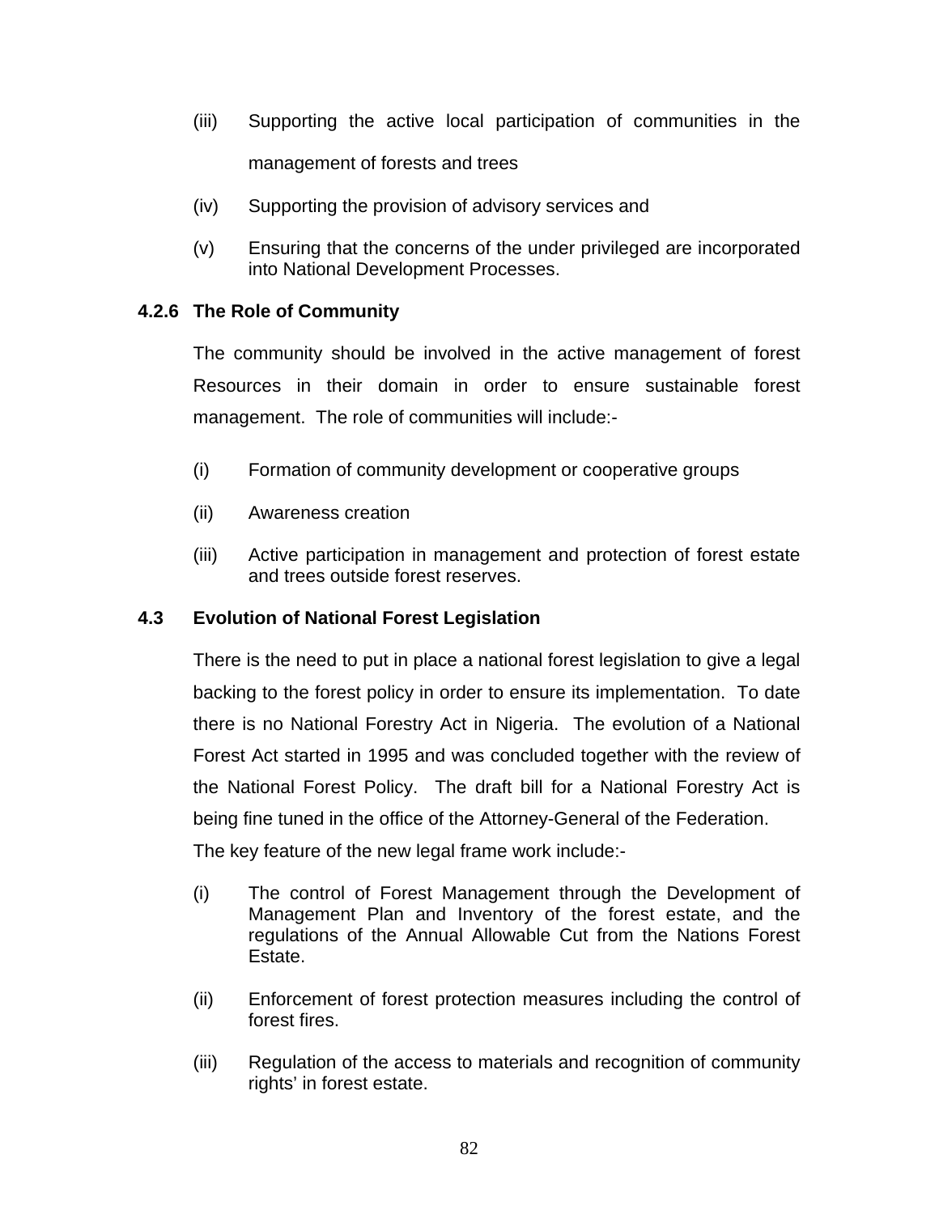(iii) Supporting the active local participation of communities in the management of forests and trees

(iv) Supporting the provision of advisory services and

(v) Ensuring that the concerns of the under privileged are incorporated into National Development Processes.

### 4.2.6 The Role of Community

The community should be involved in the active management of forest Resources in their domain in order to ensure sustainable forest management. The role of communities will include:-

(i) Formation of community development or cooperative groups

(ii) Awareness creation

(iii) Active participation in management and protection of forest estate and trees outside forest reserves.

## 4.3 Evolution of National Forest Legislation

There is the need to put in place a national forest legislation to give a legal backing to the forest policy in order to ensure its implementation. To date there is no National Forestry Act in Nigeria. The evolution of a National Forest Act started in 1995 and was concluded together with the review of the National Forest Policy. The draft bill for a National Forestry Act is being fine tuned in the office of the Attorney-General of the Federation.

The key feature of the new legal frame work include:-

(i) The control of Forest Management through the Development of Management Plan and Inventory of the forest estate, and the regulations of the Annual Allowable Cut from the Nations Forest Estate.

(ii) Enforcement of forest protection measures including the control of forest fires.

(iii) Regulation of the access to materials and recognition of community rights' in forest estate.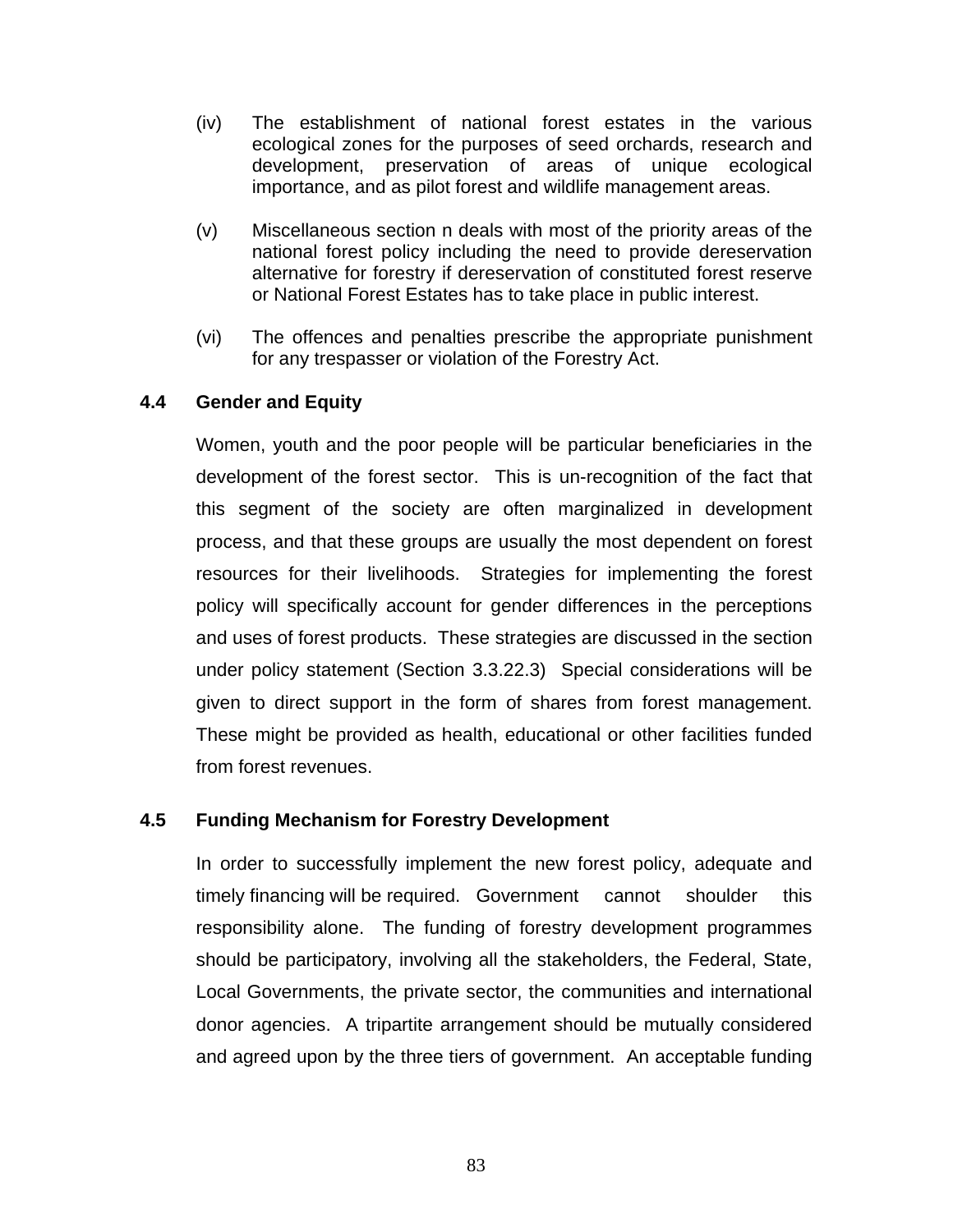(iv) The establishment of national forest estates in the various ecological zones for the purposes of seed orchards, research and development, preservation of areas of unique ecological importance, and as pilot forest and wildlife management areas.

(v) Miscellaneous section n deals with most of the priority areas of the national forest policy including the need to provide dereservation alternative for forestry if dereservation of constituted forest reserve or National Forest Estates has to take place in public interest.

(vi) The offences and penalties prescribe the appropriate punishment for any trespasser or violation of the Forestry Act.

## 4.4 Gender and Equity

Women, youth and the poor people will be particular beneficiaries in the development of the forest sector. This is un-recognition of the fact that this segment of the society are often marginalized in development process, and that these groups are usually the most dependent on forest resources for their livelihoods. Strategies for implementing the forest policy will specifically account for gender differences in the perceptions and uses of forest products. These strategies are discussed in the section under policy statement (Section 3.3.22.3) Special considerations will be given to direct support in the form of shares from forest management. These might be provided as health, educational or other facilities funded from forest revenues.

## 4.5 Funding Mechanism for Forestry Development

In order to successfully implement the new forest policy, adequate and timely financing will be required. Government cannot shoulder this responsibility alone. The funding of forestry development programmes should be participatory, involving all the stakeholders, the Federal, State, Local Governments, the private sector, the communities and international donor agencies. A tripartite arrangement should be mutually considered and agreed upon by the three tiers of government. An acceptable funding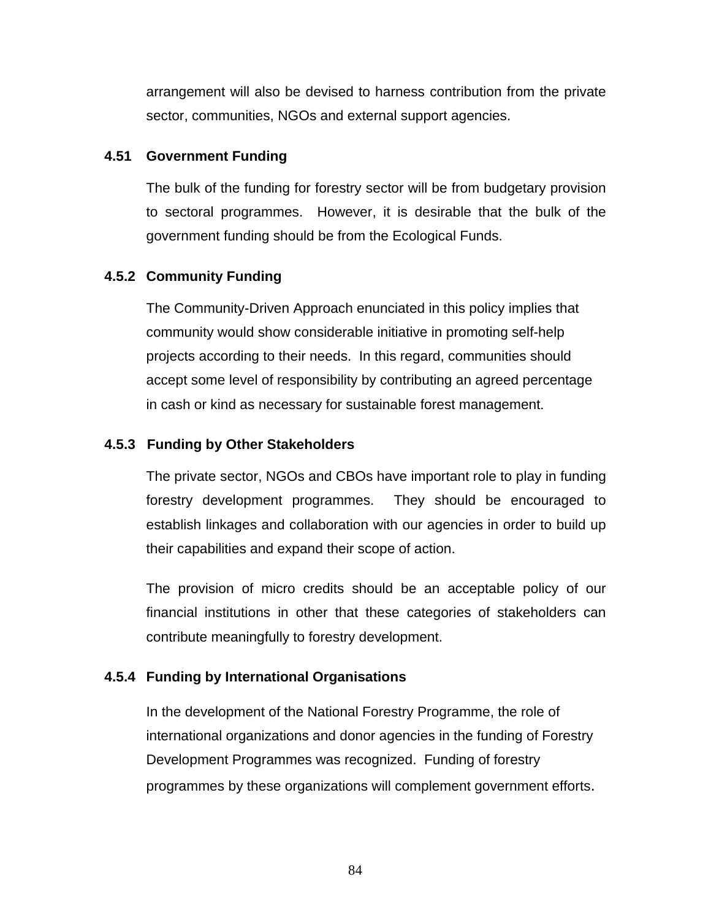arrangement will also be devised to harness contribution from the private sector, communities, NGOs and external support agencies.

### 4.51 Government Funding

The bulk of the funding for forestry sector will be from budgetary provision to sectoral programmes. However, it is desirable that the bulk of the government funding should be from the Ecological Funds.

### 4.5.2 Community Funding

The Community-Driven Approach enunciated in this policy implies that community would show considerable initiative in promoting self-help projects according to their needs. In this regard, communities should accept some level of responsibility by contributing an agreed percentage in cash or kind as necessary for sustainable forest management.

### 4.5.3 Funding by Other Stakeholders

The private sector, NGOs and CBOs have important role to play in funding forestry development programmes. They should be encouraged to establish linkages and collaboration with our agencies in order to build up their capabilities and expand their scope of action.

The provision of micro credits should be an acceptable policy of our financial institutions in other that these categories of stakeholders can contribute meaningfully to forestry development.

### 4.5.4 Funding by International Organisations

In the development of the National Forestry Programme, the role of international organizations and donor agencies in the funding of Forestry Development Programmes was recognized. Funding of forestry programmes by these organizations will complement government efforts.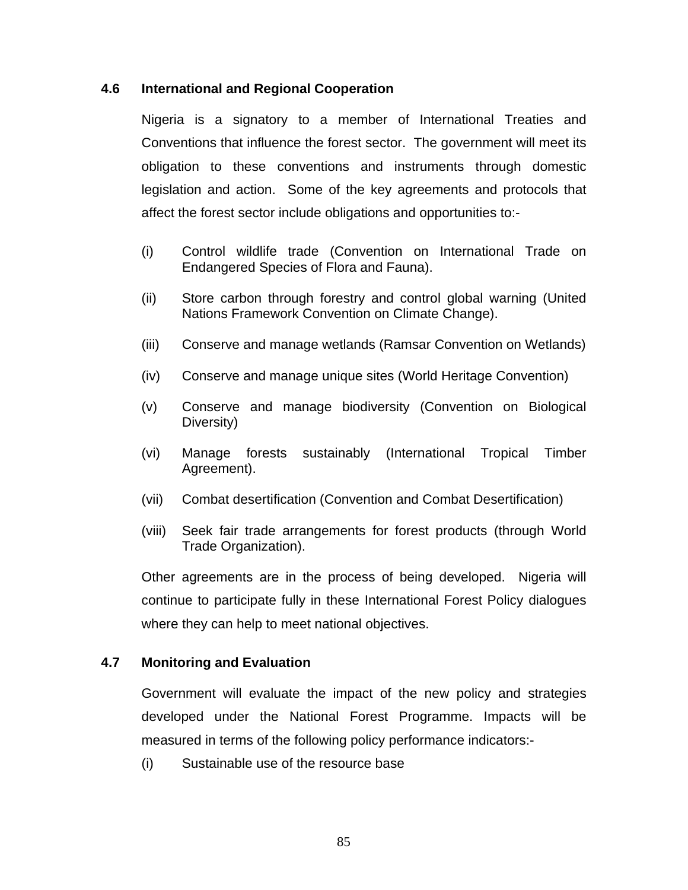### 4.6 International and Regional Cooperation

Nigeria is a signatory to a member of International Treaties and Conventions that influence the forest sector. The government will meet its obligation to these conventions and instruments through domestic legislation and action. Some of the key agreements and protocols that affect the forest sector include obligations and opportunities to:-

(i) Control wildlife trade (Convention on International Trade on Endangered Species of Flora and Fauna).

(ii) Store carbon through forestry and control global warning (United Nations Framework Convention on Climate Change).

(iii) Conserve and manage wetlands (Ramsar Convention on Wetlands)

(iv) Conserve and manage unique sites (World Heritage Convention)

(v) Conserve and manage biodiversity (Convention on Biological Diversity)

(vi) Manage forests sustainably (International Tropical Timber Agreement).

(vii) Combat desertification (Convention and Combat Desertification)

(viii) Seek fair trade arrangements for forest products (through World Trade Organization).

Other agreements are in the process of being developed. Nigeria will continue to participate fully in these International Forest Policy dialogues where they can help to meet national objectives.

### 4.7 Monitoring and Evaluation

Government will evaluate the impact of the new policy and strategies developed under the National Forest Programme. Impacts will be measured in terms of the following policy performance indicators:-

(i) Sustainable use of the resource base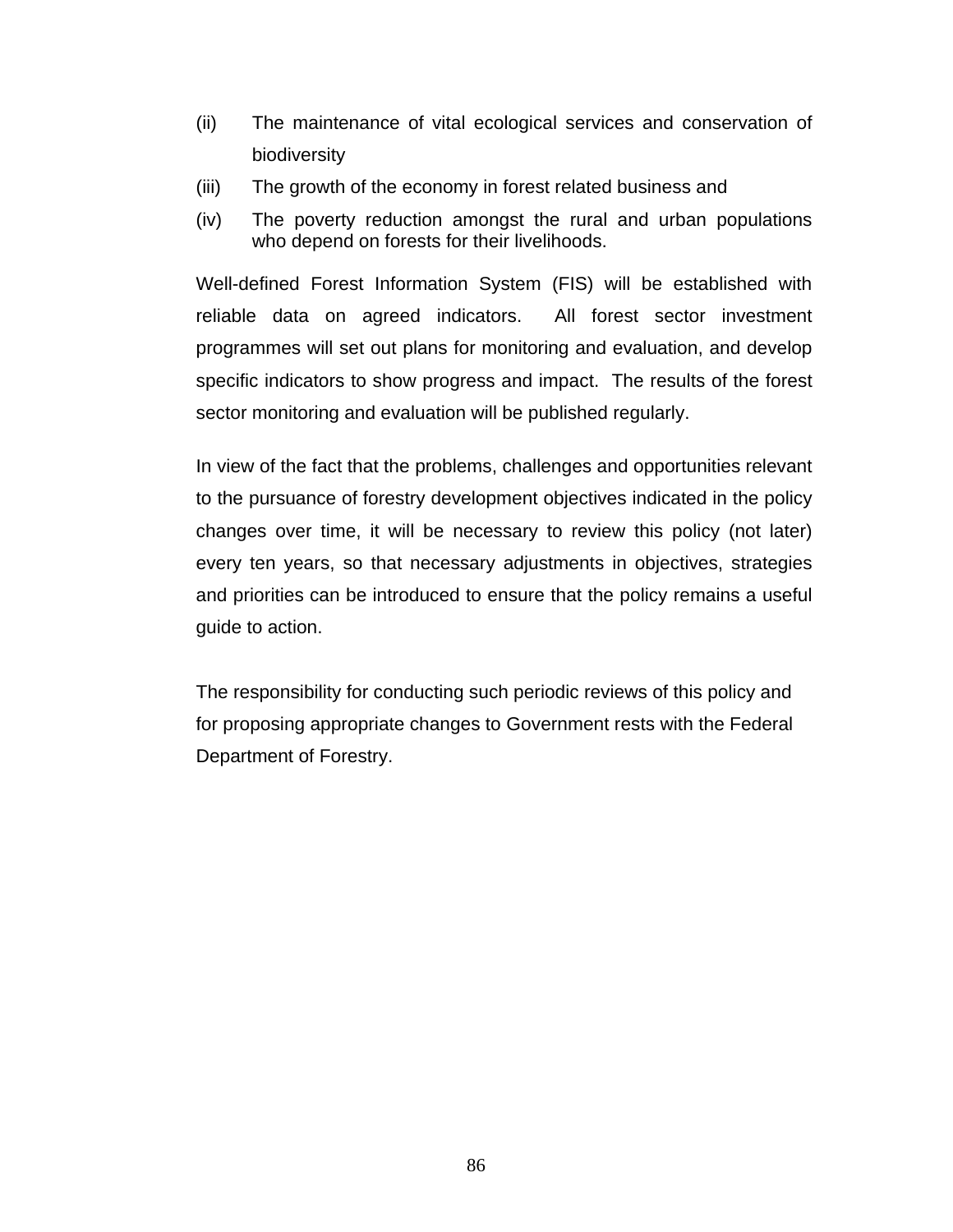(ii) The maintenance of vital ecological services and conservation of biodiversity

(iii) The growth of the economy in forest related business and

(iv) The poverty reduction amongst the rural and urban populations who depend on forests for their livelihoods.

Well-defined Forest Information System (FIS) will be established with reliable data on agreed indicators. All forest sector investment programmes will set out plans for monitoring and evaluation, and develop specific indicators to show progress and impact. The results of the forest sector monitoring and evaluation will be published regularly.

In view of the fact that the problems, challenges and opportunities relevant to the pursuance of forestry development objectives indicated in the policy changes over time, it will be necessary to review this policy (not later) every ten years, so that necessary adjustments in objectives, strategies and priorities can be introduced to ensure that the policy remains a useful guide to action.

The responsibility for conducting such periodic reviews of this policy and for proposing appropriate changes to Government rests with the Federal Department of Forestry.